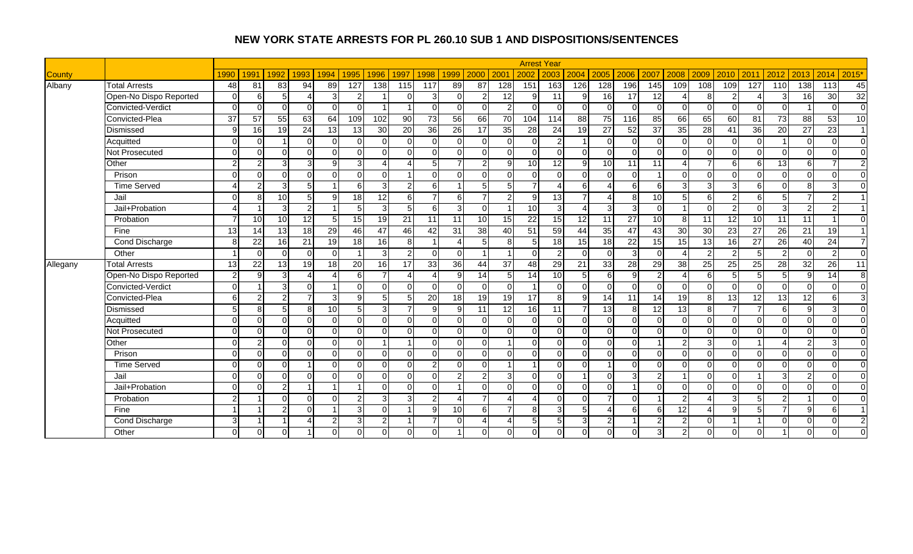# NEW YORK STATE ARRESTS FOR PL 260.10 SUB 1 AND DISPOSITIONS/SENTENCES

| | | Arrest Year | | | | | | | | | | | | | | | | | | | | | | | | | |
|---|---|---|---|---|---|---|---|---|---|---|---|---|---|---|---|---|---|---|---|---|---|---|---|---|---|---|---|
| County | | 1990 | 1991 | 1992 | 1993 | 1994 | 1995 | 1996 | 1997 | 1998 | 1999 | 2000 | 2001 | 2002 | 2003 | 2004 | 2005 | 2006 | 2007 | 2008 | 2009 | 2010 | 2011 | 2012 | 2013 | 2014 | 2015* |
| Albany | Total Arrests | 48 | 81 | 83 | 94 | 89 | 127 | 138 | 115 | 117 | 89 | 87 | 128 | 151 | 163 | 126 | 128 | 196 | 145 | 109 | 108 | 109 | 127 | 110 | 138 | 113 | 45 |
| | Open-No Dispo Reported | 0 | 6 | 5 | 4 | 3 | 2 | 1 | 0 | 3 | 0 | 2 | 12 | 9 | 11 | 9 | 16 | 17 | 12 | 4 | 8 | 2 | 4 | 3 | 16 | 30 | 32 |
| | Convicted-Verdict | 0 | 0 | 0 | 0 | 0 | 0 | 1 | 1 | 0 | 0 | 0 | 2 | 0 | 0 | 0 | 0 | 0 | 0 | 0 | 0 | 0 | 0 | 0 | 1 | 0 | 0 |
| | Convicted-Plea | 37 | 57 | 55 | 63 | 64 | 109 | 102 | 90 | 73 | 56 | 66 | 70 | 104 | 114 | 88 | 75 | 116 | 85 | 66 | 65 | 60 | 81 | 73 | 88 | 53 | 10 |
| | Dismissed | 9 | 16 | 19 | 24 | 13 | 13 | 30 | 20 | 36 | 26 | 17 | 35 | 28 | 24 | 19 | 27 | 52 | 37 | 35 | 28 | 41 | 36 | 20 | 27 | 23 | 1 |
| | Acquitted | 0 | 0 | 1 | 0 | 0 | 0 | 0 | 0 | 0 | 0 | 0 | 0 | 0 | 2 | 1 | 0 | 0 | 0 | 0 | 0 | 0 | 0 | 1 | 0 | 0 | 0 |
| | Not Prosecuted | 0 | 0 | 0 | 0 | 0 | 0 | 0 | 0 | 0 | 0 | 0 | 0 | 0 | 0 | 0 | 0 | 0 | 0 | 0 | 0 | 0 | 0 | 0 | 0 | 0 | 0 |
| | Other | 2 | 2 | 3 | 3 | 9 | 3 | 4 | 4 | 5 | 7 | 2 | 9 | 10 | 12 | 9 | 10 | 11 | 11 | 4 | 7 | 6 | 6 | 13 | 6 | 7 | 2 |
| | Prison | 0 | 0 | 0 | 0 | 0 | 0 | 0 | 1 | 0 | 0 | 0 | 0 | 0 | 0 | 0 | 0 | 0 | 1 | 0 | 0 | 0 | 0 | 0 | 0 | 0 | 0 |
| | Time Served | 4 | 2 | 3 | 5 | 1 | 6 | 3 | 2 | 6 | 1 | 5 | 5 | 7 | 4 | 6 | 4 | 6 | 6 | 3 | 3 | 3 | 6 | 0 | 8 | 3 | 0 |
| | Jail | 0 | 8 | 10 | 5 | 9 | 18 | 12 | 6 | 7 | 6 | 7 | 2 | 9 | 13 | 7 | 4 | 8 | 10 | 5 | 6 | 2 | 6 | 5 | 7 | 2 | 1 |
| | Jail+Probation | 4 | 1 | 3 | 2 | 1 | 5 | 3 | 5 | 6 | 3 | 0 | 1 | 10 | 3 | 4 | 3 | 3 | 0 | 1 | 0 | 2 | 0 | 3 | 2 | 2 | 1 |
| | Probation | 7 | 10 | 10 | 12 | 5 | 15 | 19 | 21 | 11 | 11 | 10 | 15 | 22 | 15 | 12 | 11 | 27 | 10 | 8 | 11 | 12 | 10 | 11 | 11 | 1 | 0 |
| | Fine | 13 | 14 | 13 | 18 | 29 | 46 | 47 | 46 | 42 | 31 | 38 | 40 | 51 | 59 | 44 | 35 | 47 | 43 | 30 | 30 | 23 | 27 | 26 | 21 | 19 | 1 |
| | Cond Discharge | 8 | 22 | 16 | 21 | 19 | 18 | 16 | 8 | 1 | 4 | 5 | 8 | 5 | 18 | 15 | 18 | 22 | 15 | 15 | 13 | 16 | 27 | 26 | 40 | 24 | 7 |
| | Other | 1 | 0 | 0 | 0 | 0 | 1 | 3 | 2 | 0 | 0 | 1 | 1 | 0 | 2 | 0 | 0 | 3 | 0 | 4 | 2 | 2 | 5 | 2 | 0 | 2 | 0 |
| Allegany | Total Arrests | 13 | 22 | 13 | 19 | 18 | 20 | 16 | 17 | 33 | 36 | 44 | 37 | 48 | 29 | 21 | 33 | 28 | 29 | 38 | 25 | 25 | 25 | 28 | 32 | 26 | 11 |
| | Open-No Dispo Reported | 2 | 9 | 3 | 4 | 4 | 6 | 7 | 4 | 4 | 9 | 14 | 5 | 14 | 10 | 5 | 6 | 9 | 2 | 4 | 6 | 5 | 5 | 5 | 9 | 14 | 8 |
| | Convicted-Verdict | 0 | 1 | 3 | 0 | 1 | 0 | 0 | 0 | 0 | 0 | 0 | 0 | 1 | 0 | 0 | 0 | 0 | 0 | 0 | 0 | 0 | 0 | 0 | 0 | 0 | 0 |
| | Convicted-Plea | 6 | 2 | 2 | 7 | 3 | 9 | 5 | 5 | 20 | 18 | 19 | 19 | 17 | 8 | 9 | 14 | 11 | 14 | 19 | 8 | 13 | 12 | 13 | 12 | 6 | 3 |
| | Dismissed | 5 | 8 | 5 | 8 | 10 | 5 | 3 | 7 | 9 | 9 | 11 | 12 | 16 | 11 | 7 | 13 | 8 | 12 | 13 | 8 | 7 | 7 | 6 | 9 | 3 | 0 |
| | Acquitted | 0 | 0 | 0 | 0 | 0 | 0 | 0 | 0 | 0 | 0 | 0 | 0 | 0 | 0 | 0 | 0 | 0 | 0 | 0 | 0 | 0 | 0 | 0 | 0 | 0 | 0 |
| | Not Prosecuted | 0 | 0 | 0 | 0 | 0 | 0 | 0 | 0 | 0 | 0 | 0 | 0 | 0 | 0 | 0 | 0 | 0 | 0 | 0 | 0 | 0 | 0 | 0 | 0 | 0 | 0 |
| | Other | 0 | 2 | 0 | 0 | 0 | 0 | 1 | 1 | 0 | 0 | 0 | 1 | 0 | 0 | 0 | 0 | 0 | 1 | 2 | 3 | 0 | 1 | 4 | 2 | 3 | 0 |
| | Prison | 0 | 0 | 0 | 0 | 0 | 0 | 0 | 0 | 0 | 0 | 0 | 0 | 0 | 0 | 0 | 0 | 0 | 0 | 0 | 0 | 0 | 0 | 0 | 0 | 0 | 0 |
| | Time Served | 0 | 0 | 0 | 1 | 0 | 0 | 0 | 0 | 2 | 0 | 0 | 1 | 1 | 0 | 0 | 1 | 0 | 0 | 0 | 0 | 0 | 0 | 0 | 0 | 0 | 0 |
| | Jail | 0 | 0 | 0 | 0 | 0 | 0 | 0 | 0 | 0 | 2 | 2 | 3 | 0 | 0 | 1 | 0 | 3 | 2 | 1 | 0 | 0 | 1 | 3 | 2 | 0 | 0 |
| | Jail+Probation | 0 | 0 | 2 | 1 | 1 | 1 | 0 | 0 | 0 | 1 | 0 | 0 | 0 | 0 | 0 | 0 | 1 | 0 | 0 | 0 | 0 | 0 | 0 | 0 | 0 | 0 |
| | Probation | 2 | 1 | 0 | 0 | 0 | 2 | 3 | 3 | 2 | 4 | 7 | 4 | 4 | 0 | 0 | 7 | 0 | 1 | 2 | 4 | 3 | 5 | 2 | 1 | 0 | 0 |
| | Fine | 1 | 1 | 2 | 0 | 1 | 3 | 0 | 1 | 9 | 10 | 6 | 7 | 8 | 3 | 5 | 4 | 6 | 6 | 12 | 4 | 9 | 5 | 7 | 9 | 6 | 1 |
| | Cond Discharge | 3 | 1 | 1 | 4 | 2 | 3 | 2 | 1 | 7 | 0 | 4 | 4 | 5 | 5 | 3 | 2 | 1 | 2 | 2 | 0 | 1 | 1 | 0 | 0 | 0 | 2 |
| | Other | 0 | 0 | 0 | 1 | 0 | 0 | 0 | 0 | 0 | 1 | 0 | 0 | 0 | 0 | 0 | 0 | 0 | 3 | 2 | 0 | 0 | 0 | 1 | 0 | 0 | 0 |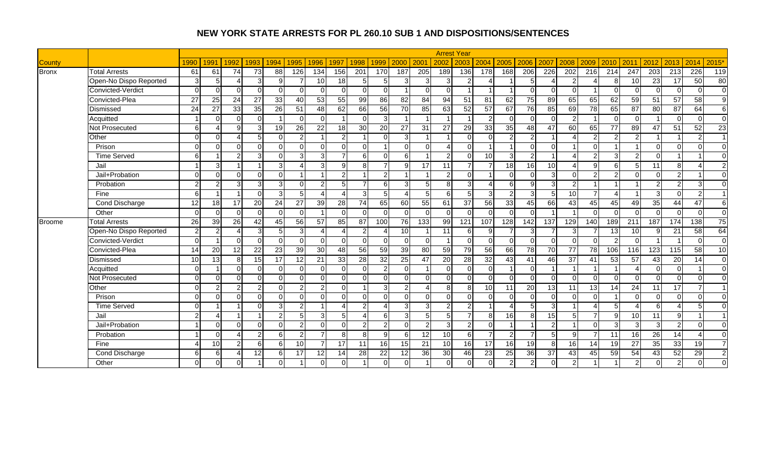# NEW YORK STATE ARRESTS FOR PL 260.10 SUB 1 AND DISPOSITIONS/SENTENCES

| County | | Arrest Year | | | | | | | | | | | | | | | | | | | | | | | | | |
|---|---|---|---|---|---|---|---|---|---|---|---|---|---|---|---|---|---|---|---|---|---|---|---|---|---|---|---|
| | | 1990 | 1991 | 1992 | 1993 | 1994 | 1995 | 1996 | 1997 | 1998 | 1999 | 2000 | 2001 | 2002 | 2003 | 2004 | 2005 | 2006 | 2007 | 2008 | 2009 | 2010 | 2011 | 2012 | 2013 | 2014 | 2015* |
| Bronx | Total Arrests | 61 | 61 | 74 | 73 | 88 | 126 | 134 | 156 | 201 | 170 | 187 | 205 | 189 | 136 | 178 | 168 | 206 | 226 | 202 | 216 | 214 | 247 | 203 | 213 | 226 | 119 |
| | Open-No Dispo Reported | 3 | 5 | 4 | 3 | 9 | 7 | 10 | 18 | 5 | 5 | 3 | 3 | 3 | 2 | 4 | 1 | 5 | 4 | 2 | 4 | 8 | 10 | 23 | 17 | 50 | 80 |
| | Convicted-Verdict | 0 | 0 | 0 | 0 | 0 | 0 | 0 | 0 | 0 | 0 | 1 | 0 | 0 | 1 | 1 | 1 | 0 | 0 | 0 | 1 | 0 | 0 | 0 | 0 | 0 | 0 |
| | Convicted-Plea | 27 | 25 | 24 | 27 | 33 | 40 | 53 | 55 | 99 | 86 | 82 | 84 | 94 | 51 | 81 | 62 | 75 | 89 | 65 | 65 | 62 | 59 | 51 | 57 | 58 | 9 |
| | Dismissed | 24 | 27 | 33 | 35 | 26 | 51 | 48 | 62 | 66 | 56 | 70 | 85 | 63 | 52 | 57 | 67 | 76 | 85 | 69 | 78 | 65 | 87 | 80 | 87 | 64 | 6 |
| | Acquitted | 1 | 0 | 0 | 0 | 1 | 0 | 0 | 1 | 0 | 3 | 1 | 1 | 1 | 1 | 2 | 0 | 0 | 0 | 2 | 1 | 0 | 0 | 1 | 0 | 0 | 0 |
| | Not Prosecuted | 6 | 4 | 9 | 3 | 19 | 26 | 22 | 18 | 30 | 20 | 27 | 31 | 27 | 29 | 33 | 35 | 48 | 47 | 60 | 65 | 77 | 89 | 47 | 51 | 52 | 23 |
| | Other | 0 | 0 | 4 | 5 | 0 | 2 | 1 | 2 | 1 | 0 | 3 | 1 | 1 | 0 | 0 | 2 | 2 | 1 | 4 | 2 | 2 | 2 | 1 | 1 | 2 | 1 |
| | Prison | 0 | 0 | 0 | 0 | 0 | 0 | 0 | 0 | 0 | 1 | 0 | 0 | 4 | 0 | 1 | 1 | 0 | 0 | 1 | 0 | 1 | 1 | 0 | 0 | 0 | 0 |
| | Time Served | 6 | 1 | 2 | 3 | 0 | 3 | 3 | 7 | 6 | 0 | 6 | 1 | 2 | 0 | 10 | 3 | 2 | 1 | 4 | 2 | 3 | 2 | 0 | 1 | 1 | 0 |
| | Jail | 1 | 3 | 1 | 1 | 3 | 4 | 3 | 9 | 8 | 7 | 9 | 17 | 11 | 7 | 7 | 18 | 16 | 10 | 4 | 9 | 6 | 5 | 11 | 8 | 4 | 2 |
| | Jail+Probation | 0 | 0 | 0 | 0 | 0 | 1 | 1 | 2 | 1 | 2 | 1 | 1 | 2 | 0 | 1 | 0 | 0 | 3 | 0 | 2 | 2 | 0 | 0 | 2 | 1 | 0 |
| | Probation | 2 | 2 | 3 | 3 | 3 | 0 | 2 | 5 | 7 | 6 | 3 | 5 | 8 | 3 | 4 | 6 | 9 | 3 | 2 | 1 | 1 | 1 | 2 | 2 | 3 | 0 |
| | Fine | 6 | 1 | 1 | 0 | 3 | 5 | 4 | 4 | 3 | 5 | 4 | 5 | 6 | 5 | 3 | 2 | 3 | 5 | 10 | 7 | 4 | 1 | 3 | 0 | 2 | 1 |
| | Cond Discharge | 12 | 18 | 17 | 20 | 24 | 27 | 39 | 28 | 74 | 65 | 60 | 55 | 61 | 37 | 56 | 33 | 45 | 66 | 43 | 45 | 45 | 49 | 35 | 44 | 47 | 6 |
| | Other | 0 | 0 | 0 | 0 | 0 | 0 | 1 | 0 | 0 | 0 | 0 | 0 | 0 | 0 | 0 | 0 | 0 | 1 | 1 | 0 | 0 | 0 | 0 | 0 | 0 | 0 |
| Broome | Total Arrests | 26 | 39 | 26 | 42 | 45 | 56 | 57 | 85 | 87 | 100 | 76 | 133 | 99 | 121 | 107 | 128 | 142 | 137 | 129 | 140 | 189 | 211 | 187 | 174 | 138 | 75 |
| | Open-No Dispo Reported | 2 | 2 | 4 | 3 | 5 | 3 | 4 | 4 | 2 | 4 | 10 | 1 | 11 | 6 | 9 | 7 | 3 | 7 | 3 | 7 | 13 | 10 | 9 | 21 | 58 | 64 |
| | Convicted-Verdict | 0 | 1 | 0 | 0 | 0 | 0 | 0 | 0 | 0 | 0 | 0 | 0 | 1 | 0 | 0 | 0 | 0 | 0 | 0 | 0 | 2 | 0 | 1 | 1 | 0 | 0 |
| | Convicted-Plea | 14 | 20 | 12 | 22 | 23 | 39 | 30 | 48 | 56 | 59 | 39 | 80 | 59 | 79 | 56 | 66 | 78 | 70 | 77 | 78 | 106 | 116 | 123 | 115 | 58 | 10 |
| | Dismissed | 10 | 13 | 8 | 15 | 17 | 12 | 21 | 33 | 28 | 32 | 25 | 47 | 20 | 28 | 32 | 43 | 41 | 46 | 37 | 41 | 53 | 57 | 43 | 20 | 14 | 0 |
| | Acquitted | 0 | 1 | 0 | 0 | 0 | 0 | 0 | 0 | 0 | 2 | 0 | 1 | 0 | 0 | 0 | 1 | 0 | 1 | 1 | 1 | 1 | 4 | 0 | 0 | 1 | 0 |
| | Not Prosecuted | 0 | 0 | 0 | 0 | 0 | 0 | 0 | 0 | 0 | 0 | 0 | 0 | 0 | 0 | 0 | 0 | 0 | 0 | 0 | 0 | 0 | 0 | 0 | 0 | 0 | 0 |
| | Other | 0 | 2 | 2 | 2 | 0 | 2 | 2 | 0 | 1 | 3 | 2 | 4 | 8 | 8 | 10 | 11 | 20 | 13 | 11 | 13 | 14 | 24 | 11 | 17 | 7 | 1 |
| | Prison | 0 | 0 | 0 | 0 | 0 | 0 | 0 | 0 | 0 | 0 | 0 | 0 | 0 | 0 | 0 | 0 | 0 | 0 | 0 | 0 | 1 | 0 | 0 | 0 | 0 | 0 |
| | Time Served | 0 | 1 | 1 | 0 | 3 | 2 | 1 | 4 | 2 | 4 | 3 | 3 | 2 | 2 | 1 | 4 | 5 | 3 | 1 | 4 | 5 | 4 | 6 | 4 | 5 | 0 |
| | Jail | 2 | 4 | 1 | 1 | 2 | 5 | 3 | 5 | 4 | 6 | 3 | 5 | 5 | 7 | 8 | 16 | 8 | 15 | 5 | 7 | 9 | 10 | 11 | 9 | 1 | 1 |
| | Jail+Probation | 1 | 0 | 0 | 0 | 0 | 2 | 0 | 0 | 2 | 2 | 0 | 2 | 3 | 2 | 0 | 1 | 1 | 2 | 1 | 0 | 3 | 3 | 3 | 2 | 0 | 0 |
| | Probation | 1 | 0 | 4 | 2 | 6 | 2 | 7 | 8 | 8 | 9 | 6 | 12 | 10 | 6 | 7 | 2 | 7 | 5 | 9 | 7 | 11 | 16 | 26 | 14 | 4 | 0 |
| | Fine | 4 | 10 | 2 | 6 | 6 | 10 | 7 | 17 | 11 | 16 | 15 | 21 | 10 | 16 | 17 | 16 | 19 | 8 | 16 | 14 | 19 | 27 | 35 | 33 | 19 | 7 |
| | Cond Discharge | 6 | 6 | 4 | 12 | 6 | 17 | 12 | 14 | 28 | 22 | 12 | 36 | 30 | 46 | 23 | 25 | 36 | 37 | 43 | 45 | 59 | 54 | 43 | 52 | 29 | 2 |
| | Other | 0 | 0 | 0 | 1 | 0 | 1 | 0 | 0 | 1 | 0 | 0 | 1 | 0 | 0 | 0 | 2 | 2 | 0 | 2 | 1 | 1 | 2 | 0 | 2 | 0 | 0 |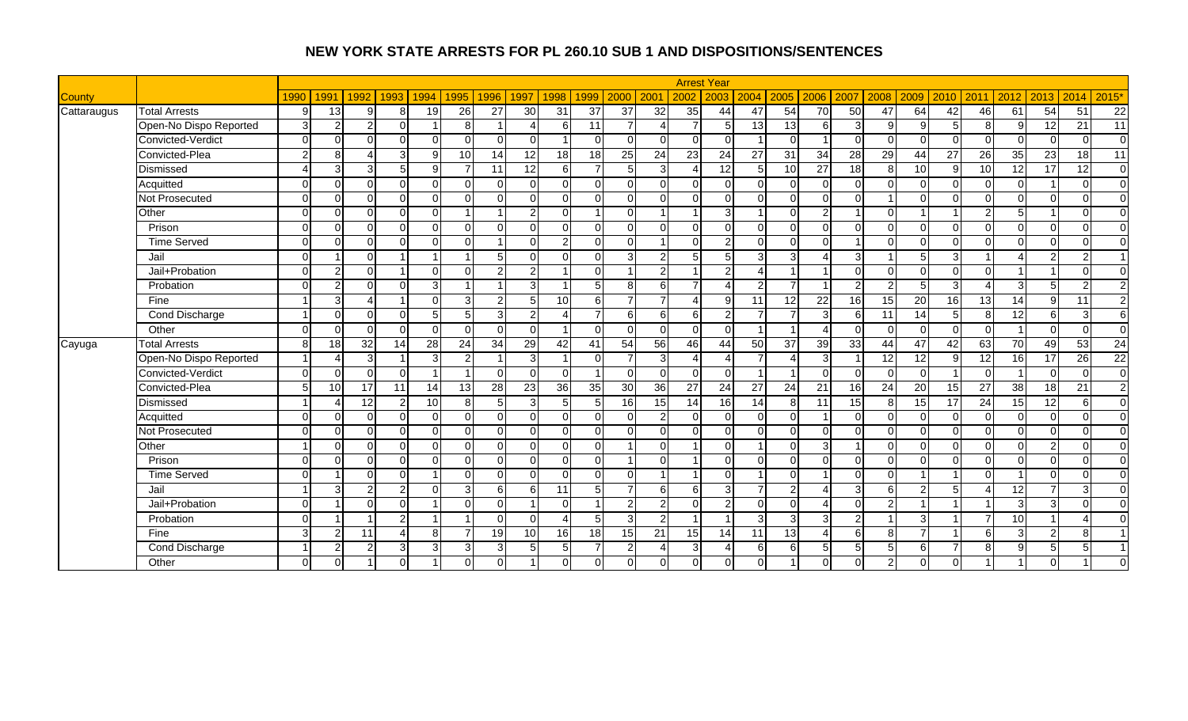# NEW YORK STATE ARRESTS FOR PL 260.10 SUB 1 AND DISPOSITIONS/SENTENCES

| | | Arrest Year | | | | | | | | | | | | | | | | | | | | | | | | | |
|---|---|---|---|---|---|---|---|---|---|---|---|---|---|---|---|---|---|---|---|---|---|---|---|---|---|---|---|
| County | | 1990 | 1991 | 1992 | 1993 | 1994 | 1995 | 1996 | 1997 | 1998 | 1999 | 2000 | 2001 | 2002 | 2003 | 2004 | 2005 | 2006 | 2007 | 2008 | 2009 | 2010 | 2011 | 2012 | 2013 | 2014 | 2015* |
| Cattaraugus | Total Arrests | 9 | 13 | 9 | 8 | 19 | 26 | 27 | 30 | 31 | 37 | 37 | 32 | 35 | 44 | 47 | 54 | 70 | 50 | 47 | 64 | 42 | 46 | 61 | 54 | 51 | 22 |
| | Open-No Dispo Reported | 3 | 2 | 2 | 0 | 1 | 8 | 1 | 4 | 6 | 11 | 7 | 4 | 7 | 5 | 13 | 13 | 6 | 3 | 9 | 9 | 5 | 8 | 9 | 12 | 21 | 11 |
| | Convicted-Verdict | 0 | 0 | 0 | 0 | 0 | 0 | 0 | 0 | 1 | 0 | 0 | 0 | 0 | 0 | 1 | 0 | 1 | 0 | 0 | 0 | 0 | 0 | 0 | 0 | 0 | 0 |
| | Convicted-Plea | 2 | 8 | 4 | 3 | 9 | 10 | 14 | 12 | 18 | 18 | 25 | 24 | 23 | 24 | 27 | 31 | 34 | 28 | 29 | 44 | 27 | 26 | 35 | 23 | 18 | 11 |
| | Dismissed | 4 | 3 | 3 | 5 | 9 | 7 | 11 | 12 | 6 | 7 | 5 | 3 | 4 | 12 | 5 | 10 | 27 | 18 | 8 | 10 | 9 | 10 | 12 | 17 | 12 | 0 |
| | Acquitted | 0 | 0 | 0 | 0 | 0 | 0 | 0 | 0 | 0 | 0 | 0 | 0 | 0 | 0 | 0 | 0 | 0 | 0 | 0 | 0 | 0 | 0 | 0 | 1 | 0 | 0 |
| | Not Prosecuted | 0 | 0 | 0 | 0 | 0 | 0 | 0 | 0 | 0 | 0 | 0 | 0 | 0 | 0 | 0 | 0 | 0 | 0 | 1 | 0 | 0 | 0 | 0 | 0 | 0 | 0 |
| | Other | 0 | 0 | 0 | 0 | 0 | 1 | 1 | 2 | 0 | 1 | 0 | 1 | 1 | 3 | 1 | 0 | 2 | 1 | 0 | 1 | 1 | 2 | 5 | 1 | 0 | 0 |
| | Prison | 0 | 0 | 0 | 0 | 0 | 0 | 0 | 0 | 0 | 0 | 0 | 0 | 0 | 0 | 0 | 0 | 0 | 0 | 0 | 0 | 0 | 0 | 0 | 0 | 0 | 0 |
| | Time Served | 0 | 0 | 0 | 0 | 0 | 0 | 1 | 0 | 2 | 0 | 0 | 1 | 0 | 2 | 0 | 0 | 0 | 1 | 0 | 0 | 0 | 0 | 0 | 0 | 0 | 0 |
| | Jail | 0 | 1 | 0 | 1 | 1 | 1 | 5 | 0 | 0 | 0 | 3 | 2 | 5 | 5 | 3 | 3 | 4 | 3 | 1 | 5 | 3 | 1 | 4 | 2 | 2 | 1 |
| | Jail+Probation | 0 | 2 | 0 | 1 | 0 | 0 | 2 | 2 | 1 | 0 | 1 | 2 | 1 | 2 | 4 | 1 | 1 | 0 | 0 | 0 | 0 | 0 | 1 | 1 | 0 | 0 |
| | Probation | 0 | 2 | 0 | 0 | 3 | 1 | 1 | 3 | 1 | 5 | 8 | 6 | 7 | 4 | 2 | 7 | 1 | 2 | 2 | 5 | 3 | 4 | 3 | 5 | 2 | 2 |
| | Fine | 1 | 3 | 4 | 1 | 0 | 3 | 2 | 5 | 10 | 6 | 7 | 7 | 4 | 9 | 11 | 12 | 22 | 16 | 15 | 20 | 16 | 13 | 14 | 9 | 11 | 2 |
| | Cond Discharge | 1 | 0 | 0 | 0 | 5 | 5 | 3 | 2 | 4 | 7 | 6 | 6 | 6 | 2 | 7 | 7 | 3 | 6 | 11 | 14 | 5 | 8 | 12 | 6 | 3 | 6 |
| | Other | 0 | 0 | 0 | 0 | 0 | 0 | 0 | 0 | 1 | 0 | 0 | 0 | 0 | 0 | 1 | 1 | 4 | 0 | 0 | 0 | 0 | 0 | 1 | 0 | 0 | 0 |
| Cayuga | Total Arrests | 8 | 18 | 32 | 14 | 28 | 24 | 34 | 29 | 42 | 41 | 54 | 56 | 46 | 44 | 50 | 37 | 39 | 33 | 44 | 47 | 42 | 63 | 70 | 49 | 53 | 24 |
| | Open-No Dispo Reported | 1 | 4 | 3 | 1 | 3 | 2 | 1 | 3 | 1 | 0 | 7 | 3 | 4 | 4 | 7 | 4 | 3 | 1 | 12 | 12 | 9 | 12 | 16 | 17 | 26 | 22 |
| | Convicted-Verdict | 0 | 0 | 0 | 0 | 1 | 1 | 0 | 0 | 0 | 1 | 0 | 0 | 0 | 0 | 1 | 1 | 0 | 0 | 0 | 0 | 1 | 0 | 1 | 0 | 0 | 0 |
| | Convicted-Plea | 5 | 10 | 17 | 11 | 14 | 13 | 28 | 23 | 36 | 35 | 30 | 36 | 27 | 24 | 27 | 24 | 21 | 16 | 24 | 20 | 15 | 27 | 38 | 18 | 21 | 2 |
| | Dismissed | 1 | 4 | 12 | 2 | 10 | 8 | 5 | 3 | 5 | 5 | 16 | 15 | 14 | 16 | 14 | 8 | 11 | 15 | 8 | 15 | 17 | 24 | 15 | 12 | 6 | 0 |
| | Acquitted | 0 | 0 | 0 | 0 | 0 | 0 | 0 | 0 | 0 | 0 | 0 | 2 | 0 | 0 | 0 | 0 | 1 | 0 | 0 | 0 | 0 | 0 | 0 | 0 | 0 | 0 |
| | Not Prosecuted | 0 | 0 | 0 | 0 | 0 | 0 | 0 | 0 | 0 | 0 | 0 | 0 | 0 | 0 | 0 | 0 | 0 | 0 | 0 | 0 | 0 | 0 | 0 | 0 | 0 | 0 |
| | Other | 1 | 0 | 0 | 0 | 0 | 0 | 0 | 0 | 0 | 0 | 1 | 0 | 1 | 0 | 1 | 0 | 3 | 1 | 0 | 0 | 0 | 0 | 0 | 2 | 0 | 0 |
| | Prison | 0 | 0 | 0 | 0 | 0 | 0 | 0 | 0 | 0 | 0 | 1 | 0 | 1 | 0 | 0 | 0 | 0 | 0 | 0 | 0 | 0 | 0 | 0 | 0 | 0 | 0 |
| | Time Served | 0 | 1 | 0 | 0 | 1 | 0 | 0 | 0 | 0 | 0 | 0 | 1 | 1 | 0 | 1 | 0 | 1 | 0 | 0 | 1 | 1 | 0 | 1 | 0 | 0 | 0 |
| | Jail | 1 | 3 | 2 | 2 | 0 | 3 | 6 | 6 | 11 | 5 | 7 | 6 | 6 | 3 | 7 | 2 | 4 | 3 | 6 | 2 | 5 | 4 | 12 | 7 | 3 | 0 |
| | Jail+Probation | 0 | 1 | 0 | 0 | 1 | 0 | 0 | 1 | 0 | 1 | 2 | 2 | 0 | 2 | 0 | 0 | 4 | 0 | 2 | 1 | 1 | 1 | 3 | 3 | 0 | 0 |
| | Probation | 0 | 1 | 1 | 2 | 1 | 1 | 0 | 0 | 4 | 5 | 3 | 2 | 1 | 1 | 3 | 3 | 3 | 2 | 1 | 3 | 1 | 7 | 10 | 1 | 4 | 0 |
| | Fine | 3 | 2 | 11 | 4 | 8 | 7 | 19 | 10 | 16 | 18 | 15 | 21 | 15 | 14 | 11 | 13 | 4 | 6 | 8 | 7 | 1 | 6 | 3 | 2 | 8 | 1 |
| | Cond Discharge | 1 | 2 | 2 | 3 | 3 | 3 | 3 | 5 | 5 | 7 | 2 | 4 | 3 | 4 | 6 | 6 | 5 | 5 | 5 | 6 | 7 | 8 | 9 | 5 | 5 | 1 |
| | Other | 0 | 0 | 1 | 0 | 1 | 0 | 0 | 1 | 0 | 0 | 0 | 0 | 0 | 0 | 0 | 1 | 0 | 0 | 2 | 0 | 0 | 1 | 1 | 0 | 1 | 0 |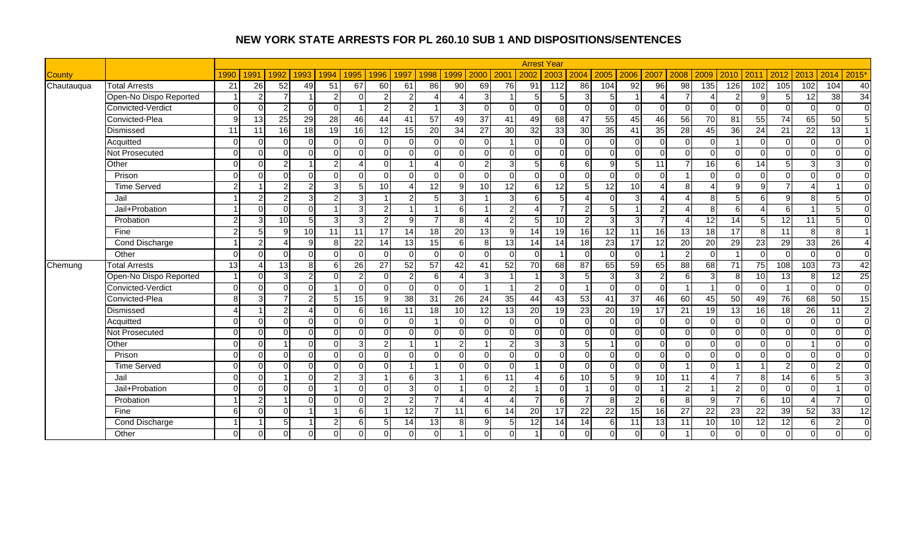# NEW YORK STATE ARRESTS FOR PL 260.10 SUB 1 AND DISPOSITIONS/SENTENCES

| County | | Arrest Year | | | | | | | | | | | | | | | | | | | | | | | | | |
|---|---|---|---|---|---|---|---|---|---|---|---|---|---|---|---|---|---|---|---|---|---|---|---|---|---|---|---|
| | | 1990 | 1991 | 1992 | 1993 | 1994 | 1995 | 1996 | 1997 | 1998 | 1999 | 2000 | 2001 | 2002 | 2003 | 2004 | 2005 | 2006 | 2007 | 2008 | 2009 | 2010 | 2011 | 2012 | 2013 | 2014 | 2015* |
| Chautauqua | Total Arrests | 21 | 26 | 52 | 49 | 51 | 67 | 60 | 61 | 86 | 90 | 69 | 76 | 91 | 112 | 86 | 104 | 92 | 96 | 98 | 135 | 126 | 102 | 105 | 102 | 104 | 40 |
| | Open-No Dispo Reported | 1 | 2 | 7 | 1 | 2 | 0 | 2 | 2 | 4 | 4 | 3 | 1 | 5 | 5 | 3 | 5 | 1 | 4 | 7 | 4 | 2 | 9 | 5 | 12 | 38 | 34 |
| | Convicted-Verdict | 0 | 0 | 2 | 0 | 0 | 1 | 2 | 2 | 1 | 3 | 0 | 0 | 0 | 0 | 0 | 0 | 0 | 0 | 0 | 0 | 0 | 0 | 0 | 0 | 0 | 0 |
| | Convicted-Plea | 9 | 13 | 25 | 29 | 28 | 46 | 44 | 41 | 57 | 49 | 37 | 41 | 49 | 68 | 47 | 55 | 45 | 46 | 56 | 70 | 81 | 55 | 74 | 65 | 50 | 5 |
| | Dismissed | 11 | 11 | 16 | 18 | 19 | 16 | 12 | 15 | 20 | 34 | 27 | 30 | 32 | 33 | 30 | 35 | 41 | 35 | 28 | 45 | 36 | 24 | 21 | 22 | 13 | 1 |
| | Acquitted | 0 | 0 | 0 | 0 | 0 | 0 | 0 | 0 | 0 | 0 | 0 | 1 | 0 | 0 | 0 | 0 | 0 | 0 | 0 | 0 | 1 | 0 | 0 | 0 | 0 | 0 |
| | Not Prosecuted | 0 | 0 | 0 | 0 | 0 | 0 | 0 | 0 | 0 | 0 | 0 | 0 | 0 | 0 | 0 | 0 | 0 | 0 | 0 | 0 | 0 | 0 | 0 | 0 | 0 | 0 |
| | Other | 0 | 0 | 2 | 1 | 2 | 4 | 0 | 1 | 4 | 0 | 2 | 3 | 5 | 6 | 6 | 9 | 5 | 11 | 7 | 16 | 6 | 14 | 5 | 3 | 3 | 0 |
| | Prison | 0 | 0 | 0 | 0 | 0 | 0 | 0 | 0 | 0 | 0 | 0 | 0 | 0 | 0 | 0 | 0 | 0 | 0 | 1 | 0 | 0 | 0 | 0 | 0 | 0 | 0 |
| | Time Served | 2 | 1 | 2 | 2 | 3 | 5 | 10 | 4 | 12 | 9 | 10 | 12 | 6 | 12 | 5 | 12 | 10 | 4 | 8 | 4 | 9 | 9 | 7 | 4 | 1 | 0 |
| | Jail | 1 | 2 | 2 | 3 | 2 | 3 | 1 | 2 | 5 | 3 | 1 | 3 | 6 | 5 | 4 | 0 | 3 | 4 | 4 | 8 | 5 | 6 | 9 | 8 | 5 | 0 |
| | Jail+Probation | 1 | 0 | 0 | 0 | 1 | 3 | 2 | 1 | 1 | 6 | 1 | 2 | 4 | 7 | 2 | 5 | 1 | 2 | 4 | 8 | 6 | 4 | 6 | 1 | 5 | 0 |
| | Probation | 2 | 3 | 10 | 5 | 3 | 3 | 2 | 9 | 7 | 8 | 4 | 2 | 5 | 10 | 2 | 3 | 3 | 7 | 4 | 12 | 14 | 5 | 12 | 11 | 5 | 0 |
| | Fine | 2 | 5 | 9 | 10 | 11 | 11 | 17 | 14 | 18 | 20 | 13 | 9 | 14 | 19 | 16 | 12 | 11 | 16 | 13 | 18 | 17 | 8 | 11 | 8 | 8 | 1 |
| | Cond Discharge | 1 | 2 | 4 | 9 | 8 | 22 | 14 | 13 | 15 | 6 | 8 | 13 | 14 | 14 | 18 | 23 | 17 | 12 | 20 | 20 | 29 | 23 | 29 | 33 | 26 | 4 |
| | Other | 0 | 0 | 0 | 0 | 0 | 0 | 0 | 0 | 0 | 0 | 0 | 0 | 0 | 1 | 0 | 0 | 0 | 1 | 2 | 0 | 1 | 0 | 0 | 0 | 0 | 0 |
| Chemung | Total Arrests | 13 | 4 | 13 | 8 | 6 | 26 | 27 | 52 | 57 | 42 | 41 | 52 | 70 | 68 | 87 | 65 | 59 | 65 | 88 | 68 | 71 | 75 | 108 | 103 | 73 | 42 |
| | Open-No Dispo Reported | 1 | 0 | 3 | 2 | 0 | 2 | 0 | 2 | 6 | 4 | 3 | 1 | 1 | 3 | 5 | 3 | 3 | 2 | 6 | 3 | 8 | 10 | 13 | 8 | 12 | 25 |
| | Convicted-Verdict | 0 | 0 | 0 | 0 | 1 | 0 | 0 | 0 | 0 | 0 | 1 | 1 | 2 | 0 | 1 | 0 | 0 | 0 | 1 | 1 | 0 | 0 | 1 | 0 | 0 | 0 |
| | Convicted-Plea | 8 | 3 | 7 | 2 | 5 | 15 | 9 | 38 | 31 | 26 | 24 | 35 | 44 | 43 | 53 | 41 | 37 | 46 | 60 | 45 | 50 | 49 | 76 | 68 | 50 | 15 |
| | Dismissed | 4 | 1 | 2 | 4 | 0 | 6 | 16 | 11 | 18 | 10 | 12 | 13 | 20 | 19 | 23 | 20 | 19 | 17 | 21 | 19 | 13 | 16 | 18 | 26 | 11 | 2 |
| | Acquitted | 0 | 0 | 0 | 0 | 0 | 0 | 0 | 0 | 1 | 0 | 0 | 0 | 0 | 0 | 0 | 0 | 0 | 0 | 0 | 0 | 0 | 0 | 0 | 0 | 0 | 0 |
| | Not Prosecuted | 0 | 0 | 0 | 0 | 0 | 0 | 0 | 0 | 0 | 0 | 0 | 0 | 0 | 0 | 0 | 0 | 0 | 0 | 0 | 0 | 0 | 0 | 0 | 0 | 0 | 0 |
| | Other | 0 | 0 | 1 | 0 | 0 | 3 | 2 | 1 | 1 | 2 | 1 | 2 | 3 | 3 | 5 | 1 | 0 | 0 | 0 | 0 | 0 | 0 | 0 | 1 | 0 | 0 |
| | Prison | 0 | 0 | 0 | 0 | 0 | 0 | 0 | 0 | 0 | 0 | 0 | 0 | 0 | 0 | 0 | 0 | 0 | 0 | 0 | 0 | 0 | 0 | 0 | 0 | 0 | 0 |
| | Time Served | 0 | 0 | 0 | 0 | 0 | 0 | 0 | 1 | 1 | 0 | 0 | 0 | 1 | 0 | 0 | 0 | 0 | 0 | 1 | 0 | 1 | 1 | 2 | 0 | 2 | 0 |
| | Jail | 0 | 0 | 1 | 0 | 2 | 3 | 1 | 6 | 3 | 1 | 6 | 11 | 4 | 6 | 10 | 5 | 9 | 10 | 11 | 4 | 7 | 8 | 14 | 6 | 5 | 3 |
| | Jail+Probation | 0 | 0 | 0 | 0 | 1 | 0 | 0 | 3 | 0 | 1 | 0 | 2 | 1 | 0 | 1 | 0 | 0 | 1 | 2 | 1 | 2 | 0 | 0 | 0 | 1 | 0 |
| | Probation | 1 | 2 | 1 | 0 | 0 | 0 | 2 | 2 | 7 | 4 | 4 | 4 | 7 | 6 | 7 | 8 | 2 | 6 | 8 | 9 | 7 | 6 | 10 | 4 | 7 | 0 |
| | Fine | 6 | 0 | 0 | 1 | 1 | 6 | 1 | 12 | 7 | 11 | 6 | 14 | 20 | 17 | 22 | 22 | 15 | 16 | 27 | 22 | 23 | 22 | 39 | 52 | 33 | 12 |
| | Cond Discharge | 1 | 1 | 5 | 1 | 2 | 6 | 5 | 14 | 13 | 8 | 9 | 5 | 12 | 14 | 14 | 6 | 11 | 13 | 11 | 10 | 10 | 12 | 12 | 6 | 2 | 0 |
| | Other | 0 | 0 | 0 | 0 | 0 | 0 | 0 | 0 | 0 | 1 | 0 | 0 | 1 | 0 | 0 | 0 | 0 | 0 | 1 | 0 | 0 | 0 | 0 | 0 | 0 | 0 |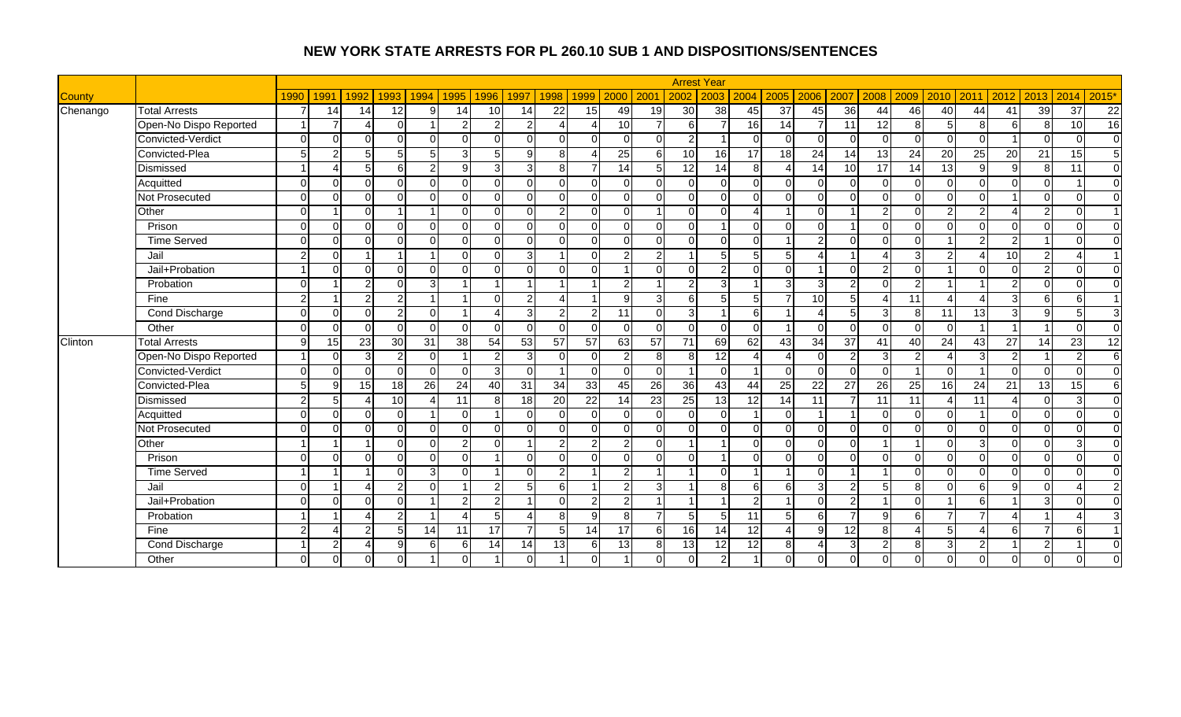# NEW YORK STATE ARRESTS FOR PL 260.10 SUB 1 AND DISPOSITIONS/SENTENCES

| | | Arrest Year | | | | | | | | | | | | | | | | | | | | | | | | | |
|---|---|---|---|---|---|---|---|---|---|---|---|---|---|---|---|---|---|---|---|---|---|---|---|---|---|---|---|
| County | | 1990 | 1991 | 1992 | 1993 | 1994 | 1995 | 1996 | 1997 | 1998 | 1999 | 2000 | 2001 | 2002 | 2003 | 2004 | 2005 | 2006 | 2007 | 2008 | 2009 | 2010 | 2011 | 2012 | 2013 | 2014 | 2015* |
| Chenango | Total Arrests | 7 | 14 | 14 | 12 | 9 | 14 | 10 | 14 | 22 | 15 | 49 | 19 | 30 | 38 | 45 | 37 | 45 | 36 | 44 | 46 | 40 | 44 | 41 | 39 | 37 | 22 |
| | Open-No Dispo Reported | 1 | 7 | 4 | 0 | 1 | 2 | 2 | 2 | 4 | 4 | 10 | 7 | 6 | 7 | 16 | 14 | 7 | 11 | 12 | 8 | 5 | 8 | 6 | 8 | 10 | 16 |
| | Convicted-Verdict | 0 | 0 | 0 | 0 | 0 | 0 | 0 | 0 | 0 | 0 | 0 | 0 | 2 | 1 | 0 | 0 | 0 | 0 | 0 | 0 | 0 | 0 | 1 | 0 | 0 | 0 |
| | Convicted-Plea | 5 | 2 | 5 | 5 | 5 | 3 | 5 | 9 | 8 | 4 | 25 | 6 | 10 | 16 | 17 | 18 | 24 | 14 | 13 | 24 | 20 | 25 | 20 | 21 | 15 | 5 |
| | Dismissed | 1 | 4 | 5 | 6 | 2 | 9 | 3 | 3 | 8 | 7 | 14 | 5 | 12 | 14 | 8 | 4 | 14 | 10 | 17 | 14 | 13 | 9 | 9 | 8 | 11 | 0 |
| | Acquitted | 0 | 0 | 0 | 0 | 0 | 0 | 0 | 0 | 0 | 0 | 0 | 0 | 0 | 0 | 0 | 0 | 0 | 0 | 0 | 0 | 0 | 0 | 0 | 0 | 1 | 0 |
| | Not Prosecuted | 0 | 0 | 0 | 0 | 0 | 0 | 0 | 0 | 0 | 0 | 0 | 0 | 0 | 0 | 0 | 0 | 0 | 0 | 0 | 0 | 0 | 0 | 1 | 0 | 0 | 0 |
| | Other | 0 | 1 | 0 | 1 | 1 | 0 | 0 | 0 | 2 | 0 | 0 | 1 | 0 | 0 | 4 | 1 | 0 | 1 | 2 | 0 | 2 | 2 | 4 | 2 | 0 | 1 |
| | Prison | 0 | 0 | 0 | 0 | 0 | 0 | 0 | 0 | 0 | 0 | 0 | 0 | 0 | 1 | 0 | 0 | 0 | 1 | 0 | 0 | 0 | 0 | 0 | 0 | 0 | 0 |
| | Time Served | 0 | 0 | 0 | 0 | 0 | 0 | 0 | 0 | 0 | 0 | 0 | 0 | 0 | 0 | 0 | 1 | 2 | 0 | 0 | 0 | 1 | 2 | 2 | 1 | 0 | 0 |
| | Jail | 2 | 0 | 1 | 1 | 1 | 0 | 0 | 3 | 1 | 0 | 2 | 2 | 1 | 5 | 5 | 5 | 4 | 1 | 4 | 3 | 2 | 4 | 10 | 2 | 4 | 1 |
| | Jail+Probation | 1 | 0 | 0 | 0 | 0 | 0 | 0 | 0 | 0 | 0 | 1 | 0 | 0 | 2 | 0 | 0 | 1 | 0 | 2 | 0 | 1 | 0 | 0 | 2 | 0 | 0 |
| | Probation | 0 | 1 | 2 | 0 | 3 | 1 | 1 | 1 | 1 | 1 | 2 | 1 | 2 | 3 | 1 | 3 | 3 | 2 | 0 | 2 | 1 | 1 | 2 | 0 | 0 | 0 |
| | Fine | 2 | 1 | 2 | 2 | 1 | 1 | 0 | 2 | 4 | 1 | 9 | 3 | 6 | 5 | 5 | 7 | 10 | 5 | 4 | 11 | 4 | 4 | 3 | 6 | 6 | 1 |
| | Cond Discharge | 0 | 0 | 0 | 2 | 0 | 1 | 4 | 3 | 2 | 2 | 11 | 0 | 3 | 1 | 6 | 1 | 4 | 5 | 3 | 8 | 11 | 13 | 3 | 9 | 5 | 3 |
| | Other | 0 | 0 | 0 | 0 | 0 | 0 | 0 | 0 | 0 | 0 | 0 | 0 | 0 | 0 | 0 | 1 | 0 | 0 | 0 | 0 | 0 | 1 | 1 | 1 | 0 | 0 |
| Clinton | Total Arrests | 9 | 15 | 23 | 30 | 31 | 38 | 54 | 53 | 57 | 57 | 63 | 57 | 71 | 69 | 62 | 43 | 34 | 37 | 41 | 40 | 24 | 43 | 27 | 14 | 23 | 12 |
| | Open-No Dispo Reported | 1 | 0 | 3 | 2 | 0 | 1 | 2 | 3 | 0 | 0 | 2 | 8 | 8 | 12 | 4 | 4 | 0 | 2 | 3 | 2 | 4 | 3 | 2 | 1 | 2 | 6 |
| | Convicted-Verdict | 0 | 0 | 0 | 0 | 0 | 0 | 3 | 0 | 1 | 0 | 0 | 0 | 1 | 0 | 1 | 0 | 0 | 0 | 0 | 1 | 0 | 1 | 0 | 0 | 0 | 0 |
| | Convicted-Plea | 5 | 9 | 15 | 18 | 26 | 24 | 40 | 31 | 34 | 33 | 45 | 26 | 36 | 43 | 44 | 25 | 22 | 27 | 26 | 25 | 16 | 24 | 21 | 13 | 15 | 6 |
| | Dismissed | 2 | 5 | 4 | 10 | 4 | 11 | 8 | 18 | 20 | 22 | 14 | 23 | 25 | 13 | 12 | 14 | 11 | 7 | 11 | 11 | 4 | 11 | 4 | 0 | 3 | 0 |
| | Acquitted | 0 | 0 | 0 | 0 | 1 | 0 | 1 | 0 | 0 | 0 | 0 | 0 | 0 | 0 | 1 | 0 | 1 | 1 | 0 | 0 | 0 | 1 | 0 | 0 | 0 | 0 |
| | Not Prosecuted | 0 | 0 | 0 | 0 | 0 | 0 | 0 | 0 | 0 | 0 | 0 | 0 | 0 | 0 | 0 | 0 | 0 | 0 | 0 | 0 | 0 | 0 | 0 | 0 | 0 | 0 |
| | Other | 1 | 1 | 1 | 0 | 0 | 2 | 0 | 1 | 2 | 2 | 2 | 0 | 1 | 1 | 0 | 0 | 0 | 0 | 1 | 1 | 0 | 3 | 0 | 0 | 3 | 0 |
| | Prison | 0 | 0 | 0 | 0 | 0 | 0 | 1 | 0 | 0 | 0 | 0 | 0 | 0 | 1 | 0 | 0 | 0 | 0 | 0 | 0 | 0 | 0 | 0 | 0 | 0 | 0 |
| | Time Served | 1 | 1 | 1 | 0 | 3 | 0 | 1 | 0 | 2 | 1 | 2 | 1 | 1 | 0 | 1 | 1 | 0 | 1 | 1 | 0 | 0 | 0 | 0 | 0 | 0 | 0 |
| | Jail | 0 | 1 | 4 | 2 | 0 | 1 | 2 | 5 | 6 | 1 | 2 | 3 | 1 | 8 | 6 | 6 | 3 | 2 | 5 | 8 | 0 | 6 | 9 | 0 | 4 | 2 |
| | Jail+Probation | 0 | 0 | 0 | 0 | 1 | 2 | 2 | 1 | 0 | 2 | 2 | 1 | 1 | 1 | 2 | 1 | 0 | 2 | 1 | 0 | 1 | 6 | 1 | 3 | 0 | 0 |
| | Probation | 1 | 1 | 4 | 2 | 1 | 4 | 5 | 4 | 8 | 9 | 8 | 7 | 5 | 5 | 11 | 5 | 6 | 7 | 9 | 6 | 7 | 7 | 4 | 1 | 4 | 3 |
| | Fine | 2 | 4 | 2 | 5 | 14 | 11 | 17 | 7 | 5 | 14 | 17 | 6 | 16 | 14 | 12 | 4 | 9 | 12 | 8 | 4 | 5 | 4 | 6 | 7 | 6 | 1 |
| | Cond Discharge | 1 | 2 | 4 | 9 | 6 | 6 | 14 | 14 | 13 | 6 | 13 | 8 | 13 | 12 | 12 | 8 | 4 | 3 | 2 | 8 | 3 | 2 | 1 | 2 | 1 | 0 |
| | Other | 0 | 0 | 0 | 0 | 1 | 0 | 1 | 0 | 1 | 0 | 1 | 0 | 0 | 2 | 1 | 0 | 0 | 0 | 0 | 0 | 0 | 0 | 0 | 0 | 0 | 0 |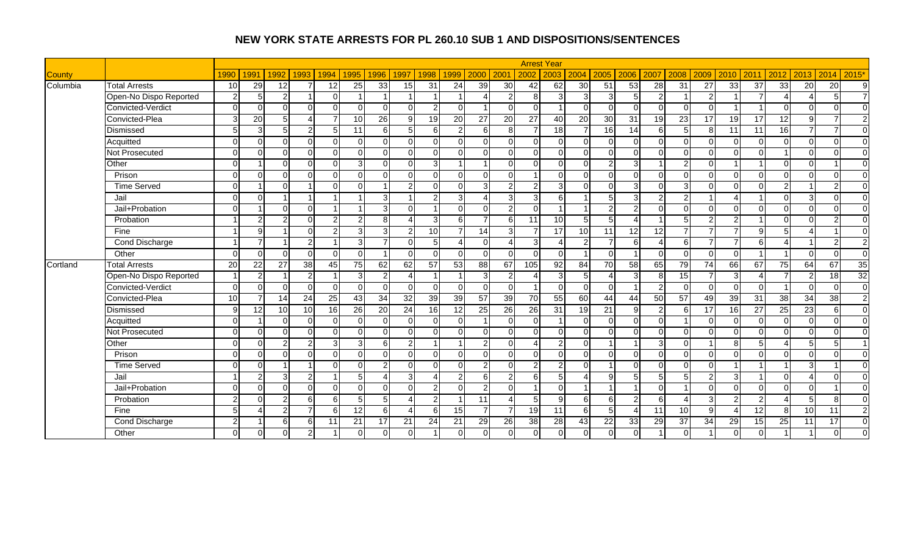# NEW YORK STATE ARRESTS FOR PL 260.10 SUB 1 AND DISPOSITIONS/SENTENCES

| County | | Arrest Year | | | | | | | | | | | | | | | | | | | | | | | | | |
|---|---|---|---|---|---|---|---|---|---|---|---|---|---|---|---|---|---|---|---|---|---|---|---|---|---|---|---|
| | | 1990 | 1991 | 1992 | 1993 | 1994 | 1995 | 1996 | 1997 | 1998 | 1999 | 2000 | 2001 | 2002 | 2003 | 2004 | 2005 | 2006 | 2007 | 2008 | 2009 | 2010 | 2011 | 2012 | 2013 | 2014 | 2015* |
| Columbia | Total Arrests | 10 | 29 | 12 | 7 | 12 | 25 | 33 | 15 | 31 | 24 | 39 | 30 | 42 | 62 | 30 | 51 | 53 | 28 | 31 | 27 | 33 | 37 | 33 | 20 | 20 | 9 |
| | Open-No Dispo Reported | 2 | 5 | 2 | 1 | 0 | 1 | 1 | 1 | 1 | 1 | 4 | 2 | 8 | 3 | 3 | 3 | 5 | 2 | 1 | 2 | 1 | 7 | 4 | 4 | 5 | 7 |
| | Convicted-Verdict | 0 | 0 | 0 | 0 | 0 | 0 | 0 | 0 | 2 | 0 | 1 | 0 | 0 | 1 | 0 | 0 | 0 | 0 | 0 | 0 | 1 | 1 | 0 | 0 | 0 | 0 |
| | Convicted-Plea | 3 | 20 | 5 | 4 | 7 | 10 | 26 | 9 | 19 | 20 | 27 | 20 | 27 | 40 | 20 | 30 | 31 | 19 | 23 | 17 | 19 | 17 | 12 | 9 | 7 | 2 |
| | Dismissed | 5 | 3 | 5 | 2 | 5 | 11 | 6 | 5 | 6 | 2 | 6 | 8 | 7 | 18 | 7 | 16 | 14 | 6 | 5 | 8 | 11 | 11 | 16 | 7 | 7 | 0 |
| | Acquitted | 0 | 0 | 0 | 0 | 0 | 0 | 0 | 0 | 0 | 0 | 0 | 0 | 0 | 0 | 0 | 0 | 0 | 0 | 0 | 0 | 0 | 0 | 0 | 0 | 0 | 0 |
| | Not Prosecuted | 0 | 0 | 0 | 0 | 0 | 0 | 0 | 0 | 0 | 0 | 0 | 0 | 0 | 0 | 0 | 0 | 0 | 0 | 0 | 0 | 0 | 0 | 1 | 0 | 0 | 0 |
| | Other | 0 | 1 | 0 | 0 | 0 | 3 | 0 | 0 | 3 | 1 | 1 | 0 | 0 | 0 | 0 | 2 | 3 | 1 | 2 | 0 | 1 | 1 | 0 | 0 | 1 | 0 |
| | Prison | 0 | 0 | 0 | 0 | 0 | 0 | 0 | 0 | 0 | 0 | 0 | 0 | 0 | 0 | 0 | 0 | 0 | 0 | 0 | 0 | 0 | 0 | 0 | 0 | 0 | 0 |
| | Time Served | 0 | 1 | 0 | 1 | 0 | 0 | 1 | 2 | 0 | 0 | 3 | 2 | 2 | 3 | 0 | 0 | 3 | 0 | 3 | 0 | 0 | 0 | 2 | 1 | 2 | 0 |
| | Jail | 0 | 0 | 1 | 1 | 1 | 1 | 3 | 1 | 2 | 3 | 4 | 3 | 3 | 6 | 1 | 5 | 3 | 2 | 2 | 1 | 4 | 1 | 0 | 3 | 0 | 0 |
| | Jail+Probation | 0 | 1 | 0 | 0 | 1 | 1 | 3 | 0 | 1 | 0 | 0 | 2 | 0 | 1 | 1 | 2 | 2 | 0 | 0 | 0 | 0 | 0 | 0 | 0 | 0 | 0 |
| | Probation | 1 | 2 | 2 | 0 | 2 | 2 | 8 | 4 | 3 | 6 | 7 | 6 | 11 | 10 | 5 | 5 | 4 | 1 | 5 | 2 | 2 | 1 | 0 | 0 | 2 | 0 |
| | Fine | 1 | 9 | 1 | 0 | 2 | 3 | 3 | 2 | 10 | 7 | 14 | 3 | 7 | 17 | 10 | 11 | 12 | 12 | 7 | 7 | 7 | 9 | 5 | 4 | 1 | 0 |
| | Cond Discharge | 1 | 7 | 1 | 2 | 1 | 3 | 7 | 0 | 5 | 4 | 0 | 4 | 3 | 4 | 2 | 7 | 6 | 4 | 6 | 7 | 7 | 6 | 4 | 1 | 2 | 2 |
| | Other | 0 | 0 | 0 | 0 | 0 | 0 | 1 | 0 | 0 | 0 | 0 | 0 | 0 | 0 | 1 | 0 | 1 | 0 | 0 | 0 | 0 | 1 | 1 | 0 | 0 | 0 |
| Cortland | Total Arrests | 20 | 22 | 27 | 38 | 45 | 75 | 62 | 62 | 57 | 53 | 88 | 67 | 105 | 92 | 84 | 70 | 58 | 65 | 79 | 74 | 66 | 67 | 75 | 64 | 67 | 35 |
| | Open-No Dispo Reported | 1 | 2 | 1 | 2 | 1 | 3 | 2 | 4 | 1 | 1 | 3 | 2 | 4 | 3 | 5 | 4 | 3 | 8 | 15 | 7 | 3 | 4 | 7 | 2 | 18 | 32 |
| | Convicted-Verdict | 0 | 0 | 0 | 0 | 0 | 0 | 0 | 0 | 0 | 0 | 0 | 0 | 1 | 0 | 0 | 0 | 1 | 2 | 0 | 0 | 0 | 0 | 1 | 0 | 0 | 0 |
| | Convicted-Plea | 10 | 7 | 14 | 24 | 25 | 43 | 34 | 32 | 39 | 39 | 57 | 39 | 70 | 55 | 60 | 44 | 44 | 50 | 57 | 49 | 39 | 31 | 38 | 34 | 38 | 2 |
| | Dismissed | 9 | 12 | 10 | 10 | 16 | 26 | 20 | 24 | 16 | 12 | 25 | 26 | 26 | 31 | 19 | 21 | 9 | 2 | 6 | 17 | 16 | 27 | 25 | 23 | 6 | 0 |
| | Acquitted | 0 | 1 | 0 | 0 | 0 | 0 | 0 | 0 | 0 | 0 | 1 | 0 | 0 | 1 | 0 | 0 | 0 | 0 | 1 | 0 | 0 | 0 | 0 | 0 | 0 | 0 |
| | Not Prosecuted | 0 | 0 | 0 | 0 | 0 | 0 | 0 | 0 | 0 | 0 | 0 | 0 | 0 | 0 | 0 | 0 | 0 | 0 | 0 | 0 | 0 | 0 | 0 | 0 | 0 | 0 |
| | Other | 0 | 0 | 2 | 2 | 3 | 3 | 6 | 2 | 1 | 1 | 2 | 0 | 4 | 2 | 0 | 1 | 1 | 3 | 0 | 1 | 8 | 5 | 4 | 5 | 5 | 1 |
| | Prison | 0 | 0 | 0 | 0 | 0 | 0 | 0 | 0 | 0 | 0 | 0 | 0 | 0 | 0 | 0 | 0 | 0 | 0 | 0 | 0 | 0 | 0 | 0 | 0 | 0 | 0 |
| | Time Served | 0 | 0 | 1 | 1 | 0 | 0 | 2 | 0 | 0 | 0 | 2 | 0 | 2 | 2 | 0 | 1 | 0 | 0 | 0 | 0 | 1 | 1 | 1 | 3 | 1 | 0 |
| | Jail | 1 | 2 | 3 | 2 | 1 | 5 | 4 | 3 | 4 | 2 | 6 | 2 | 6 | 5 | 4 | 9 | 5 | 5 | 5 | 2 | 3 | 1 | 0 | 4 | 0 | 0 |
| | Jail+Probation | 0 | 0 | 0 | 0 | 0 | 0 | 0 | 0 | 2 | 0 | 2 | 0 | 1 | 0 | 1 | 1 | 1 | 0 | 1 | 0 | 0 | 0 | 0 | 0 | 1 | 0 |
| | Probation | 2 | 0 | 2 | 6 | 6 | 5 | 5 | 4 | 2 | 1 | 11 | 4 | 5 | 9 | 6 | 6 | 2 | 6 | 4 | 3 | 2 | 2 | 4 | 5 | 8 | 0 |
| | Fine | 5 | 4 | 2 | 7 | 6 | 12 | 6 | 4 | 6 | 15 | 7 | 7 | 19 | 11 | 6 | 5 | 4 | 11 | 10 | 9 | 4 | 12 | 8 | 10 | 11 | 2 |
| | Cond Discharge | 2 | 1 | 6 | 6 | 11 | 21 | 17 | 21 | 24 | 21 | 29 | 26 | 38 | 28 | 43 | 22 | 33 | 29 | 37 | 34 | 29 | 15 | 25 | 11 | 17 | 0 |
| | Other | 0 | 0 | 0 | 2 | 1 | 0 | 0 | 0 | 1 | 0 | 0 | 0 | 0 | 0 | 0 | 0 | 0 | 1 | 0 | 1 | 0 | 0 | 1 | 1 | 0 | 0 |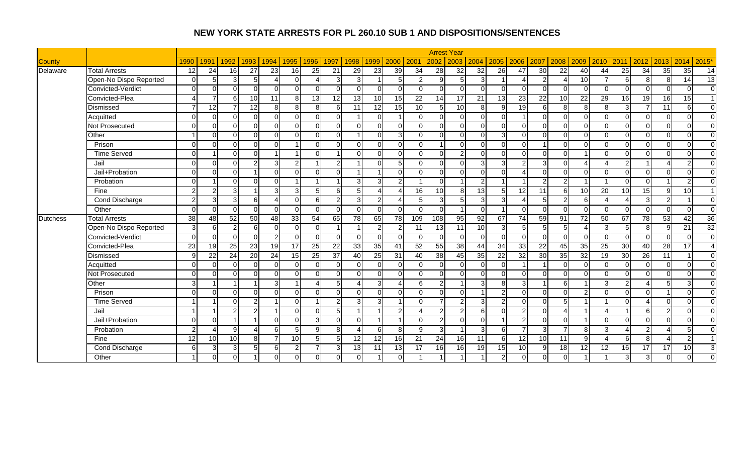## NEW YORK STATE ARRESTS FOR PL 260.10 SUB 1 AND DISPOSITIONS/SENTENCES

| | | Arrest Year | | | | | | | | | | | | | | | | | | | | | | | | | |
|---|---|---|---|---|---|---|---|---|---|---|---|---|---|---|---|---|---|---|---|---|---|---|---|---|---|---|---|
| County | | 1990 | 1991 | 1992 | 1993 | 1994 | 1995 | 1996 | 1997 | 1998 | 1999 | 2000 | 2001 | 2002 | 2003 | 2004 | 2005 | 2006 | 2007 | 2008 | 2009 | 2010 | 2011 | 2012 | 2013 | 2014 | 2015* |
| Delaware | Total Arrests | 12 | 24 | 16 | 27 | 23 | 16 | 25 | 21 | 29 | 23 | 39 | 34 | 28 | 32 | 32 | 26 | 47 | 30 | 22 | 40 | 44 | 25 | 34 | 35 | 35 | 14 |
| | Open-No Dispo Reported | 0 | 5 | 3 | 5 | 4 | 0 | 4 | 3 | 3 | 1 | 5 | 2 | 9 | 5 | 3 | 1 | 4 | 2 | 4 | 10 | 7 | 6 | 8 | 8 | 14 | 13 |
| | Convicted-Verdict | 0 | 0 | 0 | 0 | 0 | 0 | 0 | 0 | 0 | 0 | 0 | 0 | 0 | 0 | 0 | 0 | 0 | 0 | 0 | 0 | 0 | 0 | 0 | 0 | 0 | 0 |
| | Convicted-Plea | 4 | 7 | 6 | 10 | 11 | 8 | 13 | 12 | 13 | 10 | 15 | 22 | 14 | 17 | 21 | 13 | 23 | 22 | 10 | 22 | 29 | 16 | 19 | 16 | 15 | 1 |
| | Dismissed | 7 | 12 | 7 | 12 | 8 | 8 | 8 | 6 | 11 | 12 | 15 | 10 | 5 | 10 | 8 | 9 | 19 | 6 | 8 | 8 | 8 | 3 | 7 | 11 | 6 | 0 |
| | Acquitted | 0 | 0 | 0 | 0 | 0 | 0 | 0 | 0 | 1 | 0 | 1 | 0 | 0 | 0 | 0 | 0 | 1 | 0 | 0 | 0 | 0 | 0 | 0 | 0 | 0 | 0 |
| | Not Prosecuted | 0 | 0 | 0 | 0 | 0 | 0 | 0 | 0 | 0 | 0 | 0 | 0 | 0 | 0 | 0 | 0 | 0 | 0 | 0 | 0 | 0 | 0 | 0 | 0 | 0 | 0 |
| | Other | 1 | 0 | 0 | 0 | 0 | 0 | 0 | 0 | 1 | 0 | 3 | 0 | 0 | 0 | 0 | 3 | 0 | 0 | 0 | 0 | 0 | 0 | 0 | 0 | 0 | 0 |
| | Prison | 0 | 0 | 0 | 0 | 0 | 1 | 0 | 0 | 0 | 0 | 0 | 0 | 1 | 0 | 0 | 0 | 0 | 1 | 0 | 0 | 0 | 0 | 0 | 0 | 0 | 0 |
| | Time Served | 0 | 1 | 0 | 0 | 1 | 1 | 0 | 1 | 0 | 0 | 0 | 0 | 0 | 2 | 0 | 0 | 0 | 0 | 0 | 1 | 0 | 0 | 0 | 0 | 0 | 0 |
| | Jail | 0 | 0 | 0 | 2 | 3 | 2 | 1 | 2 | 1 | 0 | 5 | 0 | 0 | 0 | 3 | 3 | 2 | 3 | 0 | 4 | 4 | 2 | 1 | 4 | 2 | 0 |
| | Jail+Probation | 0 | 0 | 0 | 1 | 0 | 0 | 0 | 0 | 1 | 1 | 0 | 0 | 0 | 0 | 0 | 0 | 4 | 0 | 0 | 0 | 0 | 0 | 0 | 0 | 0 | 0 |
| | Probation | 0 | 1 | 0 | 0 | 0 | 1 | 1 | 1 | 3 | 3 | 2 | 1 | 0 | 1 | 2 | 1 | 1 | 2 | 2 | 1 | 1 | 0 | 0 | 1 | 2 | 0 |
| | Fine | 2 | 2 | 3 | 1 | 3 | 3 | 5 | 6 | 5 | 4 | 4 | 16 | 10 | 8 | 13 | 5 | 12 | 11 | 6 | 10 | 20 | 10 | 15 | 9 | 10 | 1 |
| | Cond Discharge | 2 | 3 | 3 | 6 | 4 | 0 | 6 | 2 | 3 | 2 | 4 | 5 | 3 | 5 | 3 | 3 | 4 | 5 | 2 | 6 | 4 | 4 | 3 | 2 | 1 | 0 |
| | Other | 0 | 0 | 0 | 0 | 0 | 0 | 0 | 0 | 0 | 0 | 0 | 0 | 0 | 1 | 0 | 1 | 0 | 0 | 0 | 0 | 0 | 0 | 0 | 0 | 0 | 0 |
| Dutchess | Total Arrests | 38 | 48 | 52 | 50 | 48 | 33 | 54 | 65 | 78 | 65 | 78 | 109 | 108 | 95 | 92 | 67 | 74 | 59 | 91 | 72 | 50 | 67 | 78 | 53 | 42 | 36 |
| | Open-No Dispo Reported | 3 | 6 | 2 | 6 | 0 | 0 | 0 | 1 | 1 | 2 | 2 | 11 | 13 | 11 | 10 | 3 | 5 | 5 | 5 | 4 | 3 | 5 | 8 | 9 | 21 | 32 |
| | Convicted-Verdict | 0 | 0 | 0 | 0 | 2 | 0 | 0 | 0 | 0 | 0 | 0 | 0 | 0 | 0 | 0 | 0 | 0 | 0 | 0 | 0 | 0 | 0 | 0 | 0 | 0 | 0 |
| | Convicted-Plea | 23 | 19 | 25 | 23 | 19 | 17 | 25 | 22 | 33 | 35 | 41 | 52 | 55 | 38 | 44 | 34 | 33 | 22 | 45 | 35 | 25 | 30 | 40 | 28 | 17 | 4 |
| | Dismissed | 9 | 22 | 24 | 20 | 24 | 15 | 25 | 37 | 40 | 25 | 31 | 40 | 38 | 45 | 35 | 22 | 32 | 30 | 35 | 32 | 19 | 30 | 26 | 11 | 1 | 0 |
| | Acquitted | 0 | 0 | 0 | 0 | 0 | 0 | 0 | 0 | 0 | 0 | 0 | 0 | 0 | 0 | 0 | 0 | 1 | 1 | 0 | 0 | 0 | 0 | 0 | 0 | 0 | 0 |
| | Not Prosecuted | 0 | 0 | 0 | 0 | 0 | 0 | 0 | 0 | 0 | 0 | 0 | 0 | 0 | 0 | 0 | 0 | 0 | 0 | 0 | 0 | 0 | 0 | 0 | 0 | 0 | 0 |
| | Other | 3 | 1 | 1 | 1 | 3 | 1 | 4 | 5 | 4 | 3 | 4 | 6 | 2 | 1 | 3 | 8 | 3 | 1 | 6 | 1 | 3 | 2 | 4 | 5 | 3 | 0 |
| | Prison | 0 | 0 | 0 | 0 | 0 | 0 | 0 | 0 | 0 | 0 | 0 | 0 | 0 | 0 | 1 | 2 | 0 | 0 | 0 | 2 | 0 | 0 | 0 | 1 | 0 | 0 |
| | Time Served | 1 | 1 | 0 | 2 | 1 | 0 | 1 | 2 | 3 | 3 | 1 | 0 | 7 | 2 | 3 | 2 | 0 | 0 | 5 | 1 | 1 | 0 | 4 | 0 | 0 | 0 |
| | Jail | 1 | 1 | 2 | 2 | 1 | 0 | 0 | 5 | 1 | 1 | 2 | 4 | 2 | 2 | 6 | 0 | 2 | 0 | 4 | 1 | 4 | 1 | 6 | 2 | 0 | 0 |
| | Jail+Probation | 0 | 0 | 1 | 1 | 0 | 0 | 3 | 0 | 0 | 1 | 1 | 0 | 2 | 0 | 0 | 1 | 2 | 0 | 0 | 1 | 0 | 0 | 0 | 0 | 0 | 0 |
| | Probation | 2 | 4 | 9 | 4 | 6 | 5 | 9 | 8 | 4 | 6 | 8 | 9 | 3 | 1 | 3 | 6 | 7 | 3 | 7 | 8 | 3 | 4 | 2 | 4 | 5 | 0 |
| | Fine | 12 | 10 | 10 | 8 | 7 | 10 | 5 | 5 | 12 | 12 | 16 | 21 | 24 | 16 | 11 | 6 | 12 | 10 | 11 | 9 | 4 | 6 | 8 | 4 | 2 | 1 |
| | Cond Discharge | 6 | 3 | 3 | 5 | 6 | 2 | 7 | 3 | 13 | 11 | 13 | 17 | 16 | 16 | 19 | 15 | 10 | 9 | 18 | 12 | 12 | 16 | 17 | 17 | 10 | 3 |
| | Other | 1 | 0 | 0 | 1 | 0 | 0 | 0 | 0 | 0 | 1 | 0 | 1 | 1 | 1 | 1 | 2 | 0 | 0 | 0 | 1 | 1 | 3 | 3 | 0 | 0 | 0 |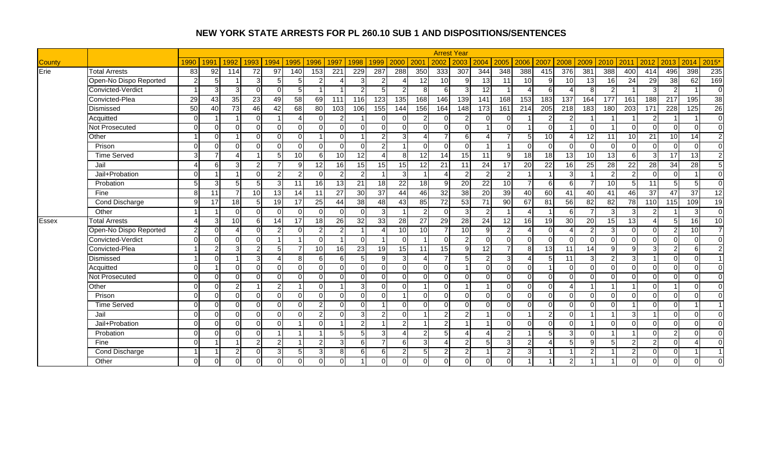# NEW YORK STATE ARRESTS FOR PL 260.10 SUB 1 AND DISPOSITIONS/SENTENCES

| County | | Arrest Year | | | | | | | | | | | | | | | | | | | | | | | | | |
|---|---|---|---|---|---|---|---|---|---|---|---|---|---|---|---|---|---|---|---|---|---|---|---|---|---|---|---|
| | | 1990 | 1991 | 1992 | 1993 | 1994 | 1995 | 1996 | 1997 | 1998 | 1999 | 2000 | 2001 | 2002 | 2003 | 2004 | 2005 | 2006 | 2007 | 2008 | 2009 | 2010 | 2011 | 2012 | 2013 | 2014 | 2015* |
| Erie | Total Arrests | 83 | 92 | 114 | 72 | 97 | 140 | 153 | 221 | 229 | 287 | 288 | 350 | 333 | 307 | 344 | 348 | 388 | 415 | 376 | 381 | 388 | 400 | 414 | 496 | 398 | 235 |
| | Open-No Dispo Reported | 2 | 5 | 1 | 3 | 5 | 5 | 2 | 4 | 3 | 2 | 4 | 12 | 10 | 9 | 13 | 11 | 10 | 9 | 10 | 13 | 16 | 24 | 29 | 38 | 62 | 169 |
| | Convicted-Verdict | 1 | 3 | 3 | 0 | 0 | 5 | 1 | 1 | 2 | 5 | 2 | 8 | 6 | 3 | 12 | 1 | 4 | 6 | 4 | 8 | 2 | 1 | 3 | 2 | 1 | 0 |
| | Convicted-Plea | 29 | 43 | 35 | 23 | 49 | 58 | 69 | 111 | 116 | 123 | 135 | 168 | 146 | 139 | 141 | 168 | 153 | 183 | 137 | 164 | 177 | 161 | 188 | 217 | 195 | 38 |
| | Dismissed | 50 | 40 | 73 | 46 | 42 | 68 | 80 | 103 | 106 | 155 | 144 | 156 | 164 | 148 | 173 | 161 | 214 | 205 | 218 | 183 | 180 | 203 | 171 | 228 | 125 | 26 |
| | Acquitted | 0 | 1 | 1 | 0 | 1 | 4 | 0 | 2 | 1 | 0 | 0 | 2 | 0 | 2 | 0 | 0 | 1 | 2 | 2 | 1 | 1 | 1 | 2 | 1 | 1 | 0 |
| | Not Prosecuted | 0 | 0 | 0 | 0 | 0 | 0 | 0 | 0 | 0 | 0 | 0 | 0 | 0 | 0 | 1 | 0 | 1 | 0 | 1 | 0 | 1 | 0 | 0 | 0 | 0 | 0 |
| | Other | 1 | 0 | 1 | 0 | 0 | 0 | 1 | 0 | 1 | 2 | 3 | 4 | 7 | 6 | 4 | 7 | 5 | 10 | 4 | 12 | 11 | 10 | 21 | 10 | 14 | 2 |
| | Prison | 0 | 0 | 0 | 0 | 0 | 0 | 0 | 0 | 0 | 2 | 1 | 0 | 0 | 0 | 1 | 1 | 0 | 0 | 0 | 0 | 0 | 0 | 0 | 0 | 0 | 0 |
| | Time Served | 3 | 7 | 4 | 1 | 5 | 10 | 6 | 10 | 12 | 4 | 8 | 12 | 14 | 15 | 11 | 9 | 18 | 18 | 13 | 10 | 13 | 6 | 3 | 17 | 13 | 2 |
| | Jail | 4 | 6 | 3 | 2 | 7 | 9 | 12 | 16 | 15 | 15 | 15 | 12 | 21 | 11 | 24 | 17 | 20 | 22 | 16 | 25 | 28 | 22 | 28 | 34 | 28 | 5 |
| | Jail+Probation | 0 | 1 | 1 | 0 | 2 | 2 | 0 | 2 | 2 | 1 | 3 | 1 | 4 | 2 | 2 | 2 | 1 | 1 | 3 | 1 | 2 | 2 | 0 | 0 | 1 | 0 |
| | Probation | 5 | 3 | 5 | 5 | 3 | 11 | 16 | 13 | 21 | 18 | 22 | 18 | 9 | 20 | 22 | 10 | 7 | 6 | 6 | 7 | 10 | 5 | 11 | 5 | 5 | 0 |
| | Fine | 8 | 11 | 7 | 10 | 13 | 14 | 11 | 27 | 30 | 37 | 44 | 46 | 32 | 38 | 20 | 39 | 40 | 60 | 41 | 40 | 41 | 46 | 37 | 47 | 37 | 12 |
| | Cond Discharge | 9 | 17 | 18 | 5 | 19 | 17 | 25 | 44 | 38 | 48 | 43 | 85 | 72 | 53 | 71 | 90 | 67 | 81 | 56 | 82 | 82 | 78 | 110 | 115 | 109 | 19 |
| | Other | 1 | 1 | 0 | 0 | 0 | 0 | 0 | 0 | 0 | 3 | 1 | 2 | 0 | 3 | 2 | 1 | 4 | 1 | 6 | 7 | 3 | 3 | 2 | 1 | 3 | 0 |
| Essex | Total Arrests | 4 | 3 | 10 | 6 | 14 | 17 | 18 | 26 | 32 | 33 | 28 | 27 | 29 | 28 | 24 | 12 | 16 | 19 | 30 | 20 | 15 | 13 | 4 | 5 | 16 | 10 |
| | Open-No Dispo Reported | 2 | 0 | 4 | 0 | 2 | 0 | 2 | 2 | 1 | 4 | 10 | 10 | 7 | 10 | 9 | 2 | 4 | 0 | 4 | 2 | 3 | 0 | 0 | 2 | 10 | 7 |
| | Convicted-Verdict | 0 | 0 | 0 | 0 | 1 | 1 | 0 | 1 | 0 | 1 | 0 | 1 | 0 | 2 | 0 | 0 | 0 | 0 | 0 | 0 | 0 | 0 | 0 | 0 | 0 | 0 |
| | Convicted-Plea | 1 | 2 | 3 | 2 | 5 | 7 | 10 | 16 | 23 | 19 | 15 | 11 | 15 | 9 | 12 | 7 | 8 | 13 | 11 | 14 | 9 | 9 | 3 | 2 | 6 | 2 |
| | Dismissed | 1 | 0 | 1 | 3 | 4 | 8 | 6 | 6 | 5 | 9 | 3 | 4 | 7 | 5 | 2 | 3 | 4 | 5 | 11 | 3 | 2 | 3 | 1 | 0 | 0 | 1 |
| | Acquitted | 0 | 1 | 0 | 0 | 0 | 0 | 0 | 0 | 0 | 0 | 0 | 0 | 0 | 1 | 0 | 0 | 0 | 1 | 0 | 0 | 0 | 0 | 0 | 0 | 0 | 0 |
| | Not Prosecuted | 0 | 0 | 0 | 0 | 0 | 0 | 0 | 0 | 0 | 0 | 0 | 0 | 0 | 0 | 0 | 0 | 0 | 0 | 0 | 0 | 0 | 0 | 0 | 0 | 0 | 0 |
| | Other | 0 | 0 | 2 | 1 | 2 | 1 | 0 | 1 | 3 | 0 | 0 | 1 | 0 | 1 | 1 | 0 | 0 | 0 | 4 | 1 | 1 | 1 | 0 | 1 | 0 | 0 |
| | Prison | 0 | 0 | 0 | 0 | 0 | 0 | 0 | 0 | 0 | 0 | 1 | 0 | 0 | 0 | 0 | 0 | 0 | 0 | 0 | 0 | 0 | 0 | 0 | 0 | 0 | 0 |
| | Time Served | 0 | 0 | 0 | 0 | 0 | 0 | 2 | 0 | 0 | 1 | 0 | 0 | 0 | 0 | 0 | 0 | 0 | 0 | 0 | 0 | 0 | 1 | 0 | 0 | 1 | 1 |
| | Jail | 0 | 0 | 0 | 0 | 0 | 0 | 2 | 0 | 3 | 2 | 0 | 1 | 2 | 2 | 1 | 0 | 1 | 2 | 0 | 1 | 1 | 3 | 1 | 0 | 0 | 0 |
| | Jail+Probation | 0 | 0 | 0 | 0 | 0 | 1 | 0 | 1 | 2 | 1 | 2 | 1 | 2 | 1 | 1 | 0 | 0 | 0 | 0 | 1 | 0 | 0 | 0 | 0 | 0 | 0 |
| | Probation | 0 | 0 | 0 | 0 | 1 | 1 | 1 | 5 | 5 | 3 | 4 | 2 | 5 | 4 | 4 | 2 | 1 | 5 | 3 | 0 | 1 | 1 | 0 | 2 | 0 | 0 |
| | Fine | 0 | 1 | 1 | 2 | 2 | 1 | 2 | 3 | 6 | 7 | 6 | 3 | 4 | 2 | 5 | 3 | 2 | 4 | 5 | 9 | 5 | 2 | 2 | 0 | 4 | 0 |
| | Cond Discharge | 1 | 1 | 2 | 0 | 3 | 5 | 3 | 8 | 6 | 6 | 2 | 5 | 2 | 2 | 1 | 2 | 3 | 1 | 1 | 2 | 1 | 2 | 0 | 0 | 1 | 1 |
| | Other | 0 | 0 | 0 | 0 | 0 | 0 | 0 | 0 | 1 | 0 | 0 | 0 | 0 | 0 | 0 | 0 | 1 | 1 | 2 | 1 | 1 | 0 | 0 | 0 | 0 | 0 |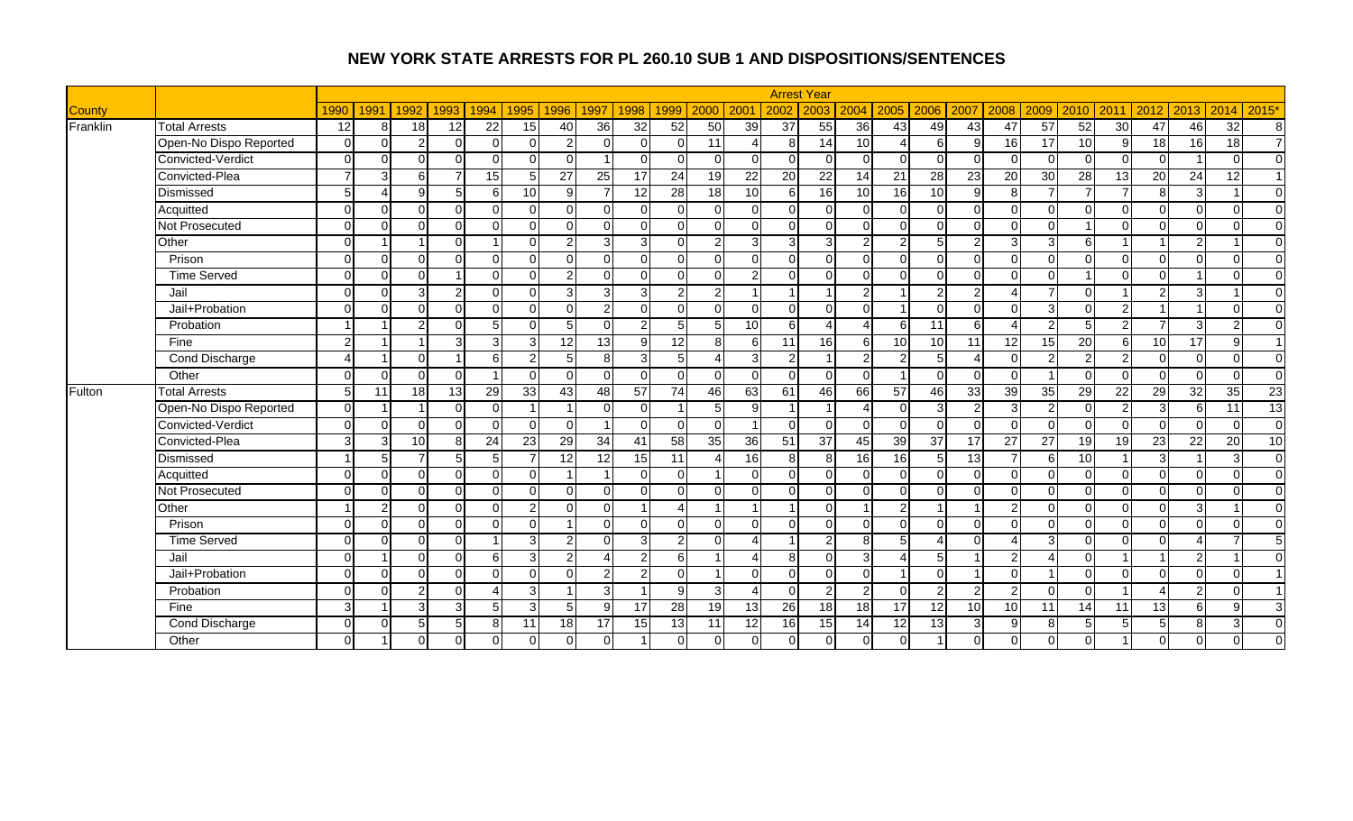# NEW YORK STATE ARRESTS FOR PL 260.10 SUB 1 AND DISPOSITIONS/SENTENCES

| County | | Arrest Year | | | | | | | | | | | | | | | | | | | | | | | | | |
|---|---|---|---|---|---|---|---|---|---|---|---|---|---|---|---|---|---|---|---|---|---|---|---|---|---|---|---|
| | | 1990 | 1991 | 1992 | 1993 | 1994 | 1995 | 1996 | 1997 | 1998 | 1999 | 2000 | 2001 | 2002 | 2003 | 2004 | 2005 | 2006 | 2007 | 2008 | 2009 | 2010 | 2011 | 2012 | 2013 | 2014 | 2015* |
| Franklin | Total Arrests | 12 | 8 | 18 | 12 | 22 | 15 | 40 | 36 | 32 | 52 | 50 | 39 | 37 | 55 | 36 | 43 | 49 | 43 | 47 | 57 | 52 | 30 | 47 | 46 | 32 | 8 |
| | Open-No Dispo Reported | 0 | 0 | 2 | 0 | 0 | 0 | 2 | 0 | 0 | 0 | 11 | 4 | 8 | 14 | 10 | 4 | 6 | 9 | 16 | 17 | 10 | 9 | 18 | 16 | 18 | 7 |
| | Convicted-Verdict | 0 | 0 | 0 | 0 | 0 | 0 | 0 | 1 | 0 | 0 | 0 | 0 | 0 | 0 | 0 | 0 | 0 | 0 | 0 | 0 | 0 | 0 | 0 | 1 | 0 | 0 |
| | Convicted-Plea | 7 | 3 | 6 | 7 | 15 | 5 | 27 | 25 | 17 | 24 | 19 | 22 | 20 | 22 | 14 | 21 | 28 | 23 | 20 | 30 | 28 | 13 | 20 | 24 | 12 | 1 |
| | Dismissed | 5 | 4 | 9 | 5 | 6 | 10 | 9 | 7 | 12 | 28 | 18 | 10 | 6 | 16 | 10 | 16 | 10 | 9 | 8 | 7 | 7 | 7 | 8 | 3 | 1 | 0 |
| | Acquitted | 0 | 0 | 0 | 0 | 0 | 0 | 0 | 0 | 0 | 0 | 0 | 0 | 0 | 0 | 0 | 0 | 0 | 0 | 0 | 0 | 0 | 0 | 0 | 0 | 0 | 0 |
| | Not Prosecuted | 0 | 0 | 0 | 0 | 0 | 0 | 0 | 0 | 0 | 0 | 0 | 0 | 0 | 0 | 0 | 0 | 0 | 0 | 0 | 0 | 1 | 0 | 0 | 0 | 0 | 0 |
| | Other | 0 | 1 | 1 | 0 | 1 | 0 | 2 | 3 | 3 | 0 | 2 | 3 | 3 | 3 | 2 | 2 | 5 | 2 | 3 | 3 | 6 | 1 | 1 | 2 | 1 | 0 |
| | Prison | 0 | 0 | 0 | 0 | 0 | 0 | 0 | 0 | 0 | 0 | 0 | 0 | 0 | 0 | 0 | 0 | 0 | 0 | 0 | 0 | 0 | 0 | 0 | 0 | 0 | 0 |
| | Time Served | 0 | 0 | 0 | 1 | 0 | 0 | 2 | 0 | 0 | 0 | 0 | 2 | 0 | 0 | 0 | 0 | 0 | 0 | 0 | 0 | 1 | 0 | 0 | 1 | 0 | 0 |
| | Jail | 0 | 0 | 3 | 2 | 0 | 0 | 3 | 3 | 3 | 2 | 2 | 1 | 1 | 1 | 2 | 1 | 2 | 2 | 4 | 7 | 0 | 1 | 2 | 3 | 1 | 0 |
| | Jail+Probation | 0 | 0 | 0 | 0 | 0 | 0 | 0 | 2 | 0 | 0 | 0 | 0 | 0 | 0 | 0 | 1 | 0 | 0 | 0 | 3 | 0 | 2 | 1 | 1 | 0 | 0 |
| | Probation | 1 | 1 | 2 | 0 | 5 | 0 | 5 | 0 | 2 | 5 | 5 | 10 | 6 | 4 | 4 | 6 | 11 | 6 | 4 | 2 | 5 | 2 | 7 | 3 | 2 | 0 |
| | Fine | 2 | 1 | 1 | 3 | 3 | 3 | 12 | 13 | 9 | 12 | 8 | 6 | 11 | 16 | 6 | 10 | 10 | 11 | 12 | 15 | 20 | 6 | 10 | 17 | 9 | 1 |
| | Cond Discharge | 4 | 1 | 0 | 1 | 6 | 2 | 5 | 8 | 3 | 5 | 4 | 3 | 2 | 1 | 2 | 2 | 5 | 4 | 0 | 2 | 2 | 2 | 0 | 0 | 0 | 0 |
| | Other | 0 | 0 | 0 | 0 | 1 | 0 | 0 | 0 | 0 | 0 | 0 | 0 | 0 | 0 | 0 | 1 | 0 | 0 | 0 | 1 | 0 | 0 | 0 | 0 | 0 | 0 |
| Fulton | Total Arrests | 5 | 11 | 18 | 13 | 29 | 33 | 43 | 48 | 57 | 74 | 46 | 63 | 61 | 46 | 66 | 57 | 46 | 33 | 39 | 35 | 29 | 22 | 29 | 32 | 35 | 23 |
| | Open-No Dispo Reported | 0 | 1 | 1 | 0 | 0 | 1 | 1 | 0 | 0 | 1 | 5 | 9 | 1 | 1 | 4 | 0 | 3 | 2 | 3 | 2 | 0 | 2 | 3 | 6 | 11 | 13 |
| | Convicted-Verdict | 0 | 0 | 0 | 0 | 0 | 0 | 0 | 1 | 0 | 0 | 0 | 1 | 0 | 0 | 0 | 0 | 0 | 0 | 0 | 0 | 0 | 0 | 0 | 0 | 0 | 0 |
| | Convicted-Plea | 3 | 3 | 10 | 8 | 24 | 23 | 29 | 34 | 41 | 58 | 35 | 36 | 51 | 37 | 45 | 39 | 37 | 17 | 27 | 27 | 19 | 19 | 23 | 22 | 20 | 10 |
| | Dismissed | 1 | 5 | 7 | 5 | 5 | 7 | 12 | 12 | 15 | 11 | 4 | 16 | 8 | 8 | 16 | 16 | 5 | 13 | 7 | 6 | 10 | 1 | 3 | 1 | 3 | 0 |
| | Acquitted | 0 | 0 | 0 | 0 | 0 | 0 | 1 | 1 | 0 | 0 | 1 | 0 | 0 | 0 | 0 | 0 | 0 | 0 | 0 | 0 | 0 | 0 | 0 | 0 | 0 | 0 |
| | Not Prosecuted | 0 | 0 | 0 | 0 | 0 | 0 | 0 | 0 | 0 | 0 | 0 | 0 | 0 | 0 | 0 | 0 | 0 | 0 | 0 | 0 | 0 | 0 | 0 | 0 | 0 | 0 |
| | Other | 1 | 2 | 0 | 0 | 0 | 2 | 0 | 0 | 1 | 4 | 1 | 1 | 1 | 0 | 1 | 2 | 1 | 1 | 2 | 0 | 0 | 0 | 0 | 3 | 1 | 0 |
| | Prison | 0 | 0 | 0 | 0 | 0 | 0 | 1 | 0 | 0 | 0 | 0 | 0 | 0 | 0 | 0 | 0 | 0 | 0 | 0 | 0 | 0 | 0 | 0 | 0 | 0 | 0 |
| | Time Served | 0 | 0 | 0 | 0 | 1 | 3 | 2 | 0 | 3 | 2 | 0 | 4 | 1 | 2 | 8 | 5 | 4 | 0 | 4 | 3 | 0 | 0 | 0 | 4 | 7 | 5 |
| | Jail | 0 | 1 | 0 | 0 | 6 | 3 | 2 | 4 | 2 | 6 | 1 | 4 | 8 | 0 | 3 | 4 | 5 | 1 | 2 | 4 | 0 | 1 | 1 | 2 | 1 | 0 |
| | Jail+Probation | 0 | 0 | 0 | 0 | 0 | 0 | 0 | 2 | 2 | 0 | 1 | 0 | 0 | 0 | 0 | 1 | 0 | 1 | 0 | 1 | 0 | 0 | 0 | 0 | 0 | 1 |
| | Probation | 0 | 0 | 2 | 0 | 4 | 3 | 1 | 3 | 1 | 9 | 3 | 4 | 0 | 2 | 2 | 0 | 2 | 2 | 2 | 0 | 0 | 1 | 4 | 2 | 0 | 1 |
| | Fine | 3 | 1 | 3 | 3 | 5 | 3 | 5 | 9 | 17 | 28 | 19 | 13 | 26 | 18 | 18 | 17 | 12 | 10 | 10 | 11 | 14 | 11 | 13 | 6 | 9 | 3 |
| | Cond Discharge | 0 | 0 | 5 | 5 | 8 | 11 | 18 | 17 | 15 | 13 | 11 | 12 | 16 | 15 | 14 | 12 | 13 | 3 | 9 | 8 | 5 | 5 | 5 | 8 | 3 | 0 |
| | Other | 0 | 1 | 0 | 0 | 0 | 0 | 0 | 0 | 1 | 0 | 0 | 0 | 0 | 0 | 0 | 0 | 1 | 0 | 0 | 0 | 0 | 1 | 0 | 0 | 0 | 0 |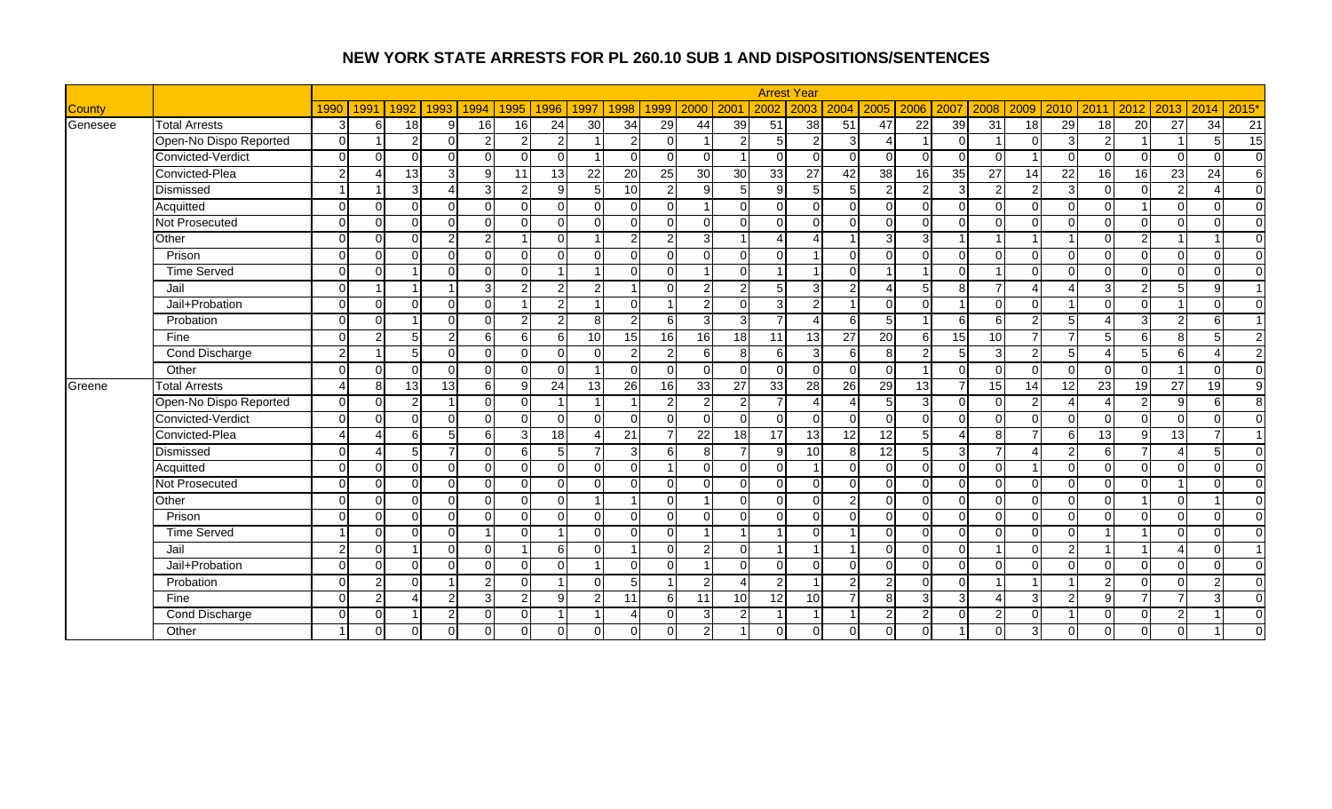# NEW YORK STATE ARRESTS FOR PL 260.10 SUB 1 AND DISPOSITIONS/SENTENCES

| County | | Arrest Year | | | | | | | | | | | | | | | | | | | | | | | | | |
|---|---|---|---|---|---|---|---|---|---|---|---|---|---|---|---|---|---|---|---|---|---|---|---|---|---|---|---|
| | | 1990 | 1991 | 1992 | 1993 | 1994 | 1995 | 1996 | 1997 | 1998 | 1999 | 2000 | 2001 | 2002 | 2003 | 2004 | 2005 | 2006 | 2007 | 2008 | 2009 | 2010 | 2011 | 2012 | 2013 | 2014 | 2015* |
| Genesee | Total Arrests | 3 | 6 | 18 | 9 | 16 | 16 | 24 | 30 | 34 | 29 | 44 | 39 | 51 | 38 | 51 | 47 | 22 | 39 | 31 | 18 | 29 | 18 | 20 | 27 | 34 | 21 |
| | Open-No Dispo Reported | 0 | 1 | 2 | 0 | 2 | 2 | 2 | 1 | 2 | 0 | 1 | 2 | 5 | 2 | 3 | 4 | 1 | 0 | 1 | 0 | 3 | 2 | 1 | 1 | 5 | 15 |
| | Convicted-Verdict | 0 | 0 | 0 | 0 | 0 | 0 | 0 | 1 | 0 | 0 | 0 | 1 | 0 | 0 | 0 | 0 | 0 | 0 | 0 | 1 | 0 | 0 | 0 | 0 | 0 | 0 |
| | Convicted-Plea | 2 | 4 | 13 | 3 | 9 | 11 | 13 | 22 | 20 | 25 | 30 | 30 | 33 | 27 | 42 | 38 | 16 | 35 | 27 | 14 | 22 | 16 | 16 | 23 | 24 | 6 |
| | Dismissed | 1 | 1 | 3 | 4 | 3 | 2 | 9 | 5 | 10 | 2 | 9 | 5 | 9 | 5 | 5 | 2 | 2 | 3 | 2 | 2 | 3 | 0 | 0 | 2 | 4 | 0 |
| | Acquitted | 0 | 0 | 0 | 0 | 0 | 0 | 0 | 0 | 0 | 0 | 1 | 0 | 0 | 0 | 0 | 0 | 0 | 0 | 0 | 0 | 0 | 0 | 1 | 0 | 0 | 0 |
| | Not Prosecuted | 0 | 0 | 0 | 0 | 0 | 0 | 0 | 0 | 0 | 0 | 0 | 0 | 0 | 0 | 0 | 0 | 0 | 0 | 0 | 0 | 0 | 0 | 0 | 0 | 0 | 0 |
| | Other | 0 | 0 | 0 | 2 | 2 | 1 | 0 | 1 | 2 | 2 | 3 | 1 | 4 | 4 | 1 | 3 | 3 | 1 | 1 | 1 | 1 | 0 | 2 | 1 | 1 | 0 |
| | Prison | 0 | 0 | 0 | 0 | 0 | 0 | 0 | 0 | 0 | 0 | 0 | 0 | 0 | 1 | 0 | 0 | 0 | 0 | 0 | 0 | 0 | 0 | 0 | 0 | 0 | 0 |
| | Time Served | 0 | 0 | 1 | 0 | 0 | 0 | 1 | 1 | 0 | 0 | 1 | 0 | 1 | 1 | 0 | 1 | 1 | 0 | 1 | 0 | 0 | 0 | 0 | 0 | 0 | 0 |
| | Jail | 0 | 1 | 1 | 1 | 3 | 2 | 2 | 2 | 1 | 0 | 2 | 2 | 5 | 3 | 2 | 4 | 5 | 8 | 7 | 4 | 4 | 3 | 2 | 5 | 9 | 1 |
| | Jail+Probation | 0 | 0 | 0 | 0 | 0 | 1 | 2 | 1 | 0 | 1 | 2 | 0 | 3 | 2 | 1 | 0 | 0 | 1 | 0 | 0 | 1 | 0 | 0 | 1 | 0 | 0 |
| | Probation | 0 | 0 | 1 | 0 | 0 | 2 | 2 | 8 | 2 | 6 | 3 | 3 | 7 | 4 | 6 | 5 | 1 | 6 | 6 | 2 | 5 | 4 | 3 | 2 | 6 | 1 |
| | Fine | 0 | 2 | 5 | 2 | 6 | 6 | 6 | 10 | 15 | 16 | 16 | 18 | 11 | 13 | 27 | 20 | 6 | 15 | 10 | 7 | 7 | 5 | 6 | 8 | 5 | 2 |
| | Cond Discharge | 2 | 1 | 5 | 0 | 0 | 0 | 0 | 0 | 2 | 2 | 6 | 8 | 6 | 3 | 6 | 8 | 2 | 5 | 3 | 2 | 5 | 4 | 5 | 6 | 4 | 2 |
| | Other | 0 | 0 | 0 | 0 | 0 | 0 | 0 | 1 | 0 | 0 | 0 | 0 | 0 | 0 | 0 | 0 | 1 | 0 | 0 | 0 | 0 | 0 | 0 | 1 | 0 | 0 |
| Greene | Total Arrests | 4 | 8 | 13 | 13 | 6 | 9 | 24 | 13 | 26 | 16 | 33 | 27 | 33 | 28 | 26 | 29 | 13 | 7 | 15 | 14 | 12 | 23 | 19 | 27 | 19 | 9 |
| | Open-No Dispo Reported | 0 | 0 | 2 | 1 | 0 | 0 | 1 | 1 | 1 | 2 | 2 | 2 | 7 | 4 | 4 | 5 | 3 | 0 | 0 | 2 | 4 | 4 | 2 | 9 | 6 | 8 |
| | Convicted-Verdict | 0 | 0 | 0 | 0 | 0 | 0 | 0 | 0 | 0 | 0 | 0 | 0 | 0 | 0 | 0 | 0 | 0 | 0 | 0 | 0 | 0 | 0 | 0 | 0 | 0 | 0 |
| | Convicted-Plea | 4 | 4 | 6 | 5 | 6 | 3 | 18 | 4 | 21 | 7 | 22 | 18 | 17 | 13 | 12 | 12 | 5 | 4 | 8 | 7 | 6 | 13 | 9 | 13 | 7 | 1 |
| | Dismissed | 0 | 4 | 5 | 7 | 0 | 6 | 5 | 7 | 3 | 6 | 8 | 7 | 9 | 10 | 8 | 12 | 5 | 3 | 7 | 4 | 2 | 6 | 7 | 4 | 5 | 0 |
| | Acquitted | 0 | 0 | 0 | 0 | 0 | 0 | 0 | 0 | 0 | 1 | 0 | 0 | 0 | 1 | 0 | 0 | 0 | 0 | 0 | 1 | 0 | 0 | 0 | 0 | 0 | 0 |
| | Not Prosecuted | 0 | 0 | 0 | 0 | 0 | 0 | 0 | 0 | 0 | 0 | 0 | 0 | 0 | 0 | 0 | 0 | 0 | 0 | 0 | 0 | 0 | 0 | 0 | 1 | 0 | 0 |
| | Other | 0 | 0 | 0 | 0 | 0 | 0 | 0 | 1 | 1 | 0 | 1 | 0 | 0 | 0 | 2 | 0 | 0 | 0 | 0 | 0 | 0 | 0 | 1 | 0 | 1 | 0 |
| | Prison | 0 | 0 | 0 | 0 | 0 | 0 | 0 | 0 | 0 | 0 | 0 | 0 | 0 | 0 | 0 | 0 | 0 | 0 | 0 | 0 | 0 | 0 | 0 | 0 | 0 | 0 |
| | Time Served | 1 | 0 | 0 | 0 | 1 | 0 | 1 | 0 | 0 | 0 | 1 | 1 | 1 | 0 | 1 | 0 | 0 | 0 | 0 | 0 | 0 | 1 | 1 | 0 | 0 | 0 |
| | Jail | 2 | 0 | 1 | 0 | 0 | 1 | 6 | 0 | 1 | 0 | 2 | 0 | 1 | 1 | 1 | 0 | 0 | 0 | 1 | 0 | 2 | 1 | 1 | 4 | 0 | 1 |
| | Jail+Probation | 0 | 0 | 0 | 0 | 0 | 0 | 0 | 1 | 0 | 0 | 1 | 0 | 0 | 0 | 0 | 0 | 0 | 0 | 0 | 0 | 0 | 0 | 0 | 0 | 0 | 0 |
| | Probation | 0 | 2 | 0 | 1 | 2 | 0 | 1 | 0 | 5 | 1 | 2 | 4 | 2 | 1 | 2 | 2 | 0 | 0 | 1 | 1 | 1 | 2 | 0 | 0 | 2 | 0 |
| | Fine | 0 | 2 | 4 | 2 | 3 | 2 | 9 | 2 | 11 | 6 | 11 | 10 | 12 | 10 | 7 | 8 | 3 | 3 | 4 | 3 | 2 | 9 | 7 | 7 | 3 | 0 |
| | Cond Discharge | 0 | 0 | 1 | 2 | 0 | 0 | 1 | 1 | 4 | 0 | 3 | 2 | 1 | 1 | 1 | 2 | 2 | 0 | 2 | 0 | 1 | 0 | 0 | 2 | 1 | 0 |
| | Other | 1 | 0 | 0 | 0 | 0 | 0 | 0 | 0 | 0 | 0 | 2 | 1 | 0 | 0 | 0 | 0 | 0 | 1 | 0 | 3 | 0 | 0 | 0 | 0 | 1 | 0 |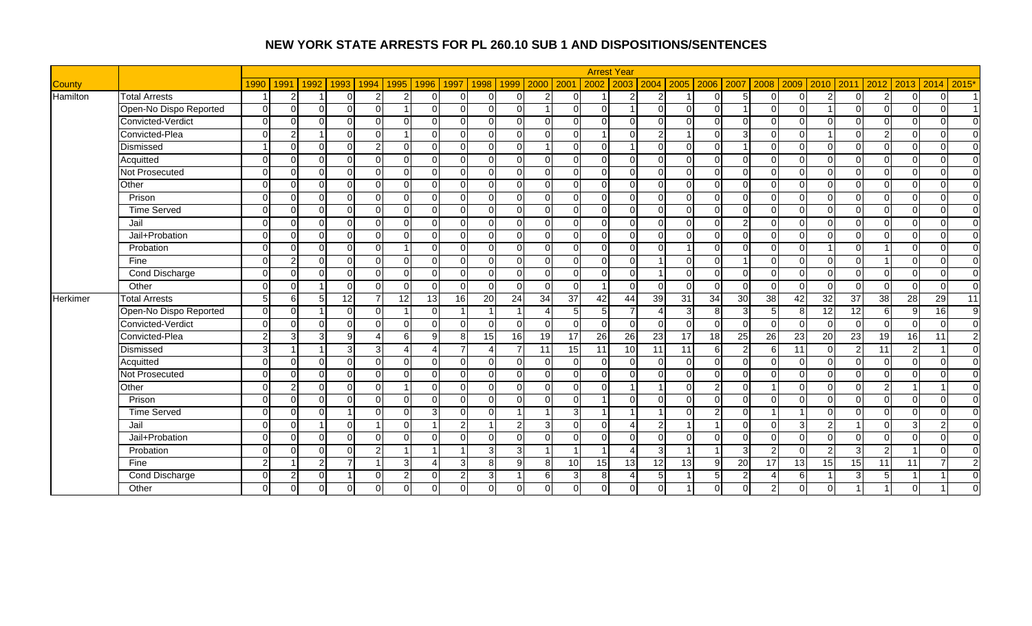# NEW YORK STATE ARRESTS FOR PL 260.10 SUB 1 AND DISPOSITIONS/SENTENCES

| County | | Arrest Year | | | | | | | | | | | | | | | | | | | | | | | | | |
|---|---|---|---|---|---|---|---|---|---|---|---|---|---|---|---|---|---|---|---|---|---|---|---|---|---|---|---|
| | | 1990 | 1991 | 1992 | 1993 | 1994 | 1995 | 1996 | 1997 | 1998 | 1999 | 2000 | 2001 | 2002 | 2003 | 2004 | 2005 | 2006 | 2007 | 2008 | 2009 | 2010 | 2011 | 2012 | 2013 | 2014 | 2015* |
| Hamilton | Total Arrests | 1 | 2 | 1 | 0 | 2 | 2 | 0 | 0 | 0 | 0 | 2 | 0 | 1 | 2 | 2 | 1 | 0 | 5 | 0 | 0 | 2 | 0 | 2 | 0 | 0 | 1 |
| | Open-No Dispo Reported | 0 | 0 | 0 | 0 | 0 | 1 | 0 | 0 | 0 | 0 | 1 | 0 | 0 | 1 | 0 | 0 | 0 | 1 | 0 | 0 | 1 | 0 | 0 | 0 | 0 | 1 |
| | Convicted-Verdict | 0 | 0 | 0 | 0 | 0 | 0 | 0 | 0 | 0 | 0 | 0 | 0 | 0 | 0 | 0 | 0 | 0 | 0 | 0 | 0 | 0 | 0 | 0 | 0 | 0 | 0 |
| | Convicted-Plea | 0 | 2 | 1 | 0 | 0 | 1 | 0 | 0 | 0 | 0 | 0 | 0 | 1 | 0 | 2 | 1 | 0 | 3 | 0 | 0 | 1 | 0 | 2 | 0 | 0 | 0 |
| | Dismissed | 1 | 0 | 0 | 0 | 2 | 0 | 0 | 0 | 0 | 0 | 1 | 0 | 0 | 1 | 0 | 0 | 0 | 1 | 0 | 0 | 0 | 0 | 0 | 0 | 0 | 0 |
| | Acquitted | 0 | 0 | 0 | 0 | 0 | 0 | 0 | 0 | 0 | 0 | 0 | 0 | 0 | 0 | 0 | 0 | 0 | 0 | 0 | 0 | 0 | 0 | 0 | 0 | 0 | 0 |
| | Not Prosecuted | 0 | 0 | 0 | 0 | 0 | 0 | 0 | 0 | 0 | 0 | 0 | 0 | 0 | 0 | 0 | 0 | 0 | 0 | 0 | 0 | 0 | 0 | 0 | 0 | 0 | 0 |
| | Other | 0 | 0 | 0 | 0 | 0 | 0 | 0 | 0 | 0 | 0 | 0 | 0 | 0 | 0 | 0 | 0 | 0 | 0 | 0 | 0 | 0 | 0 | 0 | 0 | 0 | 0 |
| | Prison | 0 | 0 | 0 | 0 | 0 | 0 | 0 | 0 | 0 | 0 | 0 | 0 | 0 | 0 | 0 | 0 | 0 | 0 | 0 | 0 | 0 | 0 | 0 | 0 | 0 | 0 |
| | Time Served | 0 | 0 | 0 | 0 | 0 | 0 | 0 | 0 | 0 | 0 | 0 | 0 | 0 | 0 | 0 | 0 | 0 | 0 | 0 | 0 | 0 | 0 | 0 | 0 | 0 | 0 |
| | Jail | 0 | 0 | 0 | 0 | 0 | 0 | 0 | 0 | 0 | 0 | 0 | 0 | 0 | 0 | 0 | 0 | 0 | 2 | 0 | 0 | 0 | 0 | 0 | 0 | 0 | 0 |
| | Jail+Probation | 0 | 0 | 0 | 0 | 0 | 0 | 0 | 0 | 0 | 0 | 0 | 0 | 0 | 0 | 0 | 0 | 0 | 0 | 0 | 0 | 0 | 0 | 0 | 0 | 0 | 0 |
| | Probation | 0 | 0 | 0 | 0 | 0 | 1 | 0 | 0 | 0 | 0 | 0 | 0 | 0 | 0 | 0 | 1 | 0 | 0 | 0 | 0 | 1 | 0 | 1 | 0 | 0 | 0 |
| | Fine | 0 | 2 | 0 | 0 | 0 | 0 | 0 | 0 | 0 | 0 | 0 | 0 | 0 | 0 | 1 | 0 | 0 | 1 | 0 | 0 | 0 | 0 | 1 | 0 | 0 | 0 |
| | Cond Discharge | 0 | 0 | 0 | 0 | 0 | 0 | 0 | 0 | 0 | 0 | 0 | 0 | 0 | 0 | 1 | 0 | 0 | 0 | 0 | 0 | 0 | 0 | 0 | 0 | 0 | 0 |
| | Other | 0 | 0 | 1 | 0 | 0 | 0 | 0 | 0 | 0 | 0 | 0 | 0 | 1 | 0 | 0 | 0 | 0 | 0 | 0 | 0 | 0 | 0 | 0 | 0 | 0 | 0 |
| Herkimer | Total Arrests | 5 | 6 | 5 | 12 | 7 | 12 | 13 | 16 | 20 | 24 | 34 | 37 | 42 | 44 | 39 | 31 | 34 | 30 | 38 | 42 | 32 | 37 | 38 | 28 | 29 | 11 |
| | Open-No Dispo Reported | 0 | 0 | 1 | 0 | 0 | 1 | 0 | 1 | 1 | 1 | 4 | 5 | 5 | 7 | 4 | 3 | 8 | 3 | 5 | 8 | 12 | 12 | 6 | 9 | 16 | 9 |
| | Convicted-Verdict | 0 | 0 | 0 | 0 | 0 | 0 | 0 | 0 | 0 | 0 | 0 | 0 | 0 | 0 | 0 | 0 | 0 | 0 | 0 | 0 | 0 | 0 | 0 | 0 | 0 | 0 |
| | Convicted-Plea | 2 | 3 | 3 | 9 | 4 | 6 | 9 | 8 | 15 | 16 | 19 | 17 | 26 | 26 | 23 | 17 | 18 | 25 | 26 | 23 | 20 | 23 | 19 | 16 | 11 | 2 |
| | Dismissed | 3 | 1 | 1 | 3 | 3 | 4 | 4 | 7 | 4 | 7 | 11 | 15 | 11 | 10 | 11 | 11 | 6 | 2 | 6 | 11 | 0 | 2 | 11 | 2 | 1 | 0 |
| | Acquitted | 0 | 0 | 0 | 0 | 0 | 0 | 0 | 0 | 0 | 0 | 0 | 0 | 0 | 0 | 0 | 0 | 0 | 0 | 0 | 0 | 0 | 0 | 0 | 0 | 0 | 0 |
| | Not Prosecuted | 0 | 0 | 0 | 0 | 0 | 0 | 0 | 0 | 0 | 0 | 0 | 0 | 0 | 0 | 0 | 0 | 0 | 0 | 0 | 0 | 0 | 0 | 0 | 0 | 0 | 0 |
| | Other | 0 | 2 | 0 | 0 | 0 | 1 | 0 | 0 | 0 | 0 | 0 | 0 | 0 | 1 | 1 | 0 | 2 | 0 | 1 | 0 | 0 | 0 | 2 | 1 | 1 | 0 |
| | Prison | 0 | 0 | 0 | 0 | 0 | 0 | 0 | 0 | 0 | 0 | 0 | 0 | 1 | 0 | 0 | 0 | 0 | 0 | 0 | 0 | 0 | 0 | 0 | 0 | 0 | 0 |
| | Time Served | 0 | 0 | 0 | 1 | 0 | 0 | 3 | 0 | 0 | 1 | 1 | 3 | 1 | 1 | 1 | 0 | 2 | 0 | 1 | 1 | 0 | 0 | 0 | 0 | 0 | 0 |
| | Jail | 0 | 0 | 1 | 0 | 1 | 0 | 1 | 2 | 1 | 2 | 3 | 0 | 0 | 4 | 2 | 1 | 1 | 0 | 0 | 3 | 2 | 1 | 0 | 3 | 2 | 0 |
| | Jail+Probation | 0 | 0 | 0 | 0 | 0 | 0 | 0 | 0 | 0 | 0 | 0 | 0 | 0 | 0 | 0 | 0 | 0 | 0 | 0 | 0 | 0 | 0 | 0 | 0 | 0 | 0 |
| | Probation | 0 | 0 | 0 | 0 | 2 | 1 | 1 | 1 | 3 | 3 | 1 | 1 | 1 | 4 | 3 | 1 | 1 | 3 | 2 | 0 | 2 | 3 | 2 | 1 | 0 | 0 |
| | Fine | 2 | 1 | 2 | 7 | 1 | 3 | 4 | 3 | 8 | 9 | 8 | 10 | 15 | 13 | 12 | 13 | 9 | 20 | 17 | 13 | 15 | 15 | 11 | 11 | 7 | 2 |
| | Cond Discharge | 0 | 2 | 0 | 1 | 0 | 2 | 0 | 2 | 3 | 1 | 6 | 3 | 8 | 4 | 5 | 1 | 5 | 2 | 4 | 6 | 1 | 3 | 5 | 1 | 1 | 0 |
| | Other | 0 | 0 | 0 | 0 | 0 | 0 | 0 | 0 | 0 | 0 | 0 | 0 | 0 | 0 | 0 | 1 | 0 | 0 | 2 | 0 | 0 | 1 | 1 | 0 | 1 | 0 |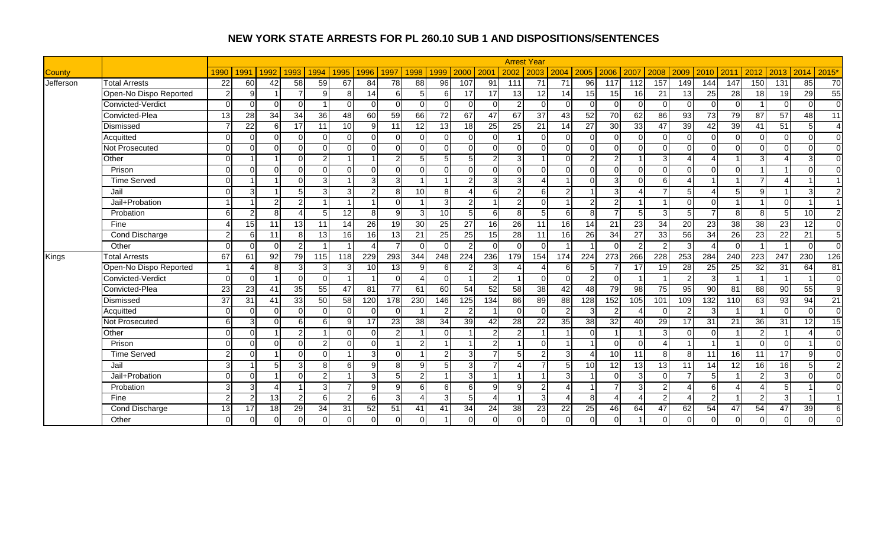# NEW YORK STATE ARRESTS FOR PL 260.10 SUB 1 AND DISPOSITIONS/SENTENCES

| | | Arrest Year | | | | | | | | | | | | | | | | | | | | | | | | | |
|---|---|---|---|---|---|---|---|---|---|---|---|---|---|---|---|---|---|---|---|---|---|---|---|---|---|---|---|
| County | | 1990 | 1991 | 1992 | 1993 | 1994 | 1995 | 1996 | 1997 | 1998 | 1999 | 2000 | 2001 | 2002 | 2003 | 2004 | 2005 | 2006 | 2007 | 2008 | 2009 | 2010 | 2011 | 2012 | 2013 | 2014 | 2015* |
| Jefferson | Total Arrests | 22 | 60 | 42 | 58 | 59 | 67 | 84 | 78 | 88 | 96 | 107 | 91 | 111 | 71 | 71 | 96 | 117 | 112 | 157 | 149 | 144 | 147 | 150 | 131 | 85 | 70 |
| | Open-No Dispo Reported | 2 | 9 | 1 | 7 | 9 | 8 | 14 | 6 | 5 | 6 | 17 | 17 | 13 | 12 | 14 | 15 | 15 | 16 | 21 | 13 | 25 | 28 | 18 | 19 | 29 | 55 |
| | Convicted-Verdict | 0 | 0 | 0 | 0 | 1 | 0 | 0 | 0 | 0 | 0 | 0 | 0 | 2 | 0 | 0 | 0 | 0 | 0 | 0 | 0 | 0 | 0 | 1 | 0 | 0 | 0 |
| | Convicted-Plea | 13 | 28 | 34 | 34 | 36 | 48 | 60 | 59 | 66 | 72 | 67 | 47 | 67 | 37 | 43 | 52 | 70 | 62 | 86 | 93 | 73 | 79 | 87 | 57 | 48 | 11 |
| | Dismissed | 7 | 22 | 6 | 17 | 11 | 10 | 9 | 11 | 12 | 13 | 18 | 25 | 25 | 21 | 14 | 27 | 30 | 33 | 47 | 39 | 42 | 39 | 41 | 51 | 5 | 4 |
| | Acquitted | 0 | 0 | 0 | 0 | 0 | 0 | 0 | 0 | 0 | 0 | 0 | 0 | 1 | 0 | 0 | 0 | 0 | 0 | 0 | 0 | 0 | 0 | 0 | 0 | 0 | 0 |
| | Not Prosecuted | 0 | 0 | 0 | 0 | 0 | 0 | 0 | 0 | 0 | 0 | 0 | 0 | 0 | 0 | 0 | 0 | 0 | 0 | 0 | 0 | 0 | 0 | 0 | 0 | 0 | 0 |
| | Other | 0 | 1 | 1 | 0 | 2 | 1 | 1 | 2 | 5 | 5 | 5 | 2 | 3 | 1 | 0 | 2 | 2 | 1 | 3 | 4 | 4 | 1 | 3 | 4 | 3 | 0 |
| | Prison | 0 | 0 | 0 | 0 | 0 | 0 | 0 | 0 | 0 | 0 | 0 | 0 | 0 | 0 | 0 | 0 | 0 | 0 | 0 | 0 | 0 | 0 | 1 | 1 | 0 | 0 |
| | Time Served | 0 | 1 | 1 | 0 | 3 | 1 | 3 | 3 | 1 | 1 | 2 | 3 | 3 | 4 | 1 | 0 | 3 | 0 | 6 | 4 | 1 | 1 | 7 | 4 | 1 | 1 |
| | Jail | 0 | 3 | 1 | 5 | 3 | 3 | 2 | 8 | 10 | 8 | 4 | 6 | 2 | 6 | 2 | 1 | 3 | 4 | 7 | 5 | 4 | 5 | 9 | 1 | 3 | 2 |
| | Jail+Probation | 1 | 1 | 2 | 2 | 1 | 1 | 1 | 0 | 1 | 3 | 2 | 1 | 2 | 0 | 1 | 2 | 2 | 1 | 1 | 0 | 0 | 1 | 1 | 0 | 1 | 1 |
| | Probation | 6 | 2 | 8 | 4 | 5 | 12 | 8 | 9 | 3 | 10 | 5 | 6 | 8 | 5 | 6 | 8 | 7 | 5 | 3 | 5 | 7 | 8 | 8 | 5 | 10 | 2 |
| | Fine | 4 | 15 | 11 | 13 | 11 | 14 | 26 | 19 | 30 | 25 | 27 | 16 | 26 | 11 | 16 | 14 | 21 | 23 | 34 | 20 | 23 | 38 | 38 | 23 | 12 | 0 |
| | Cond Discharge | 2 | 6 | 11 | 8 | 13 | 16 | 16 | 13 | 21 | 25 | 25 | 15 | 28 | 11 | 16 | 26 | 34 | 27 | 33 | 56 | 34 | 26 | 23 | 22 | 21 | 5 |
| | Other | 0 | 0 | 0 | 2 | 1 | 1 | 4 | 7 | 0 | 0 | 2 | 0 | 0 | 0 | 1 | 1 | 0 | 2 | 2 | 3 | 4 | 0 | 1 | 1 | 0 | 0 |
| Kings | Total Arrests | 67 | 61 | 92 | 79 | 115 | 118 | 229 | 293 | 344 | 248 | 224 | 236 | 179 | 154 | 174 | 224 | 273 | 266 | 228 | 253 | 284 | 240 | 223 | 247 | 230 | 126 |
| | Open-No Dispo Reported | 1 | 4 | 8 | 3 | 3 | 3 | 10 | 13 | 9 | 6 | 2 | 3 | 4 | 4 | 6 | 5 | 7 | 17 | 19 | 28 | 25 | 25 | 32 | 31 | 64 | 81 |
| | Convicted-Verdict | 0 | 0 | 1 | 0 | 0 | 1 | 1 | 0 | 4 | 0 | 1 | 2 | 1 | 0 | 0 | 2 | 0 | 1 | 1 | 2 | 3 | 1 | 1 | 1 | 1 | 0 |
| | Convicted-Plea | 23 | 23 | 41 | 35 | 55 | 47 | 81 | 77 | 61 | 60 | 54 | 52 | 58 | 38 | 42 | 48 | 79 | 98 | 75 | 95 | 90 | 81 | 88 | 90 | 55 | 9 |
| | Dismissed | 37 | 31 | 41 | 33 | 50 | 58 | 120 | 178 | 230 | 146 | 125 | 134 | 86 | 89 | 88 | 128 | 152 | 105 | 101 | 109 | 132 | 110 | 63 | 93 | 94 | 21 |
| | Acquitted | 0 | 0 | 0 | 0 | 0 | 0 | 0 | 0 | 1 | 2 | 2 | 1 | 0 | 0 | 2 | 3 | 2 | 4 | 0 | 2 | 3 | 1 | 1 | 0 | 0 | 0 |
| | Not Prosecuted | 6 | 3 | 0 | 6 | 6 | 9 | 17 | 23 | 38 | 34 | 39 | 42 | 28 | 22 | 35 | 38 | 32 | 40 | 29 | 17 | 31 | 21 | 36 | 31 | 12 | 15 |
| | Other | 0 | 0 | 1 | 2 | 1 | 0 | 0 | 2 | 1 | 0 | 1 | 2 | 2 | 1 | 1 | 0 | 1 | 1 | 3 | 0 | 0 | 1 | 2 | 1 | 4 | 0 |
| | Prison | 0 | 0 | 0 | 0 | 2 | 0 | 0 | 1 | 2 | 1 | 1 | 2 | 1 | 0 | 1 | 1 | 0 | 0 | 4 | 1 | 1 | 1 | 0 | 0 | 1 | 0 |
| | Time Served | 2 | 0 | 1 | 0 | 0 | 1 | 3 | 0 | 1 | 2 | 3 | 7 | 5 | 2 | 3 | 4 | 10 | 11 | 8 | 8 | 11 | 16 | 11 | 17 | 9 | 0 |
| | Jail | 3 | 1 | 5 | 3 | 8 | 6 | 9 | 8 | 9 | 5 | 3 | 7 | 4 | 7 | 5 | 10 | 12 | 13 | 13 | 11 | 14 | 12 | 16 | 16 | 5 | 2 |
| | Jail+Probation | 0 | 0 | 1 | 0 | 2 | 1 | 3 | 5 | 2 | 1 | 3 | 1 | 1 | 1 | 3 | 1 | 0 | 3 | 0 | 7 | 5 | 1 | 2 | 3 | 0 | 0 |
| | Probation | 3 | 3 | 4 | 1 | 3 | 7 | 9 | 9 | 6 | 6 | 6 | 9 | 9 | 2 | 4 | 1 | 7 | 3 | 2 | 4 | 6 | 4 | 4 | 5 | 1 | 0 |
| | Fine | 2 | 2 | 13 | 2 | 6 | 2 | 6 | 3 | 4 | 3 | 5 | 4 | 1 | 3 | 4 | 8 | 4 | 4 | 2 | 4 | 2 | 1 | 2 | 3 | 1 | 1 |
| | Cond Discharge | 13 | 17 | 18 | 29 | 34 | 31 | 52 | 51 | 41 | 41 | 34 | 24 | 38 | 23 | 22 | 25 | 46 | 64 | 47 | 62 | 54 | 47 | 54 | 47 | 39 | 6 |
| | Other | 0 | 0 | 0 | 0 | 0 | 0 | 0 | 0 | 0 | 1 | 0 | 0 | 0 | 0 | 0 | 0 | 0 | 1 | 0 | 0 | 0 | 0 | 0 | 0 | 0 | 0 |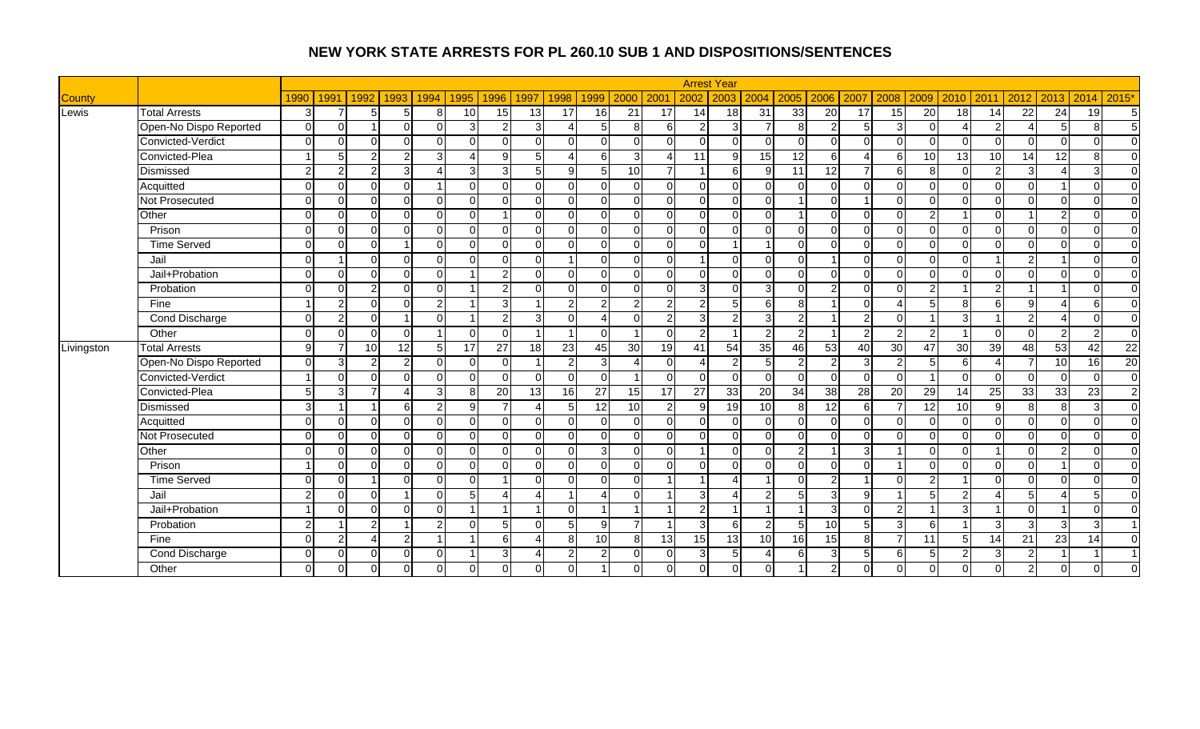# NEW YORK STATE ARRESTS FOR PL 260.10 SUB 1 AND DISPOSITIONS/SENTENCES

| | | Arrest Year | | | | | | | | | | | | | | | | | | | | | | | | | |
|---|---|---|---|---|---|---|---|---|---|---|---|---|---|---|---|---|---|---|---|---|---|---|---|---|---|---|---|
| County | | 1990 | 1991 | 1992 | 1993 | 1994 | 1995 | 1996 | 1997 | 1998 | 1999 | 2000 | 2001 | 2002 | 2003 | 2004 | 2005 | 2006 | 2007 | 2008 | 2009 | 2010 | 2011 | 2012 | 2013 | 2014 | 2015* |
| Lewis | Total Arrests | 3 | 7 | 5 | 5 | 8 | 10 | 15 | 13 | 17 | 16 | 21 | 17 | 14 | 18 | 31 | 33 | 20 | 17 | 15 | 20 | 18 | 14 | 22 | 24 | 19 | 5 |
| | Open-No Dispo Reported | 0 | 0 | 1 | 0 | 0 | 3 | 2 | 3 | 4 | 5 | 8 | 6 | 2 | 3 | 7 | 8 | 2 | 5 | 3 | 0 | 4 | 2 | 4 | 5 | 8 | 5 |
| | Convicted-Verdict | 0 | 0 | 0 | 0 | 0 | 0 | 0 | 0 | 0 | 0 | 0 | 0 | 0 | 0 | 0 | 0 | 0 | 0 | 0 | 0 | 0 | 0 | 0 | 0 | 0 | 0 |
| | Convicted-Plea | 1 | 5 | 2 | 2 | 3 | 4 | 9 | 5 | 4 | 6 | 3 | 4 | 11 | 9 | 15 | 12 | 6 | 4 | 6 | 10 | 13 | 10 | 14 | 12 | 8 | 0 |
| | Dismissed | 2 | 2 | 2 | 3 | 4 | 3 | 3 | 5 | 9 | 5 | 10 | 7 | 1 | 6 | 9 | 11 | 12 | 7 | 6 | 8 | 0 | 2 | 3 | 4 | 3 | 0 |
| | Acquitted | 0 | 0 | 0 | 0 | 1 | 0 | 0 | 0 | 0 | 0 | 0 | 0 | 0 | 0 | 0 | 0 | 0 | 0 | 0 | 0 | 0 | 0 | 0 | 1 | 0 | 0 |
| | Not Prosecuted | 0 | 0 | 0 | 0 | 0 | 0 | 0 | 0 | 0 | 0 | 0 | 0 | 0 | 0 | 0 | 1 | 0 | 1 | 0 | 0 | 0 | 0 | 0 | 0 | 0 | 0 |
| | Other | 0 | 0 | 0 | 0 | 0 | 0 | 1 | 0 | 0 | 0 | 0 | 0 | 0 | 0 | 0 | 1 | 0 | 0 | 0 | 2 | 1 | 0 | 1 | 2 | 0 | 0 |
| | Prison | 0 | 0 | 0 | 0 | 0 | 0 | 0 | 0 | 0 | 0 | 0 | 0 | 0 | 0 | 0 | 0 | 0 | 0 | 0 | 0 | 0 | 0 | 0 | 0 | 0 | 0 |
| | Time Served | 0 | 0 | 0 | 1 | 0 | 0 | 0 | 0 | 0 | 0 | 0 | 0 | 0 | 1 | 1 | 0 | 0 | 0 | 0 | 0 | 0 | 0 | 0 | 0 | 0 | 0 |
| | Jail | 0 | 1 | 0 | 0 | 0 | 0 | 0 | 0 | 1 | 0 | 0 | 0 | 1 | 0 | 0 | 0 | 1 | 0 | 0 | 0 | 0 | 1 | 2 | 1 | 0 | 0 |
| | Jail+Probation | 0 | 0 | 0 | 0 | 0 | 1 | 2 | 0 | 0 | 0 | 0 | 0 | 0 | 0 | 0 | 0 | 0 | 0 | 0 | 0 | 0 | 0 | 0 | 0 | 0 | 0 |
| | Probation | 0 | 0 | 2 | 0 | 0 | 1 | 2 | 0 | 0 | 0 | 0 | 0 | 3 | 0 | 3 | 0 | 2 | 0 | 0 | 2 | 1 | 2 | 1 | 1 | 0 | 0 |
| | Fine | 1 | 2 | 0 | 0 | 2 | 1 | 3 | 1 | 2 | 2 | 2 | 2 | 2 | 5 | 6 | 8 | 1 | 0 | 4 | 5 | 8 | 6 | 9 | 4 | 6 | 0 |
| | Cond Discharge | 0 | 2 | 0 | 1 | 0 | 1 | 2 | 3 | 0 | 4 | 0 | 2 | 3 | 2 | 3 | 2 | 1 | 2 | 0 | 1 | 3 | 1 | 2 | 4 | 0 | 0 |
| | Other | 0 | 0 | 0 | 0 | 1 | 0 | 0 | 1 | 1 | 0 | 1 | 0 | 2 | 1 | 2 | 2 | 1 | 2 | 2 | 2 | 1 | 0 | 0 | 2 | 2 | 0 |
| Livingston | Total Arrests | 9 | 7 | 10 | 12 | 5 | 17 | 27 | 18 | 23 | 45 | 30 | 19 | 41 | 54 | 35 | 46 | 53 | 40 | 30 | 47 | 30 | 39 | 48 | 53 | 42 | 22 |
| | Open-No Dispo Reported | 0 | 3 | 2 | 2 | 0 | 0 | 0 | 1 | 2 | 3 | 4 | 0 | 4 | 2 | 5 | 2 | 2 | 3 | 2 | 5 | 6 | 4 | 7 | 10 | 16 | 20 |
| | Convicted-Verdict | 1 | 0 | 0 | 0 | 0 | 0 | 0 | 0 | 0 | 0 | 1 | 0 | 0 | 0 | 0 | 0 | 0 | 0 | 0 | 1 | 0 | 0 | 0 | 0 | 0 | 0 |
| | Convicted-Plea | 5 | 3 | 7 | 4 | 3 | 8 | 20 | 13 | 16 | 27 | 15 | 17 | 27 | 33 | 20 | 34 | 38 | 28 | 20 | 29 | 14 | 25 | 33 | 33 | 23 | 2 |
| | Dismissed | 3 | 1 | 1 | 6 | 2 | 9 | 7 | 4 | 5 | 12 | 10 | 2 | 9 | 19 | 10 | 8 | 12 | 6 | 7 | 12 | 10 | 9 | 8 | 8 | 3 | 0 |
| | Acquitted | 0 | 0 | 0 | 0 | 0 | 0 | 0 | 0 | 0 | 0 | 0 | 0 | 0 | 0 | 0 | 0 | 0 | 0 | 0 | 0 | 0 | 0 | 0 | 0 | 0 | 0 |
| | Not Prosecuted | 0 | 0 | 0 | 0 | 0 | 0 | 0 | 0 | 0 | 0 | 0 | 0 | 0 | 0 | 0 | 0 | 0 | 0 | 0 | 0 | 0 | 0 | 0 | 0 | 0 | 0 |
| | Other | 0 | 0 | 0 | 0 | 0 | 0 | 0 | 0 | 0 | 3 | 0 | 0 | 1 | 0 | 0 | 2 | 1 | 3 | 1 | 0 | 0 | 1 | 0 | 2 | 0 | 0 |
| | Prison | 1 | 0 | 0 | 0 | 0 | 0 | 0 | 0 | 0 | 0 | 0 | 0 | 0 | 0 | 0 | 0 | 0 | 0 | 1 | 0 | 0 | 0 | 0 | 1 | 0 | 0 |
| | Time Served | 0 | 0 | 1 | 0 | 0 | 0 | 1 | 0 | 0 | 0 | 0 | 1 | 1 | 4 | 1 | 0 | 2 | 1 | 0 | 2 | 1 | 0 | 0 | 0 | 0 | 0 |
| | Jail | 2 | 0 | 0 | 1 | 0 | 5 | 4 | 4 | 1 | 4 | 0 | 1 | 3 | 4 | 2 | 5 | 3 | 9 | 1 | 5 | 2 | 4 | 5 | 4 | 5 | 0 |
| | Jail+Probation | 1 | 0 | 0 | 0 | 0 | 1 | 1 | 1 | 0 | 1 | 1 | 1 | 2 | 1 | 1 | 1 | 3 | 0 | 2 | 1 | 3 | 1 | 0 | 1 | 0 | 0 |
| | Probation | 2 | 1 | 2 | 1 | 2 | 0 | 5 | 0 | 5 | 9 | 7 | 1 | 3 | 6 | 2 | 5 | 10 | 5 | 3 | 6 | 1 | 3 | 3 | 3 | 3 | 1 |
| | Fine | 0 | 2 | 4 | 2 | 1 | 1 | 6 | 4 | 8 | 10 | 8 | 13 | 15 | 13 | 10 | 16 | 15 | 8 | 7 | 11 | 5 | 14 | 21 | 23 | 14 | 0 |
| | Cond Discharge | 0 | 0 | 0 | 0 | 0 | 1 | 3 | 4 | 2 | 2 | 0 | 0 | 3 | 5 | 4 | 6 | 3 | 5 | 6 | 5 | 2 | 3 | 2 | 1 | 1 | 1 |
| | Other | 0 | 0 | 0 | 0 | 0 | 0 | 0 | 0 | 0 | 1 | 0 | 0 | 0 | 0 | 0 | 1 | 2 | 0 | 0 | 0 | 0 | 0 | 2 | 0 | 0 | 0 |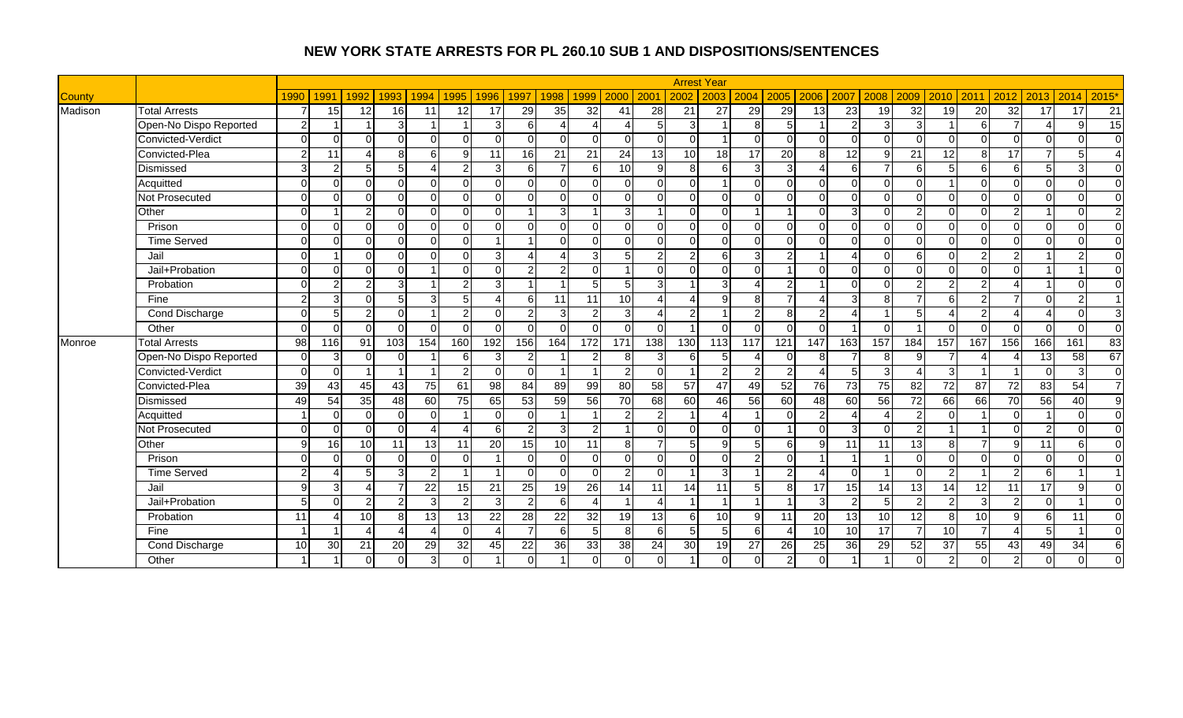## NEW YORK STATE ARRESTS FOR PL 260.10 SUB 1 AND DISPOSITIONS/SENTENCES

| | | Arrest Year | | | | | | | | | | | | | | | | | | | | | | | | | |
|---|---|---|---|---|---|---|---|---|---|---|---|---|---|---|---|---|---|---|---|---|---|---|---|---|---|---|---|
| County | | 1990 | 1991 | 1992 | 1993 | 1994 | 1995 | 1996 | 1997 | 1998 | 1999 | 2000 | 2001 | 2002 | 2003 | 2004 | 2005 | 2006 | 2007 | 2008 | 2009 | 2010 | 2011 | 2012 | 2013 | 2014 | 2015* |
| Madison | Total Arrests | 7 | 15 | 12 | 16 | 11 | 12 | 17 | 29 | 35 | 32 | 41 | 28 | 21 | 27 | 29 | 29 | 13 | 23 | 19 | 32 | 19 | 20 | 32 | 17 | 17 | 21 |
| | Open-No Dispo Reported | 2 | 1 | 1 | 3 | 1 | 1 | 3 | 6 | 4 | 4 | 4 | 5 | 3 | 1 | 8 | 5 | 1 | 2 | 3 | 3 | 1 | 6 | 7 | 4 | 9 | 15 |
| | Convicted-Verdict | 0 | 0 | 0 | 0 | 0 | 0 | 0 | 0 | 0 | 0 | 0 | 0 | 0 | 1 | 0 | 0 | 0 | 0 | 0 | 0 | 0 | 0 | 0 | 0 | 0 | 0 |
| | Convicted-Plea | 2 | 11 | 4 | 8 | 6 | 9 | 11 | 16 | 21 | 21 | 24 | 13 | 10 | 18 | 17 | 20 | 8 | 12 | 9 | 21 | 12 | 8 | 17 | 7 | 5 | 4 |
| | Dismissed | 3 | 2 | 5 | 5 | 4 | 2 | 3 | 6 | 7 | 6 | 10 | 9 | 8 | 6 | 3 | 3 | 4 | 6 | 7 | 6 | 5 | 6 | 6 | 5 | 3 | 0 |
| | Acquitted | 0 | 0 | 0 | 0 | 0 | 0 | 0 | 0 | 0 | 0 | 0 | 0 | 0 | 1 | 0 | 0 | 0 | 0 | 0 | 0 | 1 | 0 | 0 | 0 | 0 | 0 |
| | Not Prosecuted | 0 | 0 | 0 | 0 | 0 | 0 | 0 | 0 | 0 | 0 | 0 | 0 | 0 | 0 | 0 | 0 | 0 | 0 | 0 | 0 | 0 | 0 | 0 | 0 | 0 | 0 |
| | Other | 0 | 1 | 2 | 0 | 0 | 0 | 0 | 1 | 3 | 1 | 3 | 1 | 0 | 0 | 1 | 1 | 0 | 3 | 0 | 2 | 0 | 0 | 2 | 1 | 0 | 2 |
| | Prison | 0 | 0 | 0 | 0 | 0 | 0 | 0 | 0 | 0 | 0 | 0 | 0 | 0 | 0 | 0 | 0 | 0 | 0 | 0 | 0 | 0 | 0 | 0 | 0 | 0 | 0 |
| | Time Served | 0 | 0 | 0 | 0 | 0 | 0 | 1 | 1 | 0 | 0 | 0 | 0 | 0 | 0 | 0 | 0 | 0 | 0 | 0 | 0 | 0 | 0 | 0 | 0 | 0 | 0 |
| | Jail | 0 | 1 | 0 | 0 | 0 | 0 | 3 | 4 | 4 | 3 | 5 | 2 | 2 | 6 | 3 | 2 | 1 | 4 | 0 | 6 | 0 | 2 | 2 | 1 | 2 | 0 |
| | Jail+Probation | 0 | 0 | 0 | 0 | 1 | 0 | 0 | 2 | 2 | 0 | 1 | 0 | 0 | 0 | 0 | 1 | 0 | 0 | 0 | 0 | 0 | 0 | 0 | 1 | 1 | 0 |
| | Probation | 0 | 2 | 2 | 3 | 1 | 2 | 3 | 1 | 1 | 5 | 5 | 3 | 1 | 3 | 4 | 2 | 1 | 0 | 0 | 2 | 2 | 2 | 4 | 1 | 0 | 0 |
| | Fine | 2 | 3 | 0 | 5 | 3 | 5 | 4 | 6 | 11 | 11 | 10 | 4 | 4 | 9 | 8 | 7 | 4 | 3 | 8 | 7 | 6 | 2 | 7 | 0 | 2 | 1 |
| | Cond Discharge | 0 | 5 | 2 | 0 | 1 | 2 | 0 | 2 | 3 | 2 | 3 | 4 | 2 | 1 | 2 | 8 | 2 | 4 | 1 | 5 | 4 | 2 | 4 | 4 | 0 | 3 |
| | Other | 0 | 0 | 0 | 0 | 0 | 0 | 0 | 0 | 0 | 0 | 0 | 0 | 1 | 0 | 0 | 0 | 0 | 1 | 0 | 1 | 0 | 0 | 0 | 0 | 0 | 0 |
| Monroe | Total Arrests | 98 | 116 | 91 | 103 | 154 | 160 | 192 | 156 | 164 | 172 | 171 | 138 | 130 | 113 | 117 | 121 | 147 | 163 | 157 | 184 | 157 | 167 | 156 | 166 | 161 | 83 |
| | Open-No Dispo Reported | 0 | 3 | 0 | 0 | 1 | 6 | 3 | 2 | 1 | 2 | 8 | 3 | 6 | 5 | 4 | 0 | 8 | 7 | 8 | 9 | 7 | 4 | 4 | 13 | 58 | 67 |
| | Convicted-Verdict | 0 | 0 | 1 | 1 | 1 | 2 | 0 | 0 | 1 | 1 | 2 | 0 | 1 | 2 | 2 | 2 | 4 | 5 | 3 | 4 | 3 | 1 | 1 | 0 | 3 | 0 |
| | Convicted-Plea | 39 | 43 | 45 | 43 | 75 | 61 | 98 | 84 | 89 | 99 | 80 | 58 | 57 | 47 | 49 | 52 | 76 | 73 | 75 | 82 | 72 | 87 | 72 | 83 | 54 | 7 |
| | Dismissed | 49 | 54 | 35 | 48 | 60 | 75 | 65 | 53 | 59 | 56 | 70 | 68 | 60 | 46 | 56 | 60 | 48 | 60 | 56 | 72 | 66 | 66 | 70 | 56 | 40 | 9 |
| | Acquitted | 1 | 0 | 0 | 0 | 0 | 1 | 0 | 0 | 1 | 1 | 2 | 2 | 1 | 4 | 1 | 0 | 2 | 4 | 4 | 2 | 0 | 1 | 0 | 1 | 0 | 0 |
| | Not Prosecuted | 0 | 0 | 0 | 0 | 4 | 4 | 6 | 2 | 3 | 2 | 1 | 0 | 0 | 0 | 0 | 1 | 0 | 3 | 0 | 2 | 1 | 1 | 0 | 2 | 0 | 0 |
| | Other | 9 | 16 | 10 | 11 | 13 | 11 | 20 | 15 | 10 | 11 | 8 | 7 | 5 | 9 | 5 | 6 | 9 | 11 | 11 | 13 | 8 | 7 | 9 | 11 | 6 | 0 |
| | Prison | 0 | 0 | 0 | 0 | 0 | 0 | 1 | 0 | 0 | 0 | 0 | 0 | 0 | 0 | 2 | 0 | 1 | 1 | 1 | 0 | 0 | 0 | 0 | 0 | 0 | 0 |
| | Time Served | 2 | 4 | 5 | 3 | 2 | 1 | 1 | 0 | 0 | 0 | 2 | 0 | 1 | 3 | 1 | 2 | 4 | 0 | 1 | 0 | 2 | 1 | 2 | 6 | 1 | 1 |
| | Jail | 9 | 3 | 4 | 7 | 22 | 15 | 21 | 25 | 19 | 26 | 14 | 11 | 14 | 11 | 5 | 8 | 17 | 15 | 14 | 13 | 14 | 12 | 11 | 17 | 9 | 0 |
| | Jail+Probation | 5 | 0 | 2 | 2 | 3 | 2 | 3 | 2 | 6 | 4 | 1 | 4 | 1 | 1 | 1 | 1 | 3 | 2 | 5 | 2 | 2 | 3 | 2 | 0 | 1 | 0 |
| | Probation | 11 | 4 | 10 | 8 | 13 | 13 | 22 | 28 | 22 | 32 | 19 | 13 | 6 | 10 | 9 | 11 | 20 | 13 | 10 | 12 | 8 | 10 | 9 | 6 | 11 | 0 |
| | Fine | 1 | 1 | 4 | 4 | 4 | 0 | 4 | 7 | 6 | 5 | 8 | 6 | 5 | 5 | 6 | 4 | 10 | 10 | 17 | 7 | 10 | 7 | 4 | 5 | 1 | 0 |
| | Cond Discharge | 10 | 30 | 21 | 20 | 29 | 32 | 45 | 22 | 36 | 33 | 38 | 24 | 30 | 19 | 27 | 26 | 25 | 36 | 29 | 52 | 37 | 55 | 43 | 49 | 34 | 6 |
| | Other | 1 | 1 | 0 | 0 | 3 | 0 | 1 | 0 | 1 | 0 | 0 | 0 | 1 | 0 | 0 | 2 | 0 | 1 | 1 | 0 | 2 | 0 | 2 | 0 | 0 | 0 |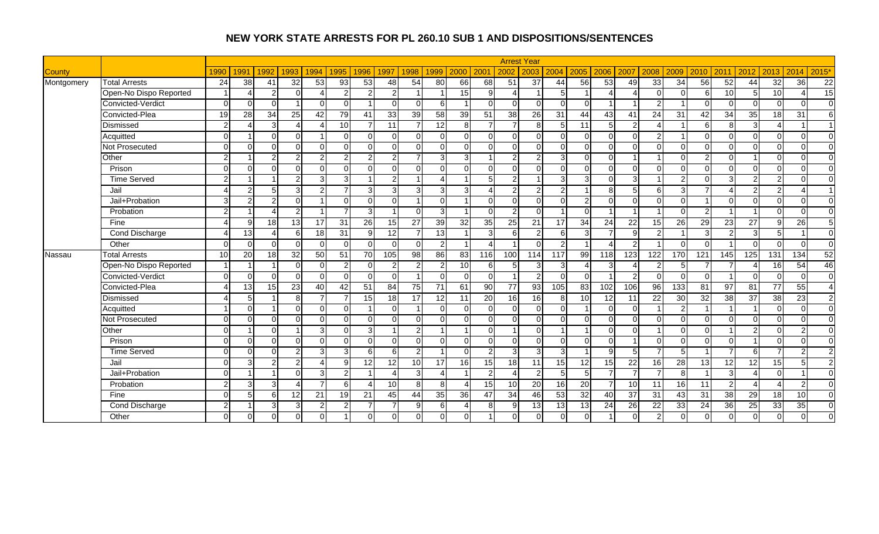# NEW YORK STATE ARRESTS FOR PL 260.10 SUB 1 AND DISPOSITIONS/SENTENCES

| | | Arrest Year | | | | | | | | | | | | | | | | | | | | | | | | | |
|---|---|---|---|---|---|---|---|---|---|---|---|---|---|---|---|---|---|---|---|---|---|---|---|---|---|---|---|
| County | | 1990 | 1991 | 1992 | 1993 | 1994 | 1995 | 1996 | 1997 | 1998 | 1999 | 2000 | 2001 | 2002 | 2003 | 2004 | 2005 | 2006 | 2007 | 2008 | 2009 | 2010 | 2011 | 2012 | 2013 | 2014 | 2015* |
| Montgomery | Total Arrests | 24 | 38 | 41 | 32 | 53 | 93 | 53 | 48 | 54 | 80 | 66 | 68 | 51 | 37 | 44 | 56 | 53 | 49 | 33 | 34 | 56 | 52 | 44 | 32 | 36 | 22 |
| | Open-No Dispo Reported | 1 | 4 | 2 | 0 | 4 | 2 | 2 | 2 | 1 | 1 | 15 | 9 | 4 | 1 | 5 | 1 | 4 | 4 | 0 | 0 | 6 | 10 | 5 | 10 | 4 | 15 |
| | Convicted-Verdict | 0 | 0 | 0 | 1 | 0 | 0 | 1 | 0 | 0 | 6 | 1 | 0 | 0 | 0 | 0 | 0 | 1 | 1 | 2 | 1 | 0 | 0 | 0 | 0 | 0 | 0 |
| | Convicted-Plea | 19 | 28 | 34 | 25 | 42 | 79 | 41 | 33 | 39 | 58 | 39 | 51 | 38 | 26 | 31 | 44 | 43 | 41 | 24 | 31 | 42 | 34 | 35 | 18 | 31 | 6 |
| | Dismissed | 2 | 4 | 3 | 4 | 4 | 10 | 7 | 11 | 7 | 12 | 8 | 7 | 7 | 8 | 5 | 11 | 5 | 2 | 4 | 1 | 6 | 8 | 3 | 4 | 1 | 1 |
| | Acquitted | 0 | 1 | 0 | 0 | 1 | 0 | 0 | 0 | 0 | 0 | 0 | 0 | 0 | 0 | 0 | 0 | 0 | 0 | 2 | 1 | 0 | 0 | 0 | 0 | 0 | 0 |
| | Not Prosecuted | 0 | 0 | 0 | 0 | 0 | 0 | 0 | 0 | 0 | 0 | 0 | 0 | 0 | 0 | 0 | 0 | 0 | 0 | 0 | 0 | 0 | 0 | 0 | 0 | 0 | 0 |
| | Other | 2 | 1 | 2 | 2 | 2 | 2 | 2 | 2 | 7 | 3 | 3 | 1 | 2 | 2 | 3 | 0 | 0 | 1 | 1 | 0 | 2 | 0 | 1 | 0 | 0 | 0 |
| | Prison | 0 | 0 | 0 | 0 | 0 | 0 | 0 | 0 | 0 | 0 | 0 | 0 | 0 | 0 | 0 | 0 | 0 | 0 | 0 | 0 | 0 | 0 | 0 | 0 | 0 | 0 |
| | Time Served | 2 | 1 | 1 | 2 | 3 | 3 | 1 | 2 | 1 | 4 | 1 | 5 | 2 | 1 | 3 | 3 | 0 | 3 | 1 | 2 | 0 | 3 | 2 | 2 | 0 | 0 |
| | Jail | 4 | 2 | 5 | 3 | 2 | 7 | 3 | 3 | 3 | 3 | 3 | 4 | 2 | 2 | 2 | 1 | 8 | 5 | 6 | 3 | 7 | 4 | 2 | 2 | 4 | 1 |
| | Jail+Probation | 3 | 2 | 2 | 0 | 1 | 0 | 0 | 0 | 1 | 0 | 1 | 0 | 0 | 0 | 0 | 2 | 0 | 0 | 0 | 0 | 1 | 0 | 0 | 0 | 0 | 0 |
| | Probation | 2 | 1 | 4 | 2 | 1 | 7 | 3 | 1 | 0 | 3 | 1 | 0 | 2 | 0 | 1 | 0 | 1 | 1 | 1 | 0 | 2 | 1 | 1 | 0 | 0 | 0 |
| | Fine | 4 | 9 | 18 | 13 | 17 | 31 | 26 | 15 | 27 | 39 | 32 | 35 | 25 | 21 | 17 | 34 | 24 | 22 | 15 | 26 | 29 | 23 | 27 | 9 | 26 | 5 |
| | Cond Discharge | 4 | 13 | 4 | 6 | 18 | 31 | 9 | 12 | 7 | 13 | 1 | 3 | 6 | 2 | 6 | 3 | 7 | 9 | 2 | 1 | 3 | 2 | 3 | 5 | 1 | 0 |
| | Other | 0 | 0 | 0 | 0 | 0 | 0 | 0 | 0 | 0 | 2 | 1 | 4 | 1 | 0 | 2 | 1 | 4 | 2 | 1 | 0 | 0 | 1 | 0 | 0 | 0 | 0 |
| Nassau | Total Arrests | 10 | 20 | 18 | 32 | 50 | 51 | 70 | 105 | 98 | 86 | 83 | 116 | 100 | 114 | 117 | 99 | 118 | 123 | 122 | 170 | 121 | 145 | 125 | 131 | 134 | 52 |
| | Open-No Dispo Reported | 1 | 1 | 1 | 0 | 0 | 2 | 0 | 2 | 2 | 2 | 10 | 6 | 5 | 3 | 3 | 4 | 3 | 4 | 2 | 5 | 7 | 7 | 4 | 16 | 54 | 46 |
| | Convicted-Verdict | 0 | 0 | 0 | 0 | 0 | 0 | 0 | 0 | 1 | 0 | 0 | 0 | 1 | 2 | 0 | 0 | 1 | 2 | 0 | 0 | 0 | 1 | 0 | 0 | 0 | 0 |
| | Convicted-Plea | 4 | 13 | 15 | 23 | 40 | 42 | 51 | 84 | 75 | 71 | 61 | 90 | 77 | 93 | 105 | 83 | 102 | 106 | 96 | 133 | 81 | 97 | 81 | 77 | 55 | 4 |
| | Dismissed | 4 | 5 | 1 | 8 | 7 | 7 | 15 | 18 | 17 | 12 | 11 | 20 | 16 | 16 | 8 | 10 | 12 | 11 | 22 | 30 | 32 | 38 | 37 | 38 | 23 | 2 |
| | Acquitted | 1 | 0 | 1 | 0 | 0 | 0 | 1 | 0 | 1 | 0 | 0 | 0 | 0 | 0 | 0 | 1 | 0 | 0 | 1 | 2 | 1 | 1 | 1 | 0 | 0 | 0 |
| | Not Prosecuted | 0 | 0 | 0 | 0 | 0 | 0 | 0 | 0 | 0 | 0 | 0 | 0 | 0 | 0 | 0 | 0 | 0 | 0 | 0 | 0 | 0 | 0 | 0 | 0 | 0 | 0 |
| | Other | 0 | 1 | 0 | 1 | 3 | 0 | 3 | 1 | 2 | 1 | 1 | 0 | 1 | 0 | 1 | 1 | 0 | 0 | 1 | 0 | 0 | 1 | 2 | 0 | 2 | 0 |
| | Prison | 0 | 0 | 0 | 0 | 0 | 0 | 0 | 0 | 0 | 0 | 0 | 0 | 0 | 0 | 0 | 0 | 0 | 1 | 0 | 0 | 0 | 0 | 1 | 0 | 0 | 0 |
| | Time Served | 0 | 0 | 0 | 2 | 3 | 3 | 6 | 6 | 2 | 1 | 0 | 2 | 3 | 3 | 3 | 1 | 9 | 5 | 7 | 5 | 1 | 7 | 6 | 7 | 2 | 2 |
| | Jail | 0 | 3 | 2 | 2 | 4 | 9 | 12 | 12 | 10 | 17 | 16 | 15 | 18 | 11 | 15 | 12 | 15 | 22 | 16 | 28 | 13 | 12 | 12 | 15 | 5 | 2 |
| | Jail+Probation | 0 | 1 | 1 | 0 | 3 | 2 | 1 | 4 | 3 | 4 | 1 | 2 | 4 | 2 | 5 | 5 | 7 | 7 | 7 | 8 | 1 | 3 | 4 | 0 | 1 | 0 |
| | Probation | 2 | 3 | 3 | 4 | 7 | 6 | 4 | 10 | 8 | 8 | 4 | 15 | 10 | 20 | 16 | 20 | 7 | 10 | 11 | 16 | 11 | 2 | 4 | 4 | 2 | 0 |
| | Fine | 0 | 5 | 6 | 12 | 21 | 19 | 21 | 45 | 44 | 35 | 36 | 47 | 34 | 46 | 53 | 32 | 40 | 37 | 31 | 43 | 31 | 38 | 29 | 18 | 10 | 0 |
| | Cond Discharge | 2 | 1 | 3 | 3 | 2 | 2 | 7 | 7 | 9 | 6 | 4 | 8 | 9 | 13 | 13 | 13 | 24 | 26 | 22 | 33 | 24 | 36 | 25 | 33 | 35 | 0 |
| | Other | 0 | 0 | 0 | 0 | 0 | 1 | 0 | 0 | 0 | 0 | 0 | 1 | 0 | 0 | 0 | 0 | 1 | 0 | 2 | 0 | 0 | 0 | 0 | 0 | 0 | 0 |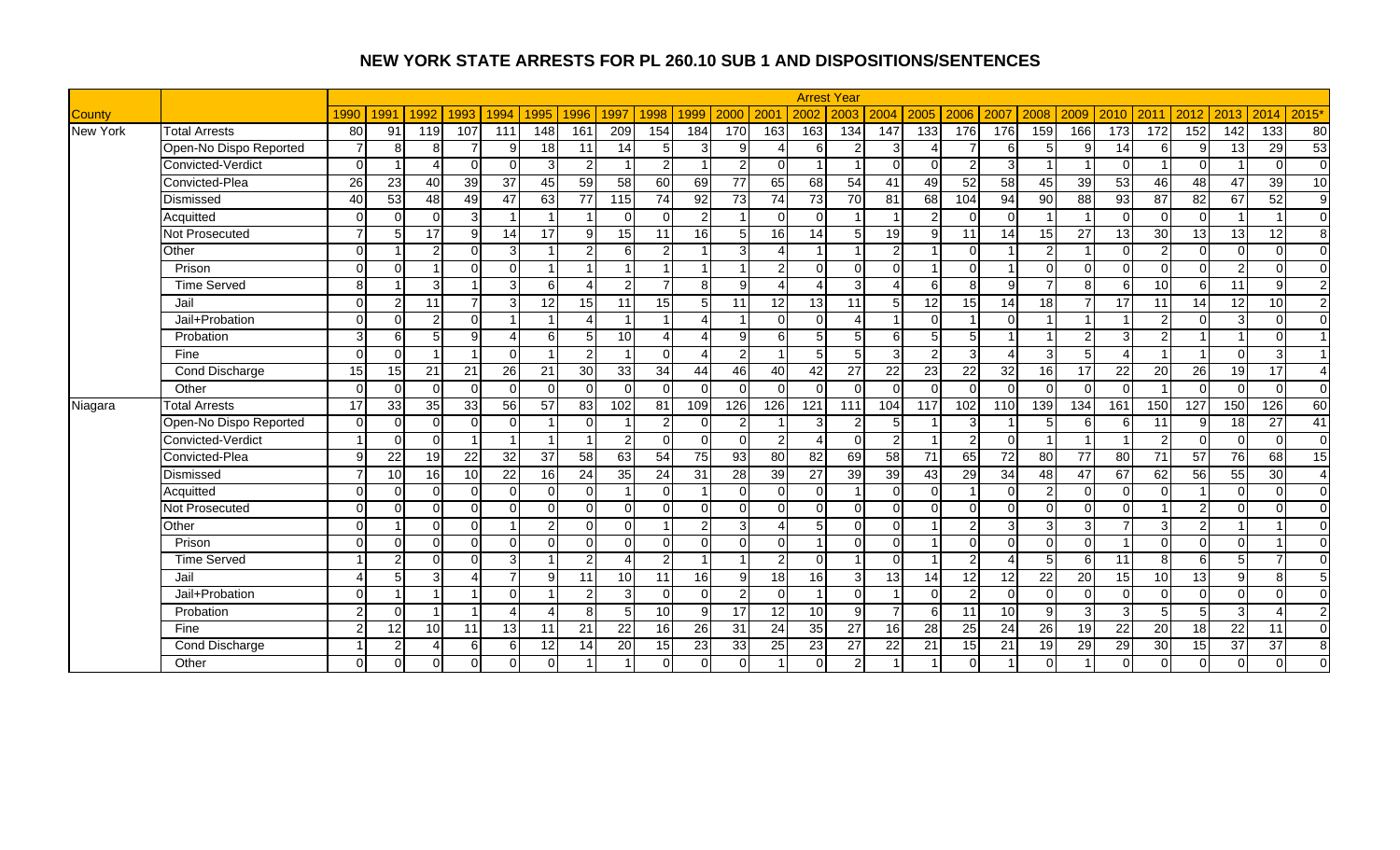# NEW YORK STATE ARRESTS FOR PL 260.10 SUB 1 AND DISPOSITIONS/SENTENCES

| County | | Arrest Year | | | | | | | | | | | | | | | | | | | | | | | | | |
|---|---|---|---|---|---|---|---|---|---|---|---|---|---|---|---|---|---|---|---|---|---|---|---|---|---|---|---|
| | | 1990 | 1991 | 1992 | 1993 | 1994 | 1995 | 1996 | 1997 | 1998 | 1999 | 2000 | 2001 | 2002 | 2003 | 2004 | 2005 | 2006 | 2007 | 2008 | 2009 | 2010 | 2011 | 2012 | 2013 | 2014 | 2015* |
| New York | Total Arrests | 80 | 91 | 119 | 107 | 111 | 148 | 161 | 209 | 154 | 184 | 170 | 163 | 163 | 134 | 147 | 133 | 176 | 176 | 159 | 166 | 173 | 172 | 152 | 142 | 133 | 80 |
| | Open-No Dispo Reported | 7 | 8 | 8 | 7 | 9 | 18 | 11 | 14 | 5 | 3 | 9 | 4 | 6 | 2 | 3 | 4 | 7 | 6 | 5 | 9 | 14 | 6 | 9 | 13 | 29 | 53 |
| | Convicted-Verdict | 0 | 1 | 4 | 0 | 0 | 3 | 2 | 1 | 2 | 1 | 2 | 0 | 1 | 1 | 0 | 0 | 2 | 3 | 1 | 1 | 0 | 1 | 0 | 1 | 0 | 0 |
| | Convicted-Plea | 26 | 23 | 40 | 39 | 37 | 45 | 59 | 58 | 60 | 69 | 77 | 65 | 68 | 54 | 41 | 49 | 52 | 58 | 45 | 39 | 53 | 46 | 48 | 47 | 39 | 10 |
| | Dismissed | 40 | 53 | 48 | 49 | 47 | 63 | 77 | 115 | 74 | 92 | 73 | 74 | 73 | 70 | 81 | 68 | 104 | 94 | 90 | 88 | 93 | 87 | 82 | 67 | 52 | 9 |
| | Acquitted | 0 | 0 | 0 | 3 | 1 | 1 | 1 | 0 | 0 | 2 | 1 | 0 | 0 | 1 | 1 | 2 | 0 | 0 | 1 | 1 | 0 | 0 | 0 | 1 | 1 | 0 |
| | Not Prosecuted | 7 | 5 | 17 | 9 | 14 | 17 | 9 | 15 | 11 | 16 | 5 | 16 | 14 | 5 | 19 | 9 | 11 | 14 | 15 | 27 | 13 | 30 | 13 | 13 | 12 | 8 |
| | Other | 0 | 1 | 2 | 0 | 3 | 1 | 2 | 6 | 2 | 1 | 3 | 4 | 1 | 1 | 2 | 1 | 0 | 1 | 2 | 1 | 0 | 2 | 0 | 0 | 0 | 0 |
| | Prison | 0 | 0 | 1 | 0 | 0 | 1 | 1 | 1 | 1 | 1 | 1 | 2 | 0 | 0 | 0 | 1 | 0 | 1 | 0 | 0 | 0 | 0 | 0 | 2 | 0 | 0 |
| | Time Served | 8 | 1 | 3 | 1 | 3 | 6 | 4 | 2 | 7 | 8 | 9 | 4 | 4 | 3 | 4 | 6 | 8 | 9 | 7 | 8 | 6 | 10 | 6 | 11 | 9 | 2 |
| | Jail | 0 | 2 | 11 | 7 | 3 | 12 | 15 | 11 | 15 | 5 | 11 | 12 | 13 | 11 | 5 | 12 | 15 | 14 | 18 | 7 | 17 | 11 | 14 | 12 | 10 | 2 |
| | Jail+Probation | 0 | 0 | 2 | 0 | 1 | 1 | 4 | 1 | 1 | 4 | 1 | 0 | 0 | 4 | 1 | 0 | 1 | 0 | 1 | 1 | 1 | 2 | 0 | 3 | 0 | 0 |
| | Probation | 3 | 6 | 5 | 9 | 4 | 6 | 5 | 10 | 4 | 4 | 9 | 6 | 5 | 5 | 6 | 5 | 5 | 1 | 1 | 2 | 3 | 2 | 1 | 1 | 0 | 1 |
| | Fine | 0 | 0 | 1 | 1 | 0 | 1 | 2 | 1 | 0 | 4 | 2 | 1 | 5 | 5 | 3 | 2 | 3 | 4 | 3 | 5 | 4 | 1 | 1 | 0 | 3 | 1 |
| | Cond Discharge | 15 | 15 | 21 | 21 | 26 | 21 | 30 | 33 | 34 | 44 | 46 | 40 | 42 | 27 | 22 | 23 | 22 | 32 | 16 | 17 | 22 | 20 | 26 | 19 | 17 | 4 |
| | Other | 0 | 0 | 0 | 0 | 0 | 0 | 0 | 0 | 0 | 0 | 0 | 0 | 0 | 0 | 0 | 0 | 0 | 0 | 0 | 0 | 0 | 1 | 0 | 0 | 0 | 0 |
| Niagara | Total Arrests | 17 | 33 | 35 | 33 | 56 | 57 | 83 | 102 | 81 | 109 | 126 | 126 | 121 | 111 | 104 | 117 | 102 | 110 | 139 | 134 | 161 | 150 | 127 | 150 | 126 | 60 |
| | Open-No Dispo Reported | 0 | 0 | 0 | 0 | 0 | 1 | 0 | 1 | 2 | 0 | 2 | 1 | 3 | 2 | 5 | 1 | 3 | 1 | 5 | 6 | 6 | 11 | 9 | 18 | 27 | 41 |
| | Convicted-Verdict | 1 | 0 | 0 | 1 | 1 | 1 | 1 | 2 | 0 | 0 | 0 | 2 | 4 | 0 | 2 | 1 | 2 | 0 | 1 | 1 | 1 | 2 | 0 | 0 | 0 | 0 |
| | Convicted-Plea | 9 | 22 | 19 | 22 | 32 | 37 | 58 | 63 | 54 | 75 | 93 | 80 | 82 | 69 | 58 | 71 | 65 | 72 | 80 | 77 | 80 | 71 | 57 | 76 | 68 | 15 |
| | Dismissed | 7 | 10 | 16 | 10 | 22 | 16 | 24 | 35 | 24 | 31 | 28 | 39 | 27 | 39 | 39 | 43 | 29 | 34 | 48 | 47 | 67 | 62 | 56 | 55 | 30 | 4 |
| | Acquitted | 0 | 0 | 0 | 0 | 0 | 0 | 0 | 1 | 0 | 1 | 0 | 0 | 0 | 1 | 0 | 0 | 1 | 0 | 2 | 0 | 0 | 0 | 1 | 0 | 0 | 0 |
| | Not Prosecuted | 0 | 0 | 0 | 0 | 0 | 0 | 0 | 0 | 0 | 0 | 0 | 0 | 0 | 0 | 0 | 0 | 0 | 0 | 0 | 0 | 0 | 1 | 2 | 0 | 0 | 0 |
| | Other | 0 | 1 | 0 | 0 | 1 | 2 | 0 | 0 | 1 | 2 | 3 | 4 | 5 | 0 | 0 | 1 | 2 | 3 | 3 | 3 | 7 | 3 | 2 | 1 | 1 | 0 |
| | Prison | 0 | 0 | 0 | 0 | 0 | 0 | 0 | 0 | 0 | 0 | 0 | 0 | 1 | 0 | 0 | 1 | 0 | 0 | 0 | 0 | 1 | 0 | 0 | 0 | 1 | 0 |
| | Time Served | 1 | 2 | 0 | 0 | 3 | 1 | 2 | 4 | 2 | 1 | 1 | 2 | 0 | 1 | 0 | 1 | 2 | 4 | 5 | 6 | 11 | 8 | 6 | 5 | 7 | 0 |
| | Jail | 4 | 5 | 3 | 4 | 7 | 9 | 11 | 10 | 11 | 16 | 9 | 18 | 16 | 3 | 13 | 14 | 12 | 12 | 22 | 20 | 15 | 10 | 13 | 9 | 8 | 5 |
| | Jail+Probation | 0 | 1 | 1 | 1 | 0 | 1 | 2 | 3 | 0 | 0 | 2 | 0 | 1 | 0 | 1 | 0 | 2 | 0 | 0 | 0 | 0 | 0 | 0 | 0 | 0 | 0 |
| | Probation | 2 | 0 | 1 | 1 | 4 | 4 | 8 | 5 | 10 | 9 | 17 | 12 | 10 | 9 | 7 | 6 | 11 | 10 | 9 | 3 | 3 | 5 | 5 | 3 | 4 | 2 |
| | Fine | 2 | 12 | 10 | 11 | 13 | 11 | 21 | 22 | 16 | 26 | 31 | 24 | 35 | 27 | 16 | 28 | 25 | 24 | 26 | 19 | 22 | 20 | 18 | 22 | 11 | 0 |
| | Cond Discharge | 1 | 2 | 4 | 6 | 6 | 12 | 14 | 20 | 15 | 23 | 33 | 25 | 23 | 27 | 22 | 21 | 15 | 21 | 19 | 29 | 29 | 30 | 15 | 37 | 37 | 8 |
| | Other | 0 | 0 | 0 | 0 | 0 | 0 | 1 | 1 | 0 | 0 | 0 | 1 | 0 | 2 | 1 | 1 | 0 | 1 | 0 | 1 | 0 | 0 | 0 | 0 | 0 | 0 |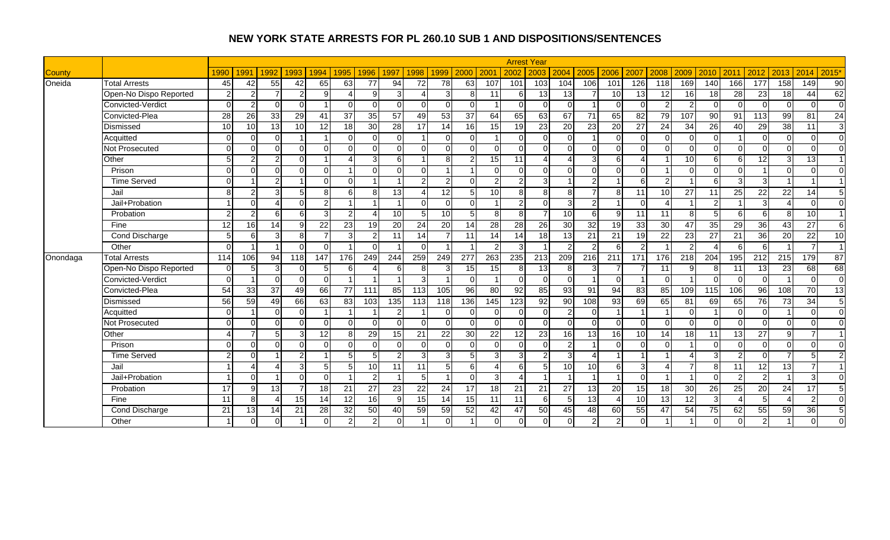# NEW YORK STATE ARRESTS FOR PL 260.10 SUB 1 AND DISPOSITIONS/SENTENCES

| | | Arrest Year | | | | | | | | | | | | | | | | | | | | | | | | | |
|---|---|---|---|---|---|---|---|---|---|---|---|---|---|---|---|---|---|---|---|---|---|---|---|---|---|---|---|
| County | | 1990 | 1991 | 1992 | 1993 | 1994 | 1995 | 1996 | 1997 | 1998 | 1999 | 2000 | 2001 | 2002 | 2003 | 2004 | 2005 | 2006 | 2007 | 2008 | 2009 | 2010 | 2011 | 2012 | 2013 | 2014 | 2015* |
| Oneida | Total Arrests | 45 | 42 | 55 | 42 | 65 | 63 | 77 | 94 | 72 | 78 | 63 | 107 | 101 | 103 | 104 | 106 | 101 | 126 | 118 | 169 | 140 | 166 | 177 | 158 | 149 | 90 |
| | Open-No Dispo Reported | 2 | 2 | 7 | 2 | 9 | 4 | 9 | 3 | 4 | 3 | 8 | 11 | 6 | 13 | 13 | 7 | 10 | 13 | 12 | 16 | 18 | 28 | 23 | 18 | 44 | 62 |
| | Convicted-Verdict | 0 | 2 | 0 | 0 | 1 | 0 | 0 | 0 | 0 | 0 | 0 | 1 | 0 | 0 | 0 | 1 | 0 | 0 | 2 | 2 | 0 | 0 | 0 | 0 | 0 | 0 |
| | Convicted-Plea | 28 | 26 | 33 | 29 | 41 | 37 | 35 | 57 | 49 | 53 | 37 | 64 | 65 | 63 | 67 | 71 | 65 | 82 | 79 | 107 | 90 | 91 | 113 | 99 | 81 | 24 |
| | Dismissed | 10 | 10 | 13 | 10 | 12 | 18 | 30 | 28 | 17 | 14 | 16 | 15 | 19 | 23 | 20 | 23 | 20 | 27 | 24 | 34 | 26 | 40 | 29 | 38 | 11 | 3 |
| | Acquitted | 0 | 0 | 0 | 1 | 1 | 0 | 0 | 0 | 1 | 0 | 0 | 1 | 0 | 0 | 0 | 1 | 0 | 0 | 0 | 0 | 0 | 1 | 0 | 0 | 0 | 0 |
| | Not Prosecuted | 0 | 0 | 0 | 0 | 0 | 0 | 0 | 0 | 0 | 0 | 0 | 0 | 0 | 0 | 0 | 0 | 0 | 0 | 0 | 0 | 0 | 0 | 0 | 0 | 0 | 0 |
| | Other | 5 | 2 | 2 | 0 | 1 | 4 | 3 | 6 | 1 | 8 | 2 | 15 | 11 | 4 | 4 | 3 | 6 | 4 | 1 | 10 | 6 | 6 | 12 | 3 | 13 | 1 |
| | Prison | 0 | 0 | 0 | 0 | 0 | 1 | 0 | 0 | 0 | 1 | 1 | 0 | 0 | 0 | 0 | 0 | 0 | 0 | 1 | 0 | 0 | 0 | 1 | 0 | 0 | 0 |
| | Time Served | 0 | 1 | 2 | 1 | 0 | 0 | 1 | 1 | 2 | 2 | 0 | 2 | 2 | 3 | 1 | 2 | 1 | 6 | 2 | 1 | 6 | 3 | 3 | 1 | 1 | 1 |
| | Jail | 8 | 2 | 3 | 5 | 8 | 6 | 8 | 13 | 4 | 12 | 5 | 10 | 8 | 8 | 8 | 7 | 8 | 11 | 10 | 27 | 11 | 25 | 22 | 22 | 14 | 5 |
| | Jail+Probation | 1 | 0 | 4 | 0 | 2 | 1 | 1 | 1 | 0 | 0 | 0 | 1 | 2 | 0 | 3 | 2 | 1 | 0 | 4 | 1 | 2 | 1 | 3 | 4 | 0 | 0 |
| | Probation | 2 | 2 | 6 | 6 | 3 | 2 | 4 | 10 | 5 | 10 | 5 | 8 | 8 | 7 | 10 | 6 | 9 | 11 | 11 | 8 | 5 | 6 | 6 | 8 | 10 | 1 |
| | Fine | 12 | 16 | 14 | 9 | 22 | 23 | 19 | 20 | 24 | 20 | 14 | 28 | 28 | 26 | 30 | 32 | 19 | 33 | 30 | 47 | 35 | 29 | 36 | 43 | 27 | 6 |
| | Cond Discharge | 5 | 6 | 3 | 8 | 7 | 3 | 2 | 11 | 14 | 7 | 11 | 14 | 14 | 18 | 13 | 21 | 21 | 19 | 22 | 23 | 27 | 21 | 36 | 20 | 22 | 10 |
| | Other | 0 | 1 | 1 | 0 | 0 | 1 | 0 | 1 | 0 | 1 | 1 | 2 | 3 | 1 | 2 | 2 | 6 | 2 | 1 | 2 | 4 | 6 | 6 | 1 | 7 | 1 |
| Onondaga | Total Arrests | 114 | 106 | 94 | 118 | 147 | 176 | 249 | 244 | 259 | 249 | 277 | 263 | 235 | 213 | 209 | 216 | 211 | 171 | 176 | 218 | 204 | 195 | 212 | 215 | 179 | 87 |
| | Open-No Dispo Reported | 0 | 5 | 3 | 0 | 5 | 6 | 4 | 6 | 8 | 3 | 15 | 15 | 8 | 13 | 8 | 3 | 7 | 7 | 11 | 9 | 8 | 11 | 13 | 23 | 68 | 68 |
| | Convicted-Verdict | 0 | 1 | 0 | 0 | 0 | 1 | 1 | 1 | 3 | 1 | 0 | 1 | 0 | 0 | 0 | 1 | 0 | 1 | 0 | 1 | 0 | 0 | 0 | 1 | 0 | 0 |
| | Convicted-Plea | 54 | 33 | 37 | 49 | 66 | 77 | 111 | 85 | 113 | 105 | 96 | 80 | 92 | 85 | 93 | 91 | 94 | 83 | 85 | 109 | 115 | 106 | 96 | 108 | 70 | 13 |
| | Dismissed | 56 | 59 | 49 | 66 | 63 | 83 | 103 | 135 | 113 | 118 | 136 | 145 | 123 | 92 | 90 | 108 | 93 | 69 | 65 | 81 | 69 | 65 | 76 | 73 | 34 | 5 |
| | Acquitted | 0 | 1 | 0 | 0 | 1 | 1 | 1 | 2 | 1 | 0 | 0 | 0 | 0 | 0 | 2 | 0 | 1 | 1 | 1 | 0 | 1 | 0 | 0 | 1 | 0 | 0 |
| | Not Prosecuted | 0 | 0 | 0 | 0 | 0 | 0 | 0 | 0 | 0 | 0 | 0 | 0 | 0 | 0 | 0 | 0 | 0 | 0 | 0 | 0 | 0 | 0 | 0 | 0 | 0 | 0 |
| | Other | 4 | 7 | 5 | 3 | 12 | 8 | 29 | 15 | 21 | 22 | 30 | 22 | 12 | 23 | 16 | 13 | 16 | 10 | 14 | 18 | 11 | 13 | 27 | 9 | 7 | 1 |
| | Prison | 0 | 0 | 0 | 0 | 0 | 0 | 0 | 0 | 0 | 0 | 0 | 0 | 0 | 0 | 2 | 1 | 0 | 0 | 0 | 1 | 0 | 0 | 0 | 0 | 0 | 0 |
| | Time Served | 2 | 0 | 1 | 2 | 1 | 5 | 5 | 2 | 3 | 3 | 5 | 3 | 3 | 2 | 3 | 4 | 1 | 1 | 1 | 4 | 3 | 2 | 0 | 7 | 5 | 2 |
| | Jail | 1 | 4 | 4 | 3 | 5 | 5 | 10 | 11 | 11 | 5 | 6 | 4 | 6 | 5 | 10 | 10 | 6 | 3 | 4 | 7 | 8 | 11 | 12 | 13 | 7 | 1 |
| | Jail+Probation | 1 | 0 | 1 | 0 | 0 | 1 | 2 | 1 | 5 | 1 | 0 | 3 | 4 | 1 | 1 | 1 | 1 | 0 | 1 | 1 | 0 | 2 | 2 | 1 | 3 | 0 |
| | Probation | 17 | 9 | 13 | 7 | 18 | 21 | 27 | 23 | 22 | 24 | 17 | 18 | 21 | 21 | 27 | 13 | 20 | 15 | 18 | 30 | 26 | 25 | 20 | 24 | 17 | 5 |
| | Fine | 11 | 8 | 4 | 15 | 14 | 12 | 16 | 9 | 15 | 14 | 15 | 11 | 11 | 6 | 5 | 13 | 4 | 10 | 13 | 12 | 3 | 4 | 5 | 4 | 2 | 0 |
| | Cond Discharge | 21 | 13 | 14 | 21 | 28 | 32 | 50 | 40 | 59 | 59 | 52 | 42 | 47 | 50 | 45 | 48 | 60 | 55 | 47 | 54 | 75 | 62 | 55 | 59 | 36 | 5 |
| | Other | 1 | 0 | 0 | 1 | 0 | 2 | 2 | 0 | 1 | 0 | 1 | 0 | 0 | 0 | 0 | 2 | 2 | 0 | 1 | 1 | 0 | 0 | 2 | 1 | 0 | 0 |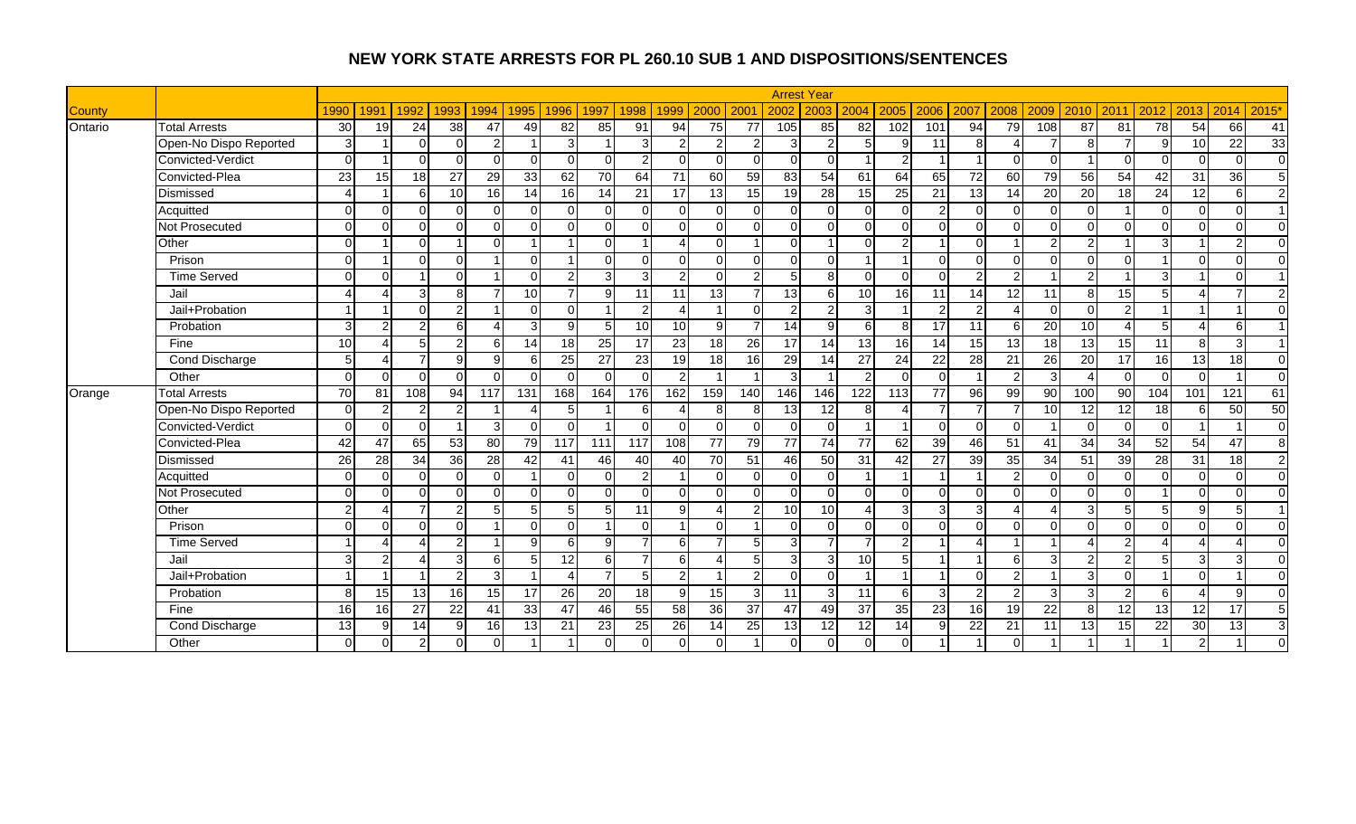# NEW YORK STATE ARRESTS FOR PL 260.10 SUB 1 AND DISPOSITIONS/SENTENCES

| | | Arrest Year | | | | | | | | | | | | | | | | | | | | | | | | | |
|---|---|---|---|---|---|---|---|---|---|---|---|---|---|---|---|---|---|---|---|---|---|---|---|---|---|---|---|
| County | | 1990 | 1991 | 1992 | 1993 | 1994 | 1995 | 1996 | 1997 | 1998 | 1999 | 2000 | 2001 | 2002 | 2003 | 2004 | 2005 | 2006 | 2007 | 2008 | 2009 | 2010 | 2011 | 2012 | 2013 | 2014 | 2015* |
| Ontario | Total Arrests | 30 | 19 | 24 | 38 | 47 | 49 | 82 | 85 | 91 | 94 | 75 | 77 | 105 | 85 | 82 | 102 | 101 | 94 | 79 | 108 | 87 | 81 | 78 | 54 | 66 | 41 |
| | Open-No Dispo Reported | 3 | 1 | 0 | 0 | 2 | 1 | 3 | 1 | 3 | 2 | 2 | 2 | 3 | 2 | 5 | 9 | 11 | 8 | 4 | 7 | 8 | 7 | 9 | 10 | 22 | 33 |
| | Convicted-Verdict | 0 | 1 | 0 | 0 | 0 | 0 | 0 | 0 | 2 | 0 | 0 | 0 | 0 | 0 | 1 | 2 | 1 | 1 | 0 | 0 | 1 | 0 | 0 | 0 | 0 | 0 |
| | Convicted-Plea | 23 | 15 | 18 | 27 | 29 | 33 | 62 | 70 | 64 | 71 | 60 | 59 | 83 | 54 | 61 | 64 | 65 | 72 | 60 | 79 | 56 | 54 | 42 | 31 | 36 | 5 |
| | Dismissed | 4 | 1 | 6 | 10 | 16 | 14 | 16 | 14 | 21 | 17 | 13 | 15 | 19 | 28 | 15 | 25 | 21 | 13 | 14 | 20 | 20 | 18 | 24 | 12 | 6 | 2 |
| | Acquitted | 0 | 0 | 0 | 0 | 0 | 0 | 0 | 0 | 0 | 0 | 0 | 0 | 0 | 0 | 0 | 0 | 2 | 0 | 0 | 0 | 0 | 1 | 0 | 0 | 0 | 1 |
| | Not Prosecuted | 0 | 0 | 0 | 0 | 0 | 0 | 0 | 0 | 0 | 0 | 0 | 0 | 0 | 0 | 0 | 0 | 0 | 0 | 0 | 0 | 0 | 0 | 0 | 0 | 0 | 0 |
| | Other | 0 | 1 | 0 | 1 | 0 | 1 | 1 | 0 | 1 | 4 | 0 | 1 | 0 | 1 | 0 | 2 | 1 | 0 | 1 | 2 | 2 | 1 | 3 | 1 | 2 | 0 |
| | Prison | 0 | 1 | 0 | 0 | 1 | 0 | 1 | 0 | 0 | 0 | 0 | 0 | 0 | 0 | 1 | 1 | 0 | 0 | 0 | 0 | 0 | 0 | 1 | 0 | 0 | 0 |
| | Time Served | 0 | 0 | 1 | 0 | 1 | 0 | 2 | 3 | 3 | 2 | 0 | 2 | 5 | 8 | 0 | 0 | 0 | 2 | 2 | 1 | 2 | 1 | 3 | 1 | 0 | 1 |
| | Jail | 4 | 4 | 3 | 8 | 7 | 10 | 7 | 9 | 11 | 11 | 13 | 7 | 13 | 6 | 10 | 16 | 11 | 14 | 12 | 11 | 8 | 15 | 5 | 4 | 7 | 2 |
| | Jail+Probation | 1 | 1 | 0 | 2 | 1 | 0 | 0 | 1 | 2 | 4 | 1 | 0 | 2 | 2 | 3 | 1 | 2 | 2 | 4 | 0 | 0 | 2 | 1 | 1 | 1 | 0 |
| | Probation | 3 | 2 | 2 | 6 | 4 | 3 | 9 | 5 | 10 | 10 | 9 | 7 | 14 | 9 | 6 | 8 | 17 | 11 | 6 | 20 | 10 | 4 | 5 | 4 | 6 | 1 |
| | Fine | 10 | 4 | 5 | 2 | 6 | 14 | 18 | 25 | 17 | 23 | 18 | 26 | 17 | 14 | 13 | 16 | 14 | 15 | 13 | 18 | 13 | 15 | 11 | 8 | 3 | 1 |
| | Cond Discharge | 5 | 4 | 7 | 9 | 9 | 6 | 25 | 27 | 23 | 19 | 18 | 16 | 29 | 14 | 27 | 24 | 22 | 28 | 21 | 26 | 20 | 17 | 16 | 13 | 18 | 0 |
| | Other | 0 | 0 | 0 | 0 | 0 | 0 | 0 | 0 | 0 | 2 | 1 | 1 | 3 | 1 | 2 | 0 | 0 | 1 | 2 | 3 | 4 | 0 | 0 | 0 | 1 | 0 |
| Orange | Total Arrests | 70 | 81 | 108 | 94 | 117 | 131 | 168 | 164 | 176 | 162 | 159 | 140 | 146 | 146 | 122 | 113 | 77 | 96 | 99 | 90 | 100 | 90 | 104 | 101 | 121 | 61 |
| | Open-No Dispo Reported | 0 | 2 | 2 | 2 | 1 | 4 | 5 | 1 | 6 | 4 | 8 | 8 | 13 | 12 | 8 | 4 | 7 | 7 | 7 | 10 | 12 | 12 | 18 | 6 | 50 | 50 |
| | Convicted-Verdict | 0 | 0 | 0 | 1 | 3 | 0 | 0 | 1 | 0 | 0 | 0 | 0 | 0 | 0 | 1 | 1 | 0 | 0 | 0 | 1 | 0 | 0 | 0 | 1 | 1 | 0 |
| | Convicted-Plea | 42 | 47 | 65 | 53 | 80 | 79 | 117 | 111 | 117 | 108 | 77 | 79 | 77 | 74 | 77 | 62 | 39 | 46 | 51 | 41 | 34 | 34 | 52 | 54 | 47 | 8 |
| | Dismissed | 26 | 28 | 34 | 36 | 28 | 42 | 41 | 46 | 40 | 40 | 70 | 51 | 46 | 50 | 31 | 42 | 27 | 39 | 35 | 34 | 51 | 39 | 28 | 31 | 18 | 2 |
| | Acquitted | 0 | 0 | 0 | 0 | 0 | 1 | 0 | 0 | 2 | 1 | 0 | 0 | 0 | 0 | 1 | 1 | 1 | 1 | 2 | 0 | 0 | 0 | 0 | 0 | 0 | 0 |
| | Not Prosecuted | 0 | 0 | 0 | 0 | 0 | 0 | 0 | 0 | 0 | 0 | 0 | 0 | 0 | 0 | 0 | 0 | 0 | 0 | 0 | 0 | 0 | 0 | 1 | 0 | 0 | 0 |
| | Other | 2 | 4 | 7 | 2 | 5 | 5 | 5 | 5 | 11 | 9 | 4 | 2 | 10 | 10 | 4 | 3 | 3 | 3 | 4 | 4 | 3 | 5 | 5 | 9 | 5 | 1 |
| | Prison | 0 | 0 | 0 | 0 | 1 | 0 | 0 | 1 | 0 | 1 | 0 | 1 | 0 | 0 | 0 | 0 | 0 | 0 | 0 | 0 | 0 | 0 | 0 | 0 | 0 | 0 |
| | Time Served | 1 | 4 | 4 | 2 | 1 | 9 | 6 | 9 | 7 | 6 | 7 | 5 | 3 | 7 | 7 | 2 | 1 | 4 | 1 | 1 | 4 | 2 | 4 | 4 | 4 | 0 |
| | Jail | 3 | 2 | 4 | 3 | 6 | 5 | 12 | 6 | 7 | 6 | 4 | 5 | 3 | 3 | 10 | 5 | 1 | 1 | 6 | 3 | 2 | 2 | 5 | 3 | 3 | 0 |
| | Jail+Probation | 1 | 1 | 1 | 2 | 3 | 1 | 4 | 7 | 5 | 2 | 1 | 2 | 0 | 0 | 1 | 1 | 1 | 0 | 2 | 1 | 3 | 0 | 1 | 0 | 1 | 0 |
| | Probation | 8 | 15 | 13 | 16 | 15 | 17 | 26 | 20 | 18 | 9 | 15 | 3 | 11 | 3 | 11 | 6 | 3 | 2 | 2 | 3 | 3 | 2 | 6 | 4 | 9 | 0 |
| | Fine | 16 | 16 | 27 | 22 | 41 | 33 | 47 | 46 | 55 | 58 | 36 | 37 | 47 | 49 | 37 | 35 | 23 | 16 | 19 | 22 | 8 | 12 | 13 | 12 | 17 | 5 |
| | Cond Discharge | 13 | 9 | 14 | 9 | 16 | 13 | 21 | 23 | 25 | 26 | 14 | 25 | 13 | 12 | 12 | 14 | 9 | 22 | 21 | 11 | 13 | 15 | 22 | 30 | 13 | 3 |
| | Other | 0 | 0 | 2 | 0 | 0 | 1 | 1 | 0 | 0 | 0 | 0 | 1 | 0 | 0 | 0 | 0 | 1 | 1 | 0 | 1 | 1 | 1 | 1 | 2 | 1 | 0 |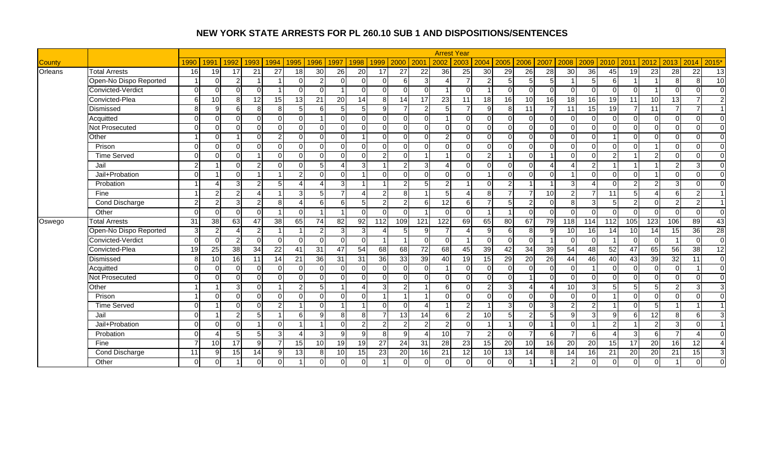# NEW YORK STATE ARRESTS FOR PL 260.10 SUB 1 AND DISPOSITIONS/SENTENCES

| County | | Arrest Year | | | | | | | | | | | | | | | | | | | | | | | | |
|---|---|---|---|---|---|---|---|---|---|---|---|---|---|---|---|---|---|---|---|---|---|---|---|---|---|---|
| | | 1990 | 1991 | 1992 | 1993 | 1994 | 1995 | 1996 | 1997 | 1998 | 1999 | 2000 | 2001 | 2002 | 2003 | 2004 | 2005 | 2006 | 2007 | 2008 | 2009 | 2010 | 2011 | 2012 | 2013 | 2014 | 2015* |
| Orleans | Total Arrests | 16 | 19 | 17 | 21 | 27 | 18 | 30 | 26 | 20 | 17 | 27 | 22 | 36 | 25 | 30 | 29 | 26 | 28 | 30 | 36 | 45 | 19 | 23 | 28 | 22 | 13 |
| | Open-No Dispo Reported | 1 | 0 | 2 | 1 | 1 | 0 | 2 | 0 | 0 | 0 | 6 | 3 | 4 | 7 | 2 | 5 | 5 | 5 | 1 | 5 | 6 | 1 | 1 | 8 | 8 | 10 |
| | Convicted-Verdict | 0 | 0 | 0 | 0 | 1 | 0 | 0 | 1 | 0 | 0 | 0 | 0 | 1 | 0 | 1 | 0 | 0 | 0 | 0 | 0 | 0 | 0 | 1 | 0 | 0 | 0 |
| | Convicted-Plea | 6 | 10 | 8 | 12 | 15 | 13 | 21 | 20 | 14 | 8 | 14 | 17 | 23 | 11 | 18 | 16 | 10 | 16 | 18 | 16 | 19 | 11 | 10 | 13 | 7 | 2 |
| | Dismissed | 8 | 9 | 6 | 8 | 8 | 5 | 6 | 5 | 5 | 9 | 7 | 2 | 5 | 7 | 9 | 8 | 11 | 7 | 11 | 15 | 19 | 7 | 11 | 7 | 7 | 1 |
| | Acquitted | 0 | 0 | 0 | 0 | 0 | 0 | 1 | 0 | 0 | 0 | 0 | 0 | 1 | 0 | 0 | 0 | 0 | 0 | 0 | 0 | 0 | 0 | 0 | 0 | 0 | 0 |
| | Not Prosecuted | 0 | 0 | 0 | 0 | 0 | 0 | 0 | 0 | 0 | 0 | 0 | 0 | 0 | 0 | 0 | 0 | 0 | 0 | 0 | 0 | 0 | 0 | 0 | 0 | 0 | 0 |
| | Other | 1 | 0 | 1 | 0 | 2 | 0 | 0 | 0 | 1 | 0 | 0 | 0 | 2 | 0 | 0 | 0 | 0 | 0 | 0 | 0 | 1 | 0 | 0 | 0 | 0 | 0 |
| | Prison | 0 | 0 | 0 | 0 | 0 | 0 | 0 | 0 | 0 | 0 | 0 | 0 | 0 | 0 | 0 | 0 | 0 | 0 | 0 | 0 | 0 | 0 | 1 | 0 | 0 | 0 |
| | Time Served | 0 | 0 | 0 | 1 | 0 | 0 | 0 | 0 | 0 | 2 | 0 | 1 | 1 | 0 | 2 | 1 | 0 | 1 | 0 | 0 | 2 | 1 | 2 | 0 | 0 | 0 |
| | Jail | 2 | 1 | 0 | 2 | 0 | 0 | 5 | 4 | 3 | 1 | 2 | 3 | 4 | 0 | 0 | 0 | 0 | 4 | 4 | 2 | 1 | 1 | 1 | 2 | 3 | 0 |
| | Jail+Probation | 0 | 1 | 0 | 1 | 1 | 2 | 0 | 0 | 1 | 0 | 0 | 0 | 0 | 0 | 1 | 0 | 0 | 0 | 1 | 0 | 0 | 0 | 1 | 0 | 0 | 0 |
| | Probation | 1 | 4 | 3 | 2 | 5 | 4 | 4 | 3 | 1 | 1 | 2 | 5 | 2 | 1 | 0 | 2 | 1 | 1 | 3 | 4 | 0 | 2 | 2 | 3 | 0 | 0 |
| | Fine | 1 | 2 | 2 | 4 | 1 | 3 | 5 | 7 | 4 | 2 | 8 | 1 | 5 | 4 | 8 | 7 | 7 | 10 | 2 | 7 | 11 | 5 | 4 | 6 | 2 | 1 |
| | Cond Discharge | 2 | 2 | 3 | 2 | 8 | 4 | 6 | 6 | 5 | 2 | 2 | 6 | 12 | 6 | 7 | 5 | 2 | 0 | 8 | 3 | 5 | 2 | 0 | 2 | 2 | 1 |
| | Other | 0 | 0 | 0 | 0 | 1 | 0 | 1 | 1 | 0 | 0 | 0 | 1 | 0 | 0 | 1 | 1 | 0 | 0 | 0 | 0 | 0 | 0 | 0 | 0 | 0 | 0 |
| Oswego | Total Arrests | 31 | 38 | 63 | 47 | 38 | 65 | 74 | 82 | 92 | 112 | 109 | 121 | 122 | 69 | 65 | 80 | 67 | 79 | 118 | 114 | 112 | 105 | 123 | 106 | 89 | 43 |
| | Open-No Dispo Reported | 3 | 2 | 4 | 2 | 1 | 1 | 2 | 3 | 3 | 4 | 5 | 9 | 7 | 4 | 9 | 6 | 8 | 9 | 10 | 16 | 14 | 10 | 14 | 15 | 36 | 28 |
| | Convicted-Verdict | 0 | 0 | 2 | 0 | 0 | 0 | 0 | 0 | 0 | 1 | 1 | 0 | 0 | 1 | 0 | 0 | 0 | 1 | 0 | 0 | 1 | 0 | 0 | 1 | 0 | 0 |
| | Convicted-Plea | 19 | 25 | 38 | 34 | 22 | 41 | 31 | 47 | 54 | 68 | 68 | 72 | 68 | 45 | 39 | 42 | 34 | 39 | 54 | 48 | 52 | 47 | 65 | 56 | 38 | 12 |
| | Dismissed | 8 | 10 | 16 | 11 | 14 | 21 | 36 | 31 | 31 | 36 | 33 | 39 | 40 | 19 | 15 | 29 | 20 | 26 | 44 | 46 | 40 | 43 | 39 | 32 | 11 | 0 |
| | Acquitted | 0 | 0 | 0 | 0 | 0 | 0 | 0 | 0 | 0 | 0 | 0 | 0 | 1 | 0 | 0 | 0 | 0 | 0 | 0 | 1 | 0 | 0 | 0 | 0 | 1 | 0 |
| | Not Prosecuted | 0 | 0 | 0 | 0 | 0 | 0 | 0 | 0 | 0 | 0 | 0 | 0 | 0 | 0 | 0 | 0 | 1 | 0 | 0 | 0 | 0 | 0 | 0 | 0 | 0 | 0 |
| | Other | 1 | 1 | 3 | 0 | 1 | 2 | 5 | 1 | 4 | 3 | 2 | 1 | 6 | 0 | 2 | 3 | 4 | 4 | 10 | 3 | 5 | 5 | 5 | 2 | 3 | 3 |
| | Prison | 1 | 0 | 0 | 0 | 0 | 0 | 0 | 0 | 0 | 1 | 1 | 1 | 0 | 0 | 0 | 0 | 0 | 0 | 0 | 0 | 1 | 0 | 0 | 0 | 0 | 0 |
| | Time Served | 0 | 1 | 0 | 0 | 2 | 1 | 0 | 1 | 1 | 0 | 0 | 4 | 1 | 2 | 1 | 3 | 0 | 3 | 2 | 2 | 1 | 0 | 5 | 1 | 1 | 1 |
| | Jail | 0 | 1 | 2 | 5 | 1 | 6 | 9 | 8 | 8 | 7 | 13 | 14 | 6 | 2 | 10 | 5 | 2 | 5 | 9 | 3 | 9 | 6 | 12 | 8 | 6 | 3 |
| | Jail+Probation | 0 | 0 | 0 | 1 | 0 | 1 | 1 | 0 | 2 | 2 | 2 | 2 | 2 | 0 | 1 | 1 | 0 | 1 | 0 | 1 | 2 | 1 | 2 | 3 | 0 | 1 |
| | Probation | 0 | 4 | 5 | 5 | 3 | 4 | 3 | 9 | 9 | 8 | 9 | 4 | 10 | 7 | 2 | 0 | 7 | 6 | 7 | 6 | 4 | 3 | 6 | 7 | 4 | 0 |
| | Fine | 7 | 10 | 17 | 9 | 7 | 15 | 10 | 19 | 19 | 27 | 24 | 31 | 28 | 23 | 15 | 20 | 10 | 16 | 20 | 20 | 15 | 17 | 20 | 16 | 12 | 4 |
| | Cond Discharge | 11 | 9 | 15 | 14 | 9 | 13 | 8 | 10 | 15 | 23 | 20 | 16 | 21 | 12 | 10 | 13 | 14 | 8 | 14 | 16 | 21 | 20 | 20 | 21 | 15 | 3 |
| | Other | 0 | 0 | 1 | 0 | 0 | 1 | 0 | 0 | 0 | 1 | 0 | 0 | 0 | 0 | 0 | 0 | 1 | 1 | 2 | 0 | 0 | 0 | 0 | 1 | 0 | 0 |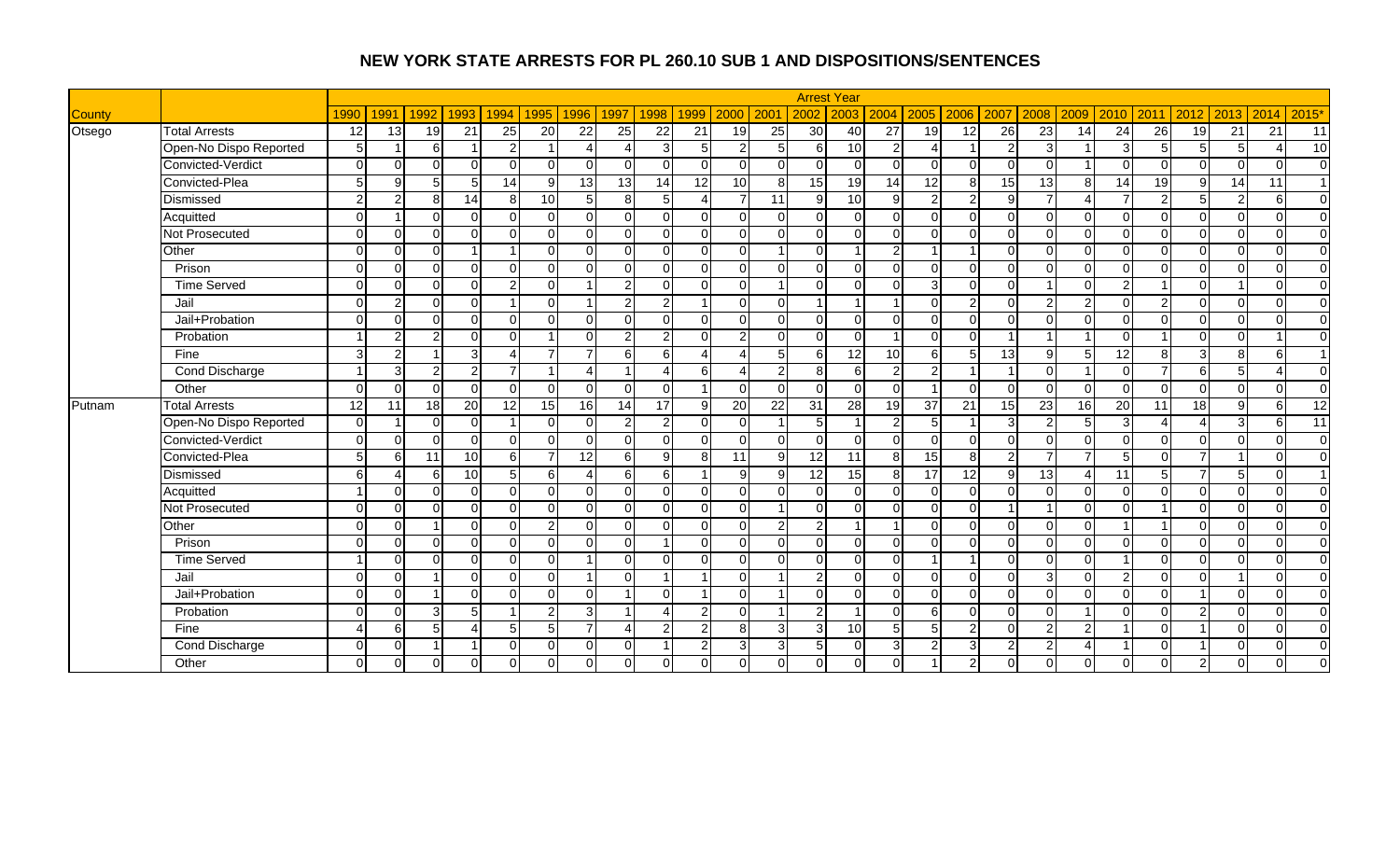# NEW YORK STATE ARRESTS FOR PL 260.10 SUB 1 AND DISPOSITIONS/SENTENCES

| County | | Arrest Year | | | | | | | | | | | | | | | | | | | | | | | | | |
|---|---|---|---|---|---|---|---|---|---|---|---|---|---|---|---|---|---|---|---|---|---|---|---|---|---|---|---|
| | | 1990 | 1991 | 1992 | 1993 | 1994 | 1995 | 1996 | 1997 | 1998 | 1999 | 2000 | 2001 | 2002 | 2003 | 2004 | 2005 | 2006 | 2007 | 2008 | 2009 | 2010 | 2011 | 2012 | 2013 | 2014 | 2015* |
| Otsego | Total Arrests | 12 | 13 | 19 | 21 | 25 | 20 | 22 | 25 | 22 | 21 | 19 | 25 | 30 | 40 | 27 | 19 | 12 | 26 | 23 | 14 | 24 | 26 | 19 | 21 | 21 | 11 |
| | Open-No Dispo Reported | 5 | 1 | 6 | 1 | 2 | 1 | 4 | 4 | 3 | 5 | 2 | 5 | 6 | 10 | 2 | 4 | 1 | 2 | 3 | 1 | 3 | 5 | 5 | 5 | 4 | 10 |
| | Convicted-Verdict | 0 | 0 | 0 | 0 | 0 | 0 | 0 | 0 | 0 | 0 | 0 | 0 | 0 | 0 | 0 | 0 | 0 | 0 | 0 | 1 | 0 | 0 | 0 | 0 | 0 | 0 |
| | Convicted-Plea | 5 | 9 | 5 | 5 | 14 | 9 | 13 | 13 | 14 | 12 | 10 | 8 | 15 | 19 | 14 | 12 | 8 | 15 | 13 | 8 | 14 | 19 | 9 | 14 | 11 | 1 |
| | Dismissed | 2 | 2 | 8 | 14 | 8 | 10 | 5 | 8 | 5 | 4 | 7 | 11 | 9 | 10 | 9 | 2 | 2 | 9 | 7 | 4 | 7 | 2 | 5 | 2 | 6 | 0 |
| | Acquitted | 0 | 1 | 0 | 0 | 0 | 0 | 0 | 0 | 0 | 0 | 0 | 0 | 0 | 0 | 0 | 0 | 0 | 0 | 0 | 0 | 0 | 0 | 0 | 0 | 0 | 0 |
| | Not Prosecuted | 0 | 0 | 0 | 0 | 0 | 0 | 0 | 0 | 0 | 0 | 0 | 0 | 0 | 0 | 0 | 0 | 0 | 0 | 0 | 0 | 0 | 0 | 0 | 0 | 0 | 0 |
| | Other | 0 | 0 | 0 | 1 | 1 | 0 | 0 | 0 | 0 | 0 | 0 | 1 | 0 | 1 | 2 | 1 | 1 | 0 | 0 | 0 | 0 | 0 | 0 | 0 | 0 | 0 |
| | Prison | 0 | 0 | 0 | 0 | 0 | 0 | 0 | 0 | 0 | 0 | 0 | 0 | 0 | 0 | 0 | 0 | 0 | 0 | 0 | 0 | 0 | 0 | 0 | 0 | 0 | 0 |
| | Time Served | 0 | 0 | 0 | 0 | 2 | 0 | 1 | 2 | 0 | 0 | 0 | 1 | 0 | 0 | 0 | 3 | 0 | 0 | 1 | 0 | 2 | 1 | 0 | 1 | 0 | 0 |
| | Jail | 0 | 2 | 0 | 0 | 1 | 0 | 1 | 2 | 2 | 1 | 0 | 0 | 1 | 1 | 1 | 0 | 2 | 0 | 2 | 2 | 0 | 2 | 0 | 0 | 0 | 0 |
| | Jail+Probation | 0 | 0 | 0 | 0 | 0 | 0 | 0 | 0 | 0 | 0 | 0 | 0 | 0 | 0 | 0 | 0 | 0 | 0 | 0 | 0 | 0 | 0 | 0 | 0 | 0 | 0 |
| | Probation | 1 | 2 | 2 | 0 | 0 | 1 | 0 | 2 | 2 | 0 | 2 | 0 | 0 | 0 | 1 | 0 | 0 | 1 | 1 | 1 | 0 | 1 | 0 | 0 | 1 | 0 |
| | Fine | 3 | 2 | 1 | 3 | 4 | 7 | 7 | 6 | 6 | 4 | 4 | 5 | 6 | 12 | 10 | 6 | 5 | 13 | 9 | 5 | 12 | 8 | 3 | 8 | 6 | 1 |
| | Cond Discharge | 1 | 3 | 2 | 2 | 7 | 1 | 4 | 1 | 4 | 6 | 4 | 2 | 8 | 6 | 2 | 2 | 1 | 1 | 0 | 1 | 0 | 7 | 6 | 5 | 4 | 0 |
| | Other | 0 | 0 | 0 | 0 | 0 | 0 | 0 | 0 | 0 | 1 | 0 | 0 | 0 | 0 | 0 | 1 | 0 | 0 | 0 | 0 | 0 | 0 | 0 | 0 | 0 | 0 |
| Putnam | Total Arrests | 12 | 11 | 18 | 20 | 12 | 15 | 16 | 14 | 17 | 9 | 20 | 22 | 31 | 28 | 19 | 37 | 21 | 15 | 23 | 16 | 20 | 11 | 18 | 9 | 6 | 12 |
| | Open-No Dispo Reported | 0 | 1 | 0 | 0 | 1 | 0 | 0 | 2 | 2 | 0 | 0 | 1 | 5 | 1 | 2 | 5 | 1 | 3 | 2 | 5 | 3 | 4 | 4 | 3 | 6 | 11 |
| | Convicted-Verdict | 0 | 0 | 0 | 0 | 0 | 0 | 0 | 0 | 0 | 0 | 0 | 0 | 0 | 0 | 0 | 0 | 0 | 0 | 0 | 0 | 0 | 0 | 0 | 0 | 0 | 0 |
| | Convicted-Plea | 5 | 6 | 11 | 10 | 6 | 7 | 12 | 6 | 9 | 8 | 11 | 9 | 12 | 11 | 8 | 15 | 8 | 2 | 7 | 7 | 5 | 0 | 7 | 1 | 0 | 0 |
| | Dismissed | 6 | 4 | 6 | 10 | 5 | 6 | 4 | 6 | 6 | 1 | 9 | 9 | 12 | 15 | 8 | 17 | 12 | 9 | 13 | 4 | 11 | 5 | 7 | 5 | 0 | 1 |
| | Acquitted | 1 | 0 | 0 | 0 | 0 | 0 | 0 | 0 | 0 | 0 | 0 | 0 | 0 | 0 | 0 | 0 | 0 | 0 | 0 | 0 | 0 | 0 | 0 | 0 | 0 | 0 |
| | Not Prosecuted | 0 | 0 | 0 | 0 | 0 | 0 | 0 | 0 | 0 | 0 | 0 | 1 | 0 | 0 | 0 | 0 | 0 | 1 | 1 | 0 | 0 | 1 | 0 | 0 | 0 | 0 |
| | Other | 0 | 0 | 1 | 0 | 0 | 2 | 0 | 0 | 0 | 0 | 0 | 2 | 2 | 1 | 1 | 0 | 0 | 0 | 0 | 0 | 1 | 1 | 0 | 0 | 0 | 0 |
| | Prison | 0 | 0 | 0 | 0 | 0 | 0 | 0 | 0 | 1 | 0 | 0 | 0 | 0 | 0 | 0 | 0 | 0 | 0 | 0 | 0 | 0 | 0 | 0 | 0 | 0 | 0 |
| | Time Served | 1 | 0 | 0 | 0 | 0 | 0 | 1 | 0 | 0 | 0 | 0 | 0 | 0 | 0 | 0 | 1 | 1 | 0 | 0 | 0 | 1 | 0 | 0 | 0 | 0 | 0 |
| | Jail | 0 | 0 | 1 | 0 | 0 | 0 | 1 | 0 | 1 | 1 | 0 | 1 | 2 | 0 | 0 | 0 | 0 | 0 | 3 | 0 | 2 | 0 | 0 | 1 | 0 | 0 |
| | Jail+Probation | 0 | 0 | 1 | 0 | 0 | 0 | 0 | 1 | 0 | 1 | 0 | 1 | 0 | 0 | 0 | 0 | 0 | 0 | 0 | 0 | 0 | 0 | 1 | 0 | 0 | 0 |
| | Probation | 0 | 0 | 3 | 5 | 1 | 2 | 3 | 1 | 4 | 2 | 0 | 1 | 2 | 1 | 0 | 6 | 0 | 0 | 0 | 1 | 0 | 0 | 2 | 0 | 0 | 0 |
| | Fine | 4 | 6 | 5 | 4 | 5 | 5 | 7 | 4 | 2 | 2 | 8 | 3 | 3 | 10 | 5 | 5 | 2 | 0 | 2 | 2 | 1 | 0 | 1 | 0 | 0 | 0 |
| | Cond Discharge | 0 | 0 | 1 | 1 | 0 | 0 | 0 | 0 | 1 | 2 | 3 | 3 | 5 | 0 | 3 | 2 | 3 | 2 | 2 | 4 | 1 | 0 | 1 | 0 | 0 | 0 |
| | Other | 0 | 0 | 0 | 0 | 0 | 0 | 0 | 0 | 0 | 0 | 0 | 0 | 0 | 0 | 0 | 1 | 2 | 0 | 0 | 0 | 0 | 0 | 2 | 0 | 0 | 0 |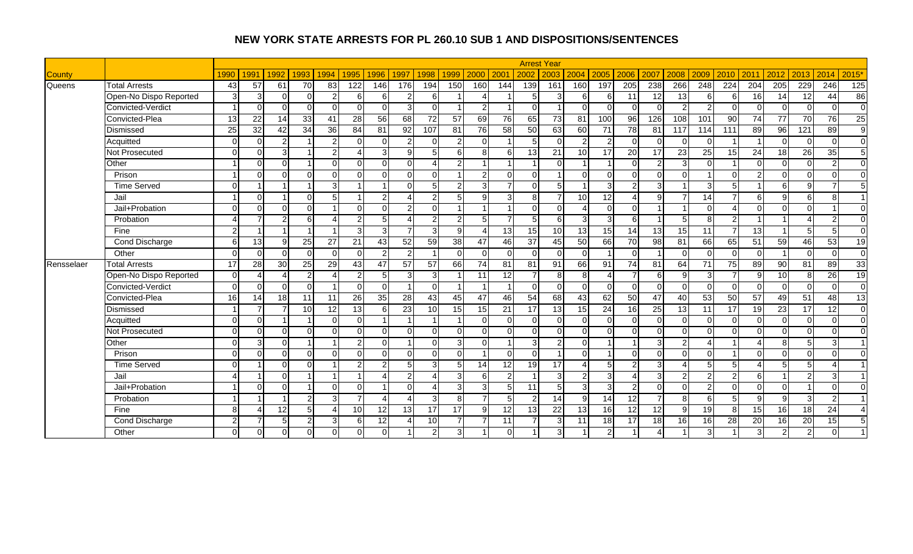# NEW YORK STATE ARRESTS FOR PL 260.10 SUB 1 AND DISPOSITIONS/SENTENCES

| | | Arrest Year | | | | | | | | | | | | | | | | | | | | | | | | | |
|---|---|---|---|---|---|---|---|---|---|---|---|---|---|---|---|---|---|---|---|---|---|---|---|---|---|---|---|
| County | | 1990 | 1991 | 1992 | 1993 | 1994 | 1995 | 1996 | 1997 | 1998 | 1999 | 2000 | 2001 | 2002 | 2003 | 2004 | 2005 | 2006 | 2007 | 2008 | 2009 | 2010 | 2011 | 2012 | 2013 | 2014 | 2015* |
| Queens | Total Arrests | 43 | 57 | 61 | 70 | 83 | 122 | 146 | 176 | 194 | 150 | 160 | 144 | 139 | 161 | 160 | 197 | 205 | 238 | 266 | 248 | 224 | 204 | 205 | 229 | 246 | 125 |
| | Open-No Dispo Reported | 3 | 3 | 0 | 0 | 2 | 6 | 6 | 2 | 6 | 1 | 4 | 1 | 5 | 3 | 6 | 6 | 11 | 12 | 13 | 6 | 6 | 16 | 14 | 12 | 44 | 86 |
| | Convicted-Verdict | 1 | 0 | 0 | 0 | 0 | 0 | 0 | 3 | 0 | 1 | 2 | 1 | 0 | 1 | 0 | 0 | 0 | 0 | 2 | 2 | 0 | 0 | 0 | 0 | 0 | 0 |
| | Convicted-Plea | 13 | 22 | 14 | 33 | 41 | 28 | 56 | 68 | 72 | 57 | 69 | 76 | 65 | 73 | 81 | 100 | 96 | 126 | 108 | 101 | 90 | 74 | 77 | 70 | 76 | 25 |
| | Dismissed | 25 | 32 | 42 | 34 | 36 | 84 | 81 | 92 | 107 | 81 | 76 | 58 | 50 | 63 | 60 | 71 | 78 | 81 | 117 | 114 | 111 | 89 | 96 | 121 | 89 | 9 |
| | Acquitted | 0 | 0 | 2 | 1 | 2 | 0 | 0 | 2 | 0 | 2 | 0 | 1 | 5 | 0 | 2 | 2 | 0 | 0 | 0 | 0 | 1 | 1 | 0 | 0 | 0 | 0 |
| | Not Prosecuted | 0 | 0 | 3 | 1 | 2 | 4 | 3 | 9 | 5 | 6 | 8 | 6 | 13 | 21 | 10 | 17 | 20 | 17 | 23 | 25 | 15 | 24 | 18 | 26 | 35 | 5 |
| | Other | 1 | 0 | 0 | 1 | 0 | 0 | 0 | 0 | 4 | 2 | 1 | 1 | 1 | 0 | 1 | 1 | 0 | 2 | 3 | 0 | 1 | 0 | 0 | 0 | 2 | 0 |
| | Prison | 1 | 0 | 0 | 0 | 0 | 0 | 0 | 0 | 0 | 1 | 2 | 0 | 0 | 1 | 0 | 0 | 0 | 0 | 0 | 1 | 0 | 2 | 0 | 0 | 0 | 0 |
| | Time Served | 0 | 1 | 1 | 1 | 3 | 1 | 1 | 0 | 5 | 2 | 3 | 7 | 0 | 5 | 1 | 3 | 2 | 3 | 1 | 3 | 5 | 1 | 6 | 9 | 7 | 5 |
| | Jail | 1 | 0 | 1 | 0 | 5 | 1 | 2 | 4 | 2 | 5 | 9 | 3 | 8 | 7 | 10 | 12 | 4 | 9 | 7 | 14 | 7 | 6 | 9 | 6 | 8 | 1 |
| | Jail+Probation | 0 | 0 | 0 | 0 | 1 | 0 | 0 | 2 | 0 | 1 | 1 | 1 | 0 | 0 | 4 | 0 | 0 | 1 | 1 | 0 | 4 | 0 | 0 | 0 | 1 | 0 |
| | Probation | 4 | 7 | 2 | 6 | 4 | 2 | 5 | 4 | 2 | 2 | 5 | 7 | 5 | 6 | 3 | 3 | 6 | 1 | 5 | 8 | 2 | 1 | 1 | 4 | 2 | 0 |
| | Fine | 2 | 1 | 1 | 1 | 1 | 3 | 3 | 7 | 3 | 9 | 4 | 13 | 15 | 10 | 13 | 15 | 14 | 13 | 15 | 11 | 7 | 13 | 1 | 5 | 5 | 0 |
| | Cond Discharge | 6 | 13 | 9 | 25 | 27 | 21 | 43 | 52 | 59 | 38 | 47 | 46 | 37 | 45 | 50 | 66 | 70 | 98 | 81 | 66 | 65 | 51 | 59 | 46 | 53 | 19 |
| | Other | 0 | 0 | 0 | 0 | 0 | 0 | 2 | 2 | 1 | 0 | 0 | 0 | 0 | 0 | 0 | 1 | 0 | 1 | 0 | 0 | 0 | 0 | 1 | 0 | 0 | 0 |
| Rensselaer | Total Arrests | 17 | 28 | 30 | 25 | 29 | 43 | 47 | 57 | 57 | 66 | 74 | 81 | 81 | 91 | 66 | 91 | 74 | 81 | 64 | 71 | 75 | 89 | 90 | 81 | 89 | 33 |
| | Open-No Dispo Reported | 0 | 4 | 4 | 2 | 4 | 2 | 5 | 3 | 3 | 1 | 11 | 12 | 7 | 8 | 8 | 4 | 7 | 6 | 9 | 3 | 7 | 9 | 10 | 8 | 26 | 19 |
| | Convicted-Verdict | 0 | 0 | 0 | 0 | 1 | 0 | 0 | 1 | 0 | 1 | 1 | 1 | 0 | 0 | 0 | 0 | 0 | 0 | 0 | 0 | 0 | 0 | 0 | 0 | 0 | 0 |
| | Convicted-Plea | 16 | 14 | 18 | 11 | 11 | 26 | 35 | 28 | 43 | 45 | 47 | 46 | 54 | 68 | 43 | 62 | 50 | 47 | 40 | 53 | 50 | 57 | 49 | 51 | 48 | 13 |
| | Dismissed | 1 | 7 | 7 | 10 | 12 | 13 | 6 | 23 | 10 | 15 | 15 | 21 | 17 | 13 | 15 | 24 | 16 | 25 | 13 | 11 | 17 | 19 | 23 | 17 | 12 | 0 |
| | Acquitted | 0 | 0 | 1 | 1 | 0 | 0 | 1 | 1 | 1 | 1 | 0 | 0 | 0 | 0 | 0 | 0 | 0 | 0 | 0 | 0 | 0 | 0 | 0 | 0 | 0 | 0 |
| | Not Prosecuted | 0 | 0 | 0 | 0 | 0 | 0 | 0 | 0 | 0 | 0 | 0 | 0 | 0 | 0 | 0 | 0 | 0 | 0 | 0 | 0 | 0 | 0 | 0 | 0 | 0 | 0 |
| | Other | 0 | 3 | 0 | 1 | 1 | 2 | 0 | 1 | 0 | 3 | 0 | 1 | 3 | 2 | 0 | 1 | 1 | 3 | 2 | 4 | 1 | 4 | 8 | 5 | 3 | 1 |
| | Prison | 0 | 0 | 0 | 0 | 0 | 0 | 0 | 0 | 0 | 0 | 1 | 0 | 0 | 1 | 0 | 1 | 0 | 0 | 0 | 0 | 1 | 0 | 0 | 0 | 0 | 0 |
| | Time Served | 0 | 1 | 0 | 0 | 1 | 2 | 2 | 5 | 3 | 5 | 14 | 12 | 19 | 17 | 4 | 5 | 2 | 3 | 4 | 5 | 5 | 4 | 5 | 5 | 4 | 1 |
| | Jail | 4 | 1 | 0 | 1 | 1 | 1 | 4 | 2 | 4 | 3 | 6 | 2 | 1 | 3 | 2 | 3 | 4 | 3 | 2 | 2 | 2 | 6 | 1 | 2 | 3 | 1 |
| | Jail+Probation | 1 | 0 | 0 | 1 | 0 | 0 | 1 | 0 | 4 | 3 | 3 | 5 | 11 | 5 | 3 | 3 | 2 | 0 | 0 | 2 | 0 | 0 | 0 | 1 | 0 | 0 |
| | Probation | 1 | 1 | 1 | 2 | 3 | 7 | 4 | 4 | 3 | 8 | 7 | 5 | 2 | 14 | 9 | 14 | 12 | 7 | 8 | 6 | 5 | 9 | 9 | 3 | 2 | 1 |
| | Fine | 8 | 4 | 12 | 5 | 4 | 10 | 12 | 13 | 17 | 17 | 9 | 12 | 13 | 22 | 13 | 16 | 12 | 12 | 9 | 19 | 8 | 15 | 16 | 18 | 24 | 4 |
| | Cond Discharge | 2 | 7 | 5 | 2 | 3 | 6 | 12 | 4 | 10 | 7 | 7 | 11 | 7 | 3 | 11 | 18 | 17 | 18 | 16 | 16 | 28 | 20 | 16 | 20 | 15 | 5 |
| | Other | 0 | 0 | 0 | 0 | 0 | 0 | 0 | 1 | 2 | 3 | 1 | 0 | 1 | 3 | 1 | 2 | 1 | 4 | 1 | 3 | 1 | 3 | 2 | 2 | 0 | 1 |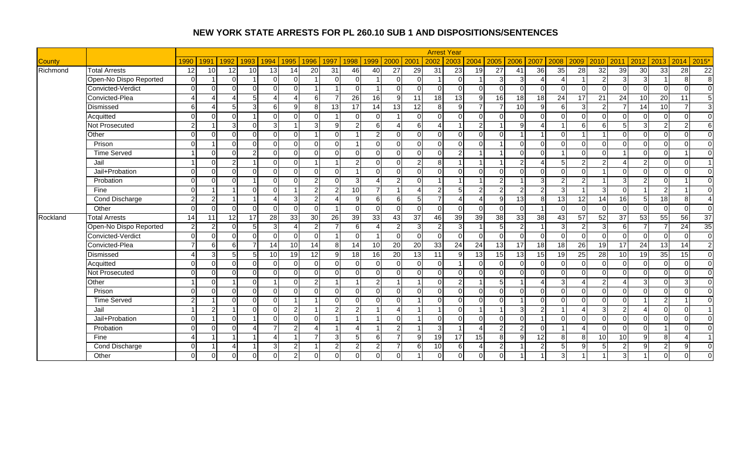# NEW YORK STATE ARRESTS FOR PL 260.10 SUB 1 AND DISPOSITIONS/SENTENCES

| | | Arrest Year | | | | | | | | | | | | | | | | | | | | | | | | | |
|---|---|---|---|---|---|---|---|---|---|---|---|---|---|---|---|---|---|---|---|---|---|---|---|---|---|---|---|
| County | | 1990 | 1991 | 1992 | 1993 | 1994 | 1995 | 1996 | 1997 | 1998 | 1999 | 2000 | 2001 | 2002 | 2003 | 2004 | 2005 | 2006 | 2007 | 2008 | 2009 | 2010 | 2011 | 2012 | 2013 | 2014 | 2015* |
| Richmond | Total Arrests | 12 | 10 | 12 | 10 | 13 | 14 | 20 | 31 | 46 | 40 | 27 | 29 | 31 | 23 | 19 | 27 | 41 | 36 | 35 | 28 | 32 | 39 | 30 | 33 | 28 | 22 |
| | Open-No Dispo Reported | 0 | 1 | 0 | 1 | 0 | 0 | 1 | 0 | 0 | 1 | 0 | 0 | 1 | 0 | 1 | 3 | 3 | 4 | 4 | 1 | 2 | 3 | 3 | 1 | 8 | 8 |
| | Convicted-Verdict | 0 | 0 | 0 | 0 | 0 | 0 | 1 | 1 | 0 | 1 | 0 | 0 | 0 | 0 | 0 | 0 | 0 | 0 | 0 | 0 | 0 | 0 | 0 | 0 | 0 | 0 |
| | Convicted-Plea | 4 | 4 | 4 | 5 | 4 | 4 | 6 | 7 | 26 | 16 | 9 | 11 | 18 | 13 | 9 | 16 | 18 | 18 | 24 | 17 | 21 | 24 | 10 | 20 | 11 | 5 |
| | Dismissed | 6 | 4 | 5 | 3 | 6 | 9 | 8 | 13 | 17 | 14 | 13 | 12 | 8 | 9 | 7 | 7 | 10 | 9 | 6 | 3 | 2 | 7 | 14 | 10 | 7 | 3 |
| | Acquitted | 0 | 0 | 0 | 1 | 0 | 0 | 0 | 1 | 0 | 0 | 1 | 0 | 0 | 0 | 0 | 0 | 0 | 0 | 0 | 0 | 0 | 0 | 0 | 0 | 0 | 0 |
| | Not Prosecuted | 2 | 1 | 3 | 0 | 3 | 1 | 3 | 9 | 2 | 6 | 4 | 6 | 4 | 1 | 2 | 1 | 9 | 4 | 1 | 6 | 6 | 5 | 3 | 2 | 2 | 6 |
| | Other | 0 | 0 | 0 | 0 | 0 | 0 | 1 | 0 | 1 | 2 | 0 | 0 | 0 | 0 | 0 | 0 | 1 | 1 | 0 | 1 | 1 | 0 | 0 | 0 | 0 | 0 |
| | Prison | 0 | 1 | 0 | 0 | 0 | 0 | 0 | 0 | 1 | 0 | 0 | 0 | 0 | 0 | 0 | 1 | 0 | 0 | 0 | 0 | 0 | 0 | 0 | 0 | 0 | 0 |
| | Time Served | 1 | 0 | 0 | 2 | 0 | 0 | 0 | 0 | 0 | 0 | 0 | 0 | 0 | 2 | 1 | 1 | 0 | 0 | 1 | 0 | 0 | 1 | 0 | 0 | 1 | 0 |
| | Jail | 1 | 0 | 2 | 1 | 0 | 0 | 1 | 1 | 2 | 0 | 0 | 2 | 8 | 1 | 1 | 1 | 2 | 4 | 5 | 2 | 2 | 4 | 2 | 0 | 0 | 1 |
| | Jail+Probation | 0 | 0 | 0 | 0 | 0 | 0 | 0 | 0 | 1 | 0 | 0 | 0 | 0 | 0 | 0 | 0 | 0 | 0 | 0 | 0 | 1 | 0 | 0 | 0 | 0 | 0 |
| | Probation | 0 | 0 | 0 | 1 | 0 | 0 | 2 | 0 | 3 | 4 | 2 | 0 | 1 | 1 | 1 | 2 | 1 | 3 | 2 | 2 | 1 | 3 | 2 | 0 | 1 | 0 |
| | Fine | 0 | 1 | 1 | 0 | 0 | 1 | 2 | 2 | 10 | 7 | 1 | 4 | 2 | 5 | 2 | 2 | 2 | 2 | 3 | 1 | 3 | 0 | 1 | 2 | 1 | 0 |
| | Cond Discharge | 2 | 2 | 1 | 1 | 4 | 3 | 2 | 4 | 9 | 6 | 6 | 5 | 7 | 4 | 4 | 9 | 13 | 8 | 13 | 12 | 14 | 16 | 5 | 18 | 8 | 4 |
| | Other | 0 | 0 | 0 | 0 | 0 | 0 | 0 | 1 | 0 | 0 | 0 | 0 | 0 | 0 | 0 | 0 | 0 | 1 | 0 | 0 | 0 | 0 | 0 | 0 | 0 | 0 |
| Rockland | Total Arrests | 14 | 11 | 12 | 17 | 28 | 33 | 30 | 26 | 39 | 33 | 43 | 37 | 46 | 39 | 39 | 38 | 33 | 38 | 43 | 57 | 52 | 37 | 53 | 55 | 56 | 37 |
| | Open-No Dispo Reported | 2 | 2 | 0 | 5 | 3 | 4 | 2 | 7 | 6 | 4 | 2 | 3 | 2 | 3 | 1 | 5 | 2 | 1 | 3 | 2 | 3 | 6 | 7 | 7 | 24 | 35 |
| | Convicted-Verdict | 0 | 0 | 0 | 0 | 0 | 0 | 0 | 1 | 0 | 1 | 0 | 0 | 0 | 0 | 0 | 0 | 0 | 0 | 0 | 0 | 0 | 0 | 0 | 0 | 0 | 0 |
| | Convicted-Plea | 7 | 6 | 6 | 7 | 14 | 10 | 14 | 8 | 14 | 10 | 20 | 20 | 33 | 24 | 24 | 13 | 17 | 18 | 18 | 26 | 19 | 17 | 24 | 13 | 14 | 2 |
| | Dismissed | 4 | 3 | 5 | 5 | 10 | 19 | 12 | 9 | 18 | 16 | 20 | 13 | 11 | 9 | 13 | 15 | 13 | 15 | 19 | 25 | 28 | 10 | 19 | 35 | 15 | 0 |
| | Acquitted | 0 | 0 | 0 | 0 | 0 | 0 | 0 | 0 | 0 | 0 | 0 | 0 | 0 | 1 | 0 | 0 | 0 | 0 | 0 | 0 | 0 | 0 | 0 | 0 | 0 | 0 |
| | Not Prosecuted | 0 | 0 | 0 | 0 | 0 | 0 | 0 | 0 | 0 | 0 | 0 | 0 | 0 | 0 | 0 | 0 | 0 | 0 | 0 | 0 | 0 | 0 | 0 | 0 | 0 | 0 |
| | Other | 1 | 0 | 1 | 0 | 1 | 0 | 2 | 1 | 1 | 2 | 1 | 1 | 0 | 2 | 1 | 5 | 1 | 4 | 3 | 4 | 2 | 4 | 3 | 0 | 3 | 0 |
| | Prison | 0 | 0 | 0 | 0 | 0 | 0 | 0 | 0 | 0 | 0 | 0 | 0 | 0 | 0 | 0 | 0 | 0 | 0 | 0 | 0 | 0 | 0 | 0 | 0 | 0 | 0 |
| | Time Served | 2 | 1 | 0 | 0 | 0 | 1 | 1 | 0 | 0 | 0 | 0 | 1 | 0 | 0 | 0 | 0 | 1 | 0 | 0 | 0 | 0 | 0 | 1 | 2 | 1 | 0 |
| | Jail | 1 | 2 | 1 | 0 | 0 | 2 | 1 | 2 | 2 | 1 | 4 | 1 | 1 | 0 | 1 | 1 | 3 | 2 | 1 | 4 | 3 | 2 | 4 | 0 | 0 | 1 |
| | Jail+Probation | 0 | 1 | 0 | 1 | 0 | 0 | 0 | 1 | 1 | 1 | 0 | 1 | 0 | 0 | 0 | 0 | 0 | 1 | 0 | 0 | 0 | 0 | 0 | 0 | 0 | 0 |
| | Probation | 0 | 0 | 0 | 4 | 7 | 2 | 4 | 1 | 4 | 1 | 2 | 1 | 3 | 1 | 4 | 2 | 2 | 0 | 1 | 4 | 0 | 0 | 0 | 1 | 0 | 0 |
| | Fine | 4 | 1 | 1 | 1 | 4 | 1 | 7 | 3 | 5 | 6 | 7 | 9 | 19 | 17 | 15 | 8 | 9 | 12 | 8 | 8 | 10 | 10 | 9 | 8 | 4 | 1 |
| | Cond Discharge | 0 | 1 | 4 | 1 | 3 | 2 | 1 | 2 | 2 | 2 | 7 | 6 | 10 | 6 | 4 | 2 | 1 | 2 | 5 | 9 | 5 | 2 | 9 | 2 | 9 | 0 |
| | Other | 0 | 0 | 0 | 0 | 0 | 2 | 0 | 0 | 0 | 0 | 0 | 1 | 0 | 0 | 0 | 0 | 1 | 1 | 3 | 1 | 1 | 3 | 1 | 0 | 0 | 0 |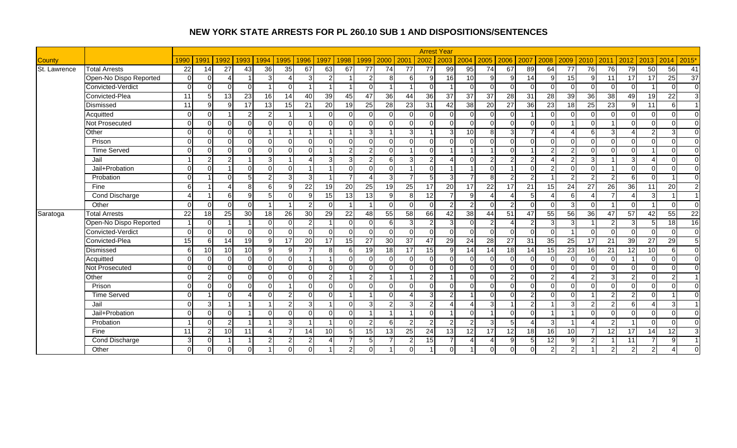# NEW YORK STATE ARRESTS FOR PL 260.10 SUB 1 AND DISPOSITIONS/SENTENCES

| County | | Arrest Year | | | | | | | | | | | | | | | | | | | | | | | | |
|---|---|---|---|---|---|---|---|---|---|---|---|---|---|---|---|---|---|---|---|---|---|---|---|---|---|---|
| | | 1990 | 1991 | 1992 | 1993 | 1994 | 1995 | 1996 | 1997 | 1998 | 1999 | 2000 | 2001 | 2002 | 2003 | 2004 | 2005 | 2006 | 2007 | 2008 | 2009 | 2010 | 2011 | 2012 | 2013 | 2014 | 2015* |
| St. Lawrence | Total Arrests | 22 | 14 | 27 | 43 | 36 | 35 | 67 | 63 | 67 | 77 | 74 | 77 | 77 | 99 | 95 | 74 | 67 | 89 | 64 | 77 | 76 | 76 | 79 | 50 | 56 | 41 |
| | Open-No Dispo Reported | 0 | 0 | 4 | 1 | 3 | 4 | 3 | 2 | 1 | 2 | 8 | 6 | 9 | 16 | 10 | 9 | 9 | 14 | 9 | 15 | 9 | 11 | 17 | 17 | 25 | 37 |
| | Convicted-Verdict | 0 | 0 | 0 | 0 | 1 | 0 | 1 | 1 | 1 | 0 | 1 | 1 | 0 | 1 | 0 | 0 | 0 | 0 | 0 | 0 | 0 | 0 | 0 | 1 | 0 | 0 |
| | Convicted-Plea | 11 | 5 | 13 | 23 | 16 | 14 | 40 | 39 | 45 | 47 | 36 | 44 | 36 | 37 | 37 | 37 | 28 | 31 | 28 | 39 | 36 | 38 | 49 | 19 | 22 | 3 |
| | Dismissed | 11 | 9 | 9 | 17 | 13 | 15 | 21 | 20 | 19 | 25 | 28 | 23 | 31 | 42 | 38 | 20 | 27 | 36 | 23 | 18 | 25 | 23 | 9 | 11 | 6 | 1 |
| | Acquitted | 0 | 0 | 1 | 2 | 2 | 1 | 1 | 0 | 0 | 0 | 0 | 0 | 0 | 0 | 0 | 0 | 0 | 1 | 0 | 0 | 0 | 0 | 0 | 0 | 0 | 0 |
| | Not Prosecuted | 0 | 0 | 0 | 0 | 0 | 0 | 0 | 0 | 0 | 0 | 0 | 0 | 0 | 0 | 0 | 0 | 0 | 0 | 0 | 1 | 0 | 1 | 0 | 0 | 0 | 0 |
| | Other | 0 | 0 | 0 | 0 | 1 | 1 | 1 | 1 | 1 | 3 | 1 | 3 | 1 | 3 | 10 | 8 | 3 | 7 | 4 | 4 | 6 | 3 | 4 | 2 | 3 | 0 |
| | Prison | 0 | 0 | 0 | 0 | 0 | 0 | 0 | 0 | 0 | 0 | 0 | 0 | 0 | 0 | 0 | 0 | 0 | 0 | 0 | 0 | 0 | 0 | 0 | 0 | 0 | 0 |
| | Time Served | 0 | 0 | 0 | 0 | 0 | 0 | 0 | 1 | 2 | 2 | 0 | 1 | 0 | 1 | 1 | 1 | 0 | 1 | 2 | 2 | 0 | 0 | 0 | 1 | 0 | 0 |
| | Jail | 1 | 2 | 2 | 1 | 3 | 1 | 4 | 3 | 3 | 2 | 6 | 3 | 2 | 4 | 0 | 2 | 2 | 2 | 4 | 2 | 3 | 1 | 3 | 4 | 0 | 0 |
| | Jail+Probation | 0 | 0 | 1 | 0 | 0 | 0 | 1 | 1 | 0 | 0 | 0 | 1 | 0 | 1 | 1 | 0 | 1 | 0 | 2 | 0 | 0 | 1 | 0 | 0 | 0 | 0 |
| | Probation | 0 | 1 | 0 | 5 | 2 | 3 | 3 | 1 | 7 | 4 | 3 | 7 | 5 | 3 | 7 | 8 | 2 | 2 | 1 | 2 | 2 | 2 | 6 | 0 | 1 | 0 |
| | Fine | 6 | 1 | 4 | 8 | 6 | 9 | 22 | 19 | 20 | 25 | 19 | 25 | 17 | 20 | 17 | 22 | 17 | 21 | 15 | 24 | 27 | 26 | 36 | 11 | 20 | 2 |
| | Cond Discharge | 4 | 1 | 6 | 9 | 5 | 0 | 9 | 15 | 13 | 13 | 9 | 8 | 12 | 7 | 9 | 4 | 4 | 5 | 4 | 6 | 4 | 7 | 4 | 3 | 1 | 1 |
| | Other | 0 | 0 | 0 | 0 | 1 | 1 | 2 | 0 | 1 | 1 | 0 | 0 | 0 | 2 | 2 | 0 | 2 | 0 | 0 | 3 | 0 | 1 | 0 | 1 | 0 | 0 |
| Saratoga | Total Arrests | 22 | 18 | 25 | 30 | 18 | 26 | 30 | 29 | 22 | 48 | 55 | 58 | 66 | 42 | 38 | 44 | 51 | 47 | 55 | 56 | 36 | 47 | 57 | 42 | 55 | 22 |
| | Open-No Dispo Reported | 1 | 0 | 1 | 1 | 0 | 0 | 2 | 1 | 0 | 0 | 6 | 3 | 2 | 3 | 0 | 2 | 4 | 2 | 3 | 3 | 1 | 2 | 3 | 5 | 18 | 16 |
| | Convicted-Verdict | 0 | 0 | 0 | 0 | 0 | 0 | 0 | 0 | 0 | 0 | 0 | 0 | 0 | 0 | 0 | 0 | 0 | 0 | 0 | 1 | 0 | 0 | 0 | 0 | 0 | 0 |
| | Convicted-Plea | 15 | 6 | 14 | 19 | 9 | 17 | 20 | 17 | 15 | 27 | 30 | 37 | 47 | 29 | 24 | 28 | 27 | 31 | 35 | 25 | 17 | 21 | 39 | 27 | 29 | 5 |
| | Dismissed | 6 | 10 | 10 | 10 | 9 | 9 | 7 | 8 | 6 | 19 | 18 | 17 | 15 | 9 | 14 | 14 | 18 | 14 | 15 | 23 | 16 | 21 | 12 | 10 | 6 | 0 |
| | Acquitted | 0 | 0 | 0 | 0 | 0 | 0 | 1 | 1 | 0 | 0 | 0 | 0 | 0 | 0 | 0 | 0 | 0 | 0 | 0 | 0 | 0 | 0 | 1 | 0 | 0 | 0 |
| | Not Prosecuted | 0 | 0 | 0 | 0 | 0 | 0 | 0 | 0 | 0 | 0 | 0 | 0 | 0 | 0 | 0 | 0 | 0 | 0 | 0 | 0 | 0 | 0 | 0 | 0 | 0 | 0 |
| | Other | 0 | 2 | 0 | 0 | 0 | 0 | 0 | 2 | 1 | 2 | 1 | 1 | 2 | 1 | 0 | 0 | 2 | 0 | 2 | 4 | 2 | 3 | 2 | 0 | 2 | 1 |
| | Prison | 0 | 0 | 0 | 0 | 0 | 1 | 0 | 0 | 0 | 0 | 0 | 0 | 0 | 0 | 0 | 0 | 0 | 0 | 0 | 0 | 0 | 0 | 0 | 0 | 0 | 0 |
| | Time Served | 0 | 1 | 0 | 4 | 0 | 2 | 0 | 0 | 1 | 1 | 0 | 4 | 3 | 2 | 1 | 0 | 0 | 2 | 0 | 0 | 1 | 2 | 2 | 0 | 1 | 0 |
| | Jail | 0 | 3 | 1 | 1 | 1 | 2 | 3 | 1 | 0 | 3 | 2 | 3 | 2 | 4 | 4 | 3 | 1 | 2 | 1 | 3 | 2 | 2 | 6 | 4 | 3 | 1 |
| | Jail+Probation | 0 | 0 | 0 | 1 | 0 | 0 | 0 | 0 | 0 | 1 | 1 | 1 | 0 | 1 | 0 | 1 | 0 | 0 | 1 | 1 | 0 | 0 | 0 | 0 | 0 | 0 |
| | Probation | 1 | 0 | 2 | 1 | 1 | 3 | 1 | 1 | 0 | 2 | 6 | 2 | 2 | 2 | 2 | 3 | 5 | 4 | 3 | 1 | 4 | 2 | 1 | 0 | 0 | 0 |
| | Fine | 11 | 2 | 10 | 11 | 4 | 7 | 14 | 10 | 5 | 15 | 13 | 25 | 24 | 13 | 12 | 17 | 12 | 18 | 16 | 10 | 7 | 12 | 17 | 14 | 12 | 3 |
| | Cond Discharge | 3 | 0 | 1 | 1 | 2 | 2 | 2 | 4 | 7 | 5 | 7 | 2 | 15 | 7 | 4 | 4 | 9 | 5 | 12 | 9 | 2 | 1 | 11 | 7 | 9 | 1 |
| | Other | 0 | 0 | 0 | 0 | 1 | 0 | 0 | 1 | 2 | 0 | 1 | 0 | 1 | 0 | 1 | 0 | 0 | 0 | 2 | 2 | 1 | 2 | 2 | 2 | 4 | 0 |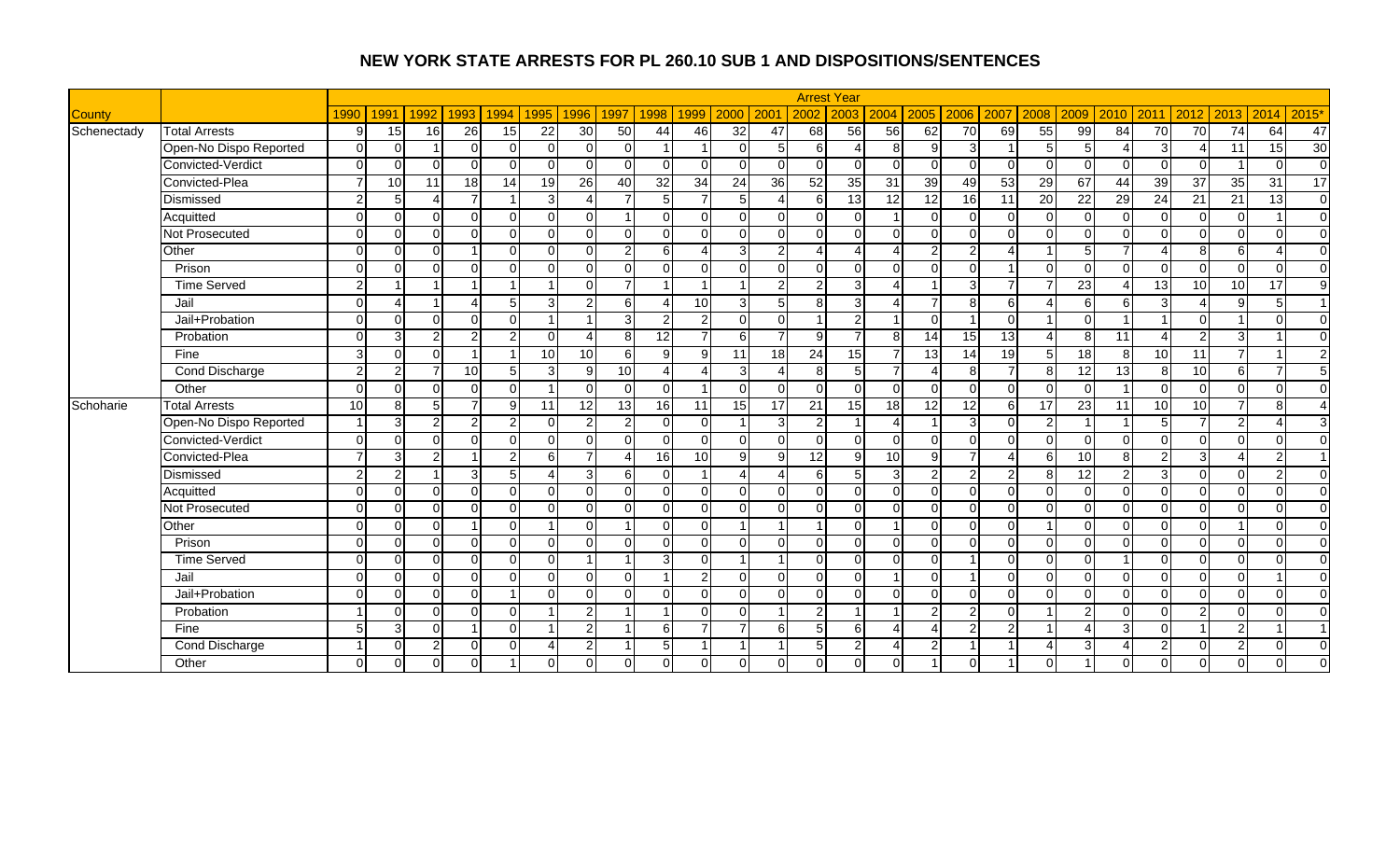# NEW YORK STATE ARRESTS FOR PL 260.10 SUB 1 AND DISPOSITIONS/SENTENCES

| | | Arrest Year | | | | | | | | | | | | | | | | | | | | | | | | | |
|---|---|---|---|---|---|---|---|---|---|---|---|---|---|---|---|---|---|---|---|---|---|---|---|---|---|---|---|
| County | | 1990 | 1991 | 1992 | 1993 | 1994 | 1995 | 1996 | 1997 | 1998 | 1999 | 2000 | 2001 | 2002 | 2003 | 2004 | 2005 | 2006 | 2007 | 2008 | 2009 | 2010 | 2011 | 2012 | 2013 | 2014 | 2015* |
| Schenectady | Total Arrests | 9 | 15 | 16 | 26 | 15 | 22 | 30 | 50 | 44 | 46 | 32 | 47 | 68 | 56 | 56 | 62 | 70 | 69 | 55 | 99 | 84 | 70 | 70 | 74 | 64 | 47 |
| | Open-No Dispo Reported | 0 | 0 | 1 | 0 | 0 | 0 | 0 | 0 | 1 | 1 | 0 | 5 | 6 | 4 | 8 | 9 | 3 | 1 | 5 | 5 | 4 | 3 | 4 | 11 | 15 | 30 |
| | Convicted-Verdict | 0 | 0 | 0 | 0 | 0 | 0 | 0 | 0 | 0 | 0 | 0 | 0 | 0 | 0 | 0 | 0 | 0 | 0 | 0 | 0 | 0 | 0 | 0 | 1 | 0 | 0 |
| | Convicted-Plea | 7 | 10 | 11 | 18 | 14 | 19 | 26 | 40 | 32 | 34 | 24 | 36 | 52 | 35 | 31 | 39 | 49 | 53 | 29 | 67 | 44 | 39 | 37 | 35 | 31 | 17 |
| | Dismissed | 2 | 5 | 4 | 7 | 1 | 3 | 4 | 7 | 5 | 7 | 5 | 4 | 6 | 13 | 12 | 12 | 16 | 11 | 20 | 22 | 29 | 24 | 21 | 21 | 13 | 0 |
| | Acquitted | 0 | 0 | 0 | 0 | 0 | 0 | 0 | 1 | 0 | 0 | 0 | 0 | 0 | 0 | 1 | 0 | 0 | 0 | 0 | 0 | 0 | 0 | 0 | 0 | 1 | 0 |
| | Not Prosecuted | 0 | 0 | 0 | 0 | 0 | 0 | 0 | 0 | 0 | 0 | 0 | 0 | 0 | 0 | 0 | 0 | 0 | 0 | 0 | 0 | 0 | 0 | 0 | 0 | 0 | 0 |
| | Other | 0 | 0 | 0 | 1 | 0 | 0 | 0 | 2 | 6 | 4 | 3 | 2 | 4 | 4 | 4 | 2 | 2 | 4 | 1 | 5 | 7 | 4 | 8 | 6 | 4 | 0 |
| | Prison | 0 | 0 | 0 | 0 | 0 | 0 | 0 | 0 | 0 | 0 | 0 | 0 | 0 | 0 | 0 | 0 | 0 | 1 | 0 | 0 | 0 | 0 | 0 | 0 | 0 | 0 |
| | Time Served | 2 | 1 | 1 | 1 | 1 | 1 | 0 | 7 | 1 | 1 | 1 | 2 | 2 | 3 | 4 | 1 | 3 | 7 | 7 | 23 | 4 | 13 | 10 | 10 | 17 | 9 |
| | Jail | 0 | 4 | 1 | 4 | 5 | 3 | 2 | 6 | 4 | 10 | 3 | 5 | 8 | 3 | 4 | 7 | 8 | 6 | 4 | 6 | 6 | 3 | 4 | 9 | 5 | 1 |
| | Jail+Probation | 0 | 0 | 0 | 0 | 0 | 1 | 1 | 3 | 2 | 2 | 0 | 0 | 1 | 2 | 1 | 0 | 1 | 0 | 1 | 0 | 1 | 1 | 0 | 1 | 0 | 0 |
| | Probation | 0 | 3 | 2 | 2 | 2 | 0 | 4 | 8 | 12 | 7 | 6 | 7 | 9 | 7 | 8 | 14 | 15 | 13 | 4 | 8 | 11 | 4 | 2 | 3 | 1 | 0 |
| | Fine | 3 | 0 | 0 | 1 | 1 | 10 | 10 | 6 | 9 | 9 | 11 | 18 | 24 | 15 | 7 | 13 | 14 | 19 | 5 | 18 | 8 | 10 | 11 | 7 | 1 | 2 |
| | Cond Discharge | 2 | 2 | 7 | 10 | 5 | 3 | 9 | 10 | 4 | 4 | 3 | 4 | 8 | 5 | 7 | 4 | 8 | 7 | 8 | 12 | 13 | 8 | 10 | 6 | 7 | 5 |
| | Other | 0 | 0 | 0 | 0 | 0 | 1 | 0 | 0 | 0 | 1 | 0 | 0 | 0 | 0 | 0 | 0 | 0 | 0 | 0 | 0 | 1 | 0 | 0 | 0 | 0 | 0 |
| Schoharie | Total Arrests | 10 | 8 | 5 | 7 | 9 | 11 | 12 | 13 | 16 | 11 | 15 | 17 | 21 | 15 | 18 | 12 | 12 | 6 | 17 | 23 | 11 | 10 | 10 | 7 | 8 | 4 |
| | Open-No Dispo Reported | 1 | 3 | 2 | 2 | 2 | 0 | 2 | 2 | 0 | 0 | 1 | 3 | 2 | 1 | 4 | 1 | 3 | 0 | 2 | 1 | 1 | 5 | 7 | 2 | 4 | 3 |
| | Convicted-Verdict | 0 | 0 | 0 | 0 | 0 | 0 | 0 | 0 | 0 | 0 | 0 | 0 | 0 | 0 | 0 | 0 | 0 | 0 | 0 | 0 | 0 | 0 | 0 | 0 | 0 | 0 |
| | Convicted-Plea | 7 | 3 | 2 | 1 | 2 | 6 | 7 | 4 | 16 | 10 | 9 | 9 | 12 | 9 | 10 | 9 | 7 | 4 | 6 | 10 | 8 | 2 | 3 | 4 | 2 | 1 |
| | Dismissed | 2 | 2 | 1 | 3 | 5 | 4 | 3 | 6 | 0 | 1 | 4 | 4 | 6 | 5 | 3 | 2 | 2 | 2 | 8 | 12 | 2 | 3 | 0 | 0 | 2 | 0 |
| | Acquitted | 0 | 0 | 0 | 0 | 0 | 0 | 0 | 0 | 0 | 0 | 0 | 0 | 0 | 0 | 0 | 0 | 0 | 0 | 0 | 0 | 0 | 0 | 0 | 0 | 0 | 0 |
| | Not Prosecuted | 0 | 0 | 0 | 0 | 0 | 0 | 0 | 0 | 0 | 0 | 0 | 0 | 0 | 0 | 0 | 0 | 0 | 0 | 0 | 0 | 0 | 0 | 0 | 0 | 0 | 0 |
| | Other | 0 | 0 | 0 | 1 | 0 | 1 | 0 | 1 | 0 | 0 | 1 | 1 | 1 | 0 | 1 | 0 | 0 | 0 | 1 | 0 | 0 | 0 | 0 | 1 | 0 | 0 |
| | Prison | 0 | 0 | 0 | 0 | 0 | 0 | 0 | 0 | 0 | 0 | 0 | 0 | 0 | 0 | 0 | 0 | 0 | 0 | 0 | 0 | 0 | 0 | 0 | 0 | 0 | 0 |
| | Time Served | 0 | 0 | 0 | 0 | 0 | 0 | 1 | 1 | 3 | 0 | 1 | 1 | 0 | 0 | 0 | 0 | 1 | 0 | 0 | 0 | 1 | 0 | 0 | 0 | 0 | 0 |
| | Jail | 0 | 0 | 0 | 0 | 0 | 0 | 0 | 0 | 1 | 2 | 0 | 0 | 0 | 0 | 1 | 0 | 1 | 0 | 0 | 0 | 0 | 0 | 0 | 0 | 1 | 0 |
| | Jail+Probation | 0 | 0 | 0 | 0 | 1 | 0 | 0 | 0 | 0 | 0 | 0 | 0 | 0 | 0 | 0 | 0 | 0 | 0 | 0 | 0 | 0 | 0 | 0 | 0 | 0 | 0 |
| | Probation | 1 | 0 | 0 | 0 | 0 | 1 | 2 | 1 | 1 | 0 | 0 | 1 | 2 | 1 | 1 | 2 | 2 | 0 | 1 | 2 | 0 | 0 | 2 | 0 | 0 | 0 |
| | Fine | 5 | 3 | 0 | 1 | 0 | 1 | 2 | 1 | 6 | 7 | 7 | 6 | 5 | 6 | 4 | 4 | 2 | 2 | 1 | 4 | 3 | 0 | 1 | 2 | 1 | 1 |
| | Cond Discharge | 1 | 0 | 2 | 0 | 0 | 4 | 2 | 1 | 5 | 1 | 1 | 1 | 5 | 2 | 4 | 2 | 1 | 1 | 4 | 3 | 4 | 2 | 0 | 2 | 0 | 0 |
| | Other | 0 | 0 | 0 | 0 | 1 | 0 | 0 | 0 | 0 | 0 | 0 | 0 | 0 | 0 | 0 | 1 | 0 | 1 | 0 | 1 | 0 | 0 | 0 | 0 | 0 | 0 |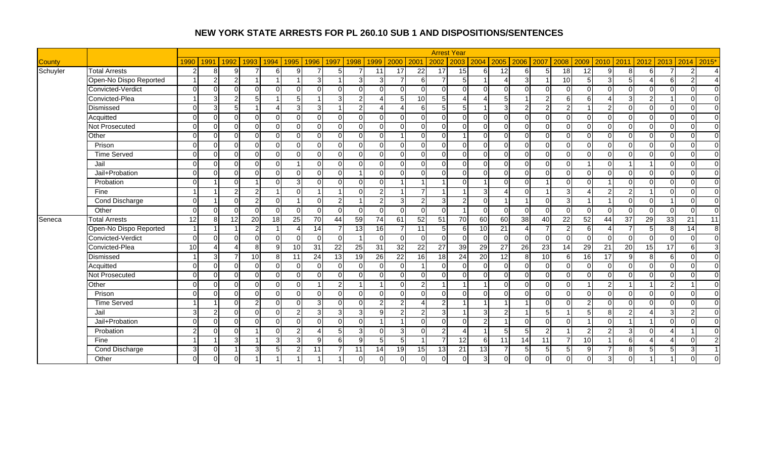# NEW YORK STATE ARRESTS FOR PL 260.10 SUB 1 AND DISPOSITIONS/SENTENCES

| | | Arrest Year | | | | | | | | | | | | | | | | | | | | | | | | | |
|---|---|---|---|---|---|---|---|---|---|---|---|---|---|---|---|---|---|---|---|---|---|---|---|---|---|---|---|
| County | | 1990 | 1991 | 1992 | 1993 | 1994 | 1995 | 1996 | 1997 | 1998 | 1999 | 2000 | 2001 | 2002 | 2003 | 2004 | 2005 | 2006 | 2007 | 2008 | 2009 | 2010 | 2011 | 2012 | 2013 | 2014 | 2015* |
| Schuyler | Total Arrests | 2 | 8 | 9 | 7 | 6 | 9 | 7 | 5 | 7 | 11 | 17 | 22 | 17 | 15 | 6 | 12 | 6 | 5 | 18 | 12 | 9 | 8 | 6 | 7 | 2 | 4 |
| | Open-No Dispo Reported | 1 | 2 | 2 | 1 | 1 | 1 | 3 | 1 | 3 | 3 | 7 | 6 | 7 | 5 | 1 | 4 | 3 | 1 | 10 | 5 | 3 | 5 | 4 | 6 | 2 | 4 |
| | Convicted-Verdict | 0 | 0 | 0 | 0 | 0 | 0 | 0 | 0 | 0 | 0 | 0 | 0 | 0 | 0 | 0 | 0 | 0 | 0 | 0 | 0 | 0 | 0 | 0 | 0 | 0 | 0 |
| | Convicted-Plea | 1 | 3 | 2 | 5 | 1 | 5 | 1 | 3 | 2 | 4 | 5 | 10 | 5 | 4 | 4 | 5 | 1 | 2 | 6 | 6 | 4 | 3 | 2 | 1 | 0 | 0 |
| | Dismissed | 0 | 3 | 5 | 1 | 4 | 3 | 3 | 1 | 2 | 4 | 4 | 6 | 5 | 5 | 1 | 3 | 2 | 2 | 2 | 1 | 2 | 0 | 0 | 0 | 0 | 0 |
| | Acquitted | 0 | 0 | 0 | 0 | 0 | 0 | 0 | 0 | 0 | 0 | 0 | 0 | 0 | 0 | 0 | 0 | 0 | 0 | 0 | 0 | 0 | 0 | 0 | 0 | 0 | 0 |
| | Not Prosecuted | 0 | 0 | 0 | 0 | 0 | 0 | 0 | 0 | 0 | 0 | 0 | 0 | 0 | 0 | 0 | 0 | 0 | 0 | 0 | 0 | 0 | 0 | 0 | 0 | 0 | 0 |
| | Other | 0 | 0 | 0 | 0 | 0 | 0 | 0 | 0 | 0 | 0 | 1 | 0 | 0 | 1 | 0 | 0 | 0 | 0 | 0 | 0 | 0 | 0 | 0 | 0 | 0 | 0 |
| | Prison | 0 | 0 | 0 | 0 | 0 | 0 | 0 | 0 | 0 | 0 | 0 | 0 | 0 | 0 | 0 | 0 | 0 | 0 | 0 | 0 | 0 | 0 | 0 | 0 | 0 | 0 |
| | Time Served | 0 | 0 | 0 | 0 | 0 | 0 | 0 | 0 | 0 | 0 | 0 | 0 | 0 | 0 | 0 | 0 | 0 | 0 | 0 | 0 | 0 | 0 | 0 | 0 | 0 | 0 |
| | Jail | 0 | 0 | 0 | 0 | 0 | 1 | 0 | 0 | 0 | 0 | 0 | 0 | 0 | 0 | 0 | 0 | 0 | 0 | 0 | 1 | 0 | 1 | 1 | 0 | 0 | 0 |
| | Jail+Probation | 0 | 0 | 0 | 0 | 0 | 0 | 0 | 0 | 1 | 0 | 0 | 0 | 0 | 0 | 0 | 0 | 0 | 0 | 0 | 0 | 0 | 0 | 0 | 0 | 0 | 0 |
| | Probation | 0 | 1 | 0 | 1 | 0 | 3 | 0 | 0 | 0 | 0 | 1 | 1 | 1 | 0 | 1 | 0 | 0 | 1 | 0 | 0 | 1 | 0 | 0 | 0 | 0 | 0 |
| | Fine | 1 | 1 | 2 | 2 | 1 | 0 | 1 | 1 | 0 | 2 | 1 | 7 | 1 | 1 | 3 | 4 | 0 | 1 | 3 | 4 | 2 | 2 | 1 | 0 | 0 | 0 |
| | Cond Discharge | 0 | 1 | 0 | 2 | 0 | 1 | 0 | 2 | 1 | 2 | 3 | 2 | 3 | 2 | 0 | 1 | 1 | 0 | 3 | 1 | 1 | 0 | 0 | 1 | 0 | 0 |
| | Other | 0 | 0 | 0 | 0 | 0 | 0 | 0 | 0 | 0 | 0 | 0 | 0 | 0 | 1 | 0 | 0 | 0 | 0 | 0 | 0 | 0 | 0 | 0 | 0 | 0 | 0 |
| Seneca | Total Arrests | 12 | 8 | 12 | 20 | 18 | 25 | 70 | 44 | 59 | 74 | 61 | 52 | 51 | 70 | 60 | 60 | 38 | 40 | 22 | 52 | 44 | 37 | 29 | 33 | 21 | 11 |
| | Open-No Dispo Reported | 1 | 1 | 1 | 2 | 1 | 4 | 14 | 7 | 13 | 16 | 7 | 11 | 5 | 6 | 10 | 21 | 4 | 7 | 2 | 6 | 4 | 7 | 5 | 8 | 14 | 8 |
| | Convicted-Verdict | 0 | 0 | 0 | 0 | 0 | 0 | 0 | 0 | 1 | 0 | 0 | 0 | 0 | 0 | 0 | 0 | 0 | 0 | 0 | 0 | 0 | 0 | 0 | 0 | 0 | 0 |
| | Convicted-Plea | 10 | 4 | 4 | 8 | 9 | 10 | 31 | 22 | 25 | 31 | 32 | 22 | 27 | 39 | 29 | 27 | 26 | 23 | 14 | 29 | 21 | 20 | 15 | 17 | 6 | 3 |
| | Dismissed | 1 | 3 | 7 | 10 | 8 | 11 | 24 | 13 | 19 | 26 | 22 | 16 | 18 | 24 | 20 | 12 | 8 | 10 | 6 | 16 | 17 | 9 | 8 | 6 | 0 | 0 |
| | Acquitted | 0 | 0 | 0 | 0 | 0 | 0 | 0 | 0 | 0 | 0 | 0 | 1 | 0 | 0 | 0 | 0 | 0 | 0 | 0 | 0 | 0 | 0 | 0 | 0 | 0 | 0 |
| | Not Prosecuted | 0 | 0 | 0 | 0 | 0 | 0 | 0 | 0 | 0 | 0 | 0 | 0 | 0 | 0 | 0 | 0 | 0 | 0 | 0 | 0 | 0 | 0 | 0 | 0 | 0 | 0 |
| | Other | 0 | 0 | 0 | 0 | 0 | 0 | 1 | 2 | 1 | 1 | 0 | 2 | 1 | 1 | 1 | 0 | 0 | 0 | 0 | 1 | 2 | 1 | 1 | 2 | 1 | 0 |
| | Prison | 0 | 0 | 0 | 0 | 0 | 0 | 0 | 0 | 0 | 0 | 0 | 0 | 0 | 0 | 0 | 0 | 0 | 0 | 0 | 0 | 0 | 0 | 0 | 0 | 0 | 0 |
| | Time Served | 1 | 1 | 0 | 2 | 0 | 0 | 3 | 0 | 0 | 2 | 2 | 4 | 2 | 1 | 1 | 1 | 1 | 0 | 0 | 2 | 0 | 0 | 0 | 0 | 0 | 0 |
| | Jail | 3 | 2 | 0 | 0 | 0 | 2 | 3 | 3 | 3 | 9 | 2 | 2 | 3 | 1 | 3 | 2 | 1 | 5 | 1 | 5 | 8 | 2 | 4 | 3 | 2 | 0 |
| | Jail+Probation | 0 | 0 | 0 | 0 | 0 | 0 | 0 | 0 | 0 | 1 | 1 | 0 | 0 | 0 | 2 | 1 | 0 | 0 | 0 | 1 | 0 | 1 | 1 | 0 | 0 | 0 |
| | Probation | 2 | 0 | 0 | 1 | 0 | 2 | 4 | 5 | 3 | 0 | 3 | 0 | 2 | 4 | 1 | 5 | 5 | 2 | 1 | 2 | 2 | 3 | 0 | 4 | 1 | 0 |
| | Fine | 1 | 1 | 3 | 1 | 3 | 3 | 9 | 6 | 9 | 5 | 5 | 1 | 7 | 12 | 6 | 11 | 14 | 11 | 7 | 10 | 1 | 6 | 4 | 4 | 0 | 2 |
| | Cond Discharge | 3 | 0 | 1 | 3 | 5 | 2 | 11 | 7 | 11 | 14 | 19 | 15 | 13 | 21 | 13 | 7 | 5 | 5 | 5 | 9 | 7 | 8 | 5 | 5 | 3 | 1 |
| | Other | 0 | 0 | 0 | 1 | 1 | 1 | 1 | 1 | 0 | 0 | 0 | 0 | 0 | 0 | 3 | 0 | 0 | 0 | 0 | 0 | 3 | 0 | 1 | 1 | 0 | 0 |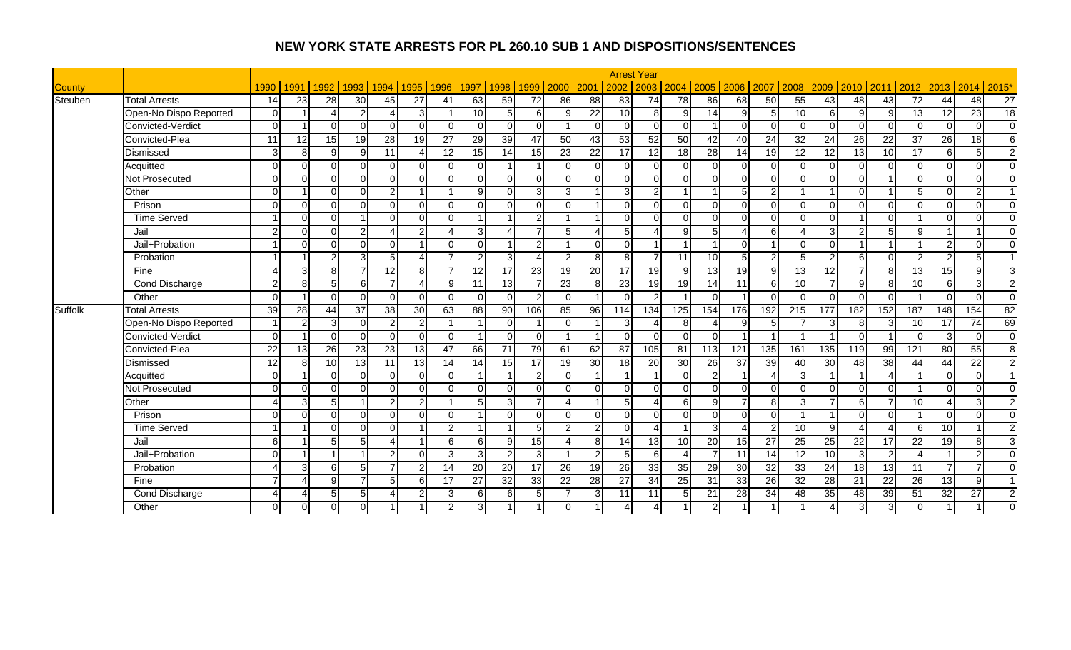# NEW YORK STATE ARRESTS FOR PL 260.10 SUB 1 AND DISPOSITIONS/SENTENCES

| | | Arrest Year | | | | | | | | | | | | | | | | | | | | | | | | | |
|---|---|---|---|---|---|---|---|---|---|---|---|---|---|---|---|---|---|---|---|---|---|---|---|---|---|---|---|
| County | | 1990 | 1991 | 1992 | 1993 | 1994 | 1995 | 1996 | 1997 | 1998 | 1999 | 2000 | 2001 | 2002 | 2003 | 2004 | 2005 | 2006 | 2007 | 2008 | 2009 | 2010 | 2011 | 2012 | 2013 | 2014 | 2015* |
| Steuben | Total Arrests | 14 | 23 | 28 | 30 | 45 | 27 | 41 | 63 | 59 | 72 | 86 | 88 | 83 | 74 | 78 | 86 | 68 | 50 | 55 | 43 | 48 | 43 | 72 | 44 | 48 | 27 |
| | Open-No Dispo Reported | 0 | 1 | 4 | 2 | 4 | 3 | 1 | 10 | 5 | 6 | 9 | 22 | 10 | 8 | 9 | 14 | 9 | 5 | 10 | 6 | 9 | 9 | 13 | 12 | 23 | 18 |
| | Convicted-Verdict | 0 | 1 | 0 | 0 | 0 | 0 | 0 | 0 | 0 | 0 | 1 | 0 | 0 | 0 | 0 | 1 | 0 | 0 | 0 | 0 | 0 | 0 | 0 | 0 | 0 | 0 |
| | Convicted-Plea | 11 | 12 | 15 | 19 | 28 | 19 | 27 | 29 | 39 | 47 | 50 | 43 | 53 | 52 | 50 | 42 | 40 | 24 | 32 | 24 | 26 | 22 | 37 | 26 | 18 | 6 |
| | Dismissed | 3 | 8 | 9 | 9 | 11 | 4 | 12 | 15 | 14 | 15 | 23 | 22 | 17 | 12 | 18 | 28 | 14 | 19 | 12 | 12 | 13 | 10 | 17 | 6 | 5 | 2 |
| | Acquitted | 0 | 0 | 0 | 0 | 0 | 0 | 0 | 0 | 1 | 1 | 0 | 0 | 0 | 0 | 0 | 0 | 0 | 0 | 0 | 0 | 0 | 0 | 0 | 0 | 0 | 0 |
| | Not Prosecuted | 0 | 0 | 0 | 0 | 0 | 0 | 0 | 0 | 0 | 0 | 0 | 0 | 0 | 0 | 0 | 0 | 0 | 0 | 0 | 0 | 0 | 1 | 0 | 0 | 0 | 0 |
| | Other | 0 | 1 | 0 | 0 | 2 | 1 | 1 | 9 | 0 | 3 | 3 | 1 | 3 | 2 | 1 | 1 | 5 | 2 | 1 | 1 | 0 | 1 | 5 | 0 | 2 | 1 |
| | Prison | 0 | 0 | 0 | 0 | 0 | 0 | 0 | 0 | 0 | 0 | 0 | 1 | 0 | 0 | 0 | 0 | 0 | 0 | 0 | 0 | 0 | 0 | 0 | 0 | 0 | 0 |
| | Time Served | 1 | 0 | 0 | 1 | 0 | 0 | 0 | 1 | 1 | 2 | 1 | 1 | 0 | 0 | 0 | 0 | 0 | 0 | 0 | 0 | 1 | 0 | 1 | 0 | 0 | 0 |
| | Jail | 2 | 0 | 0 | 2 | 4 | 2 | 4 | 3 | 4 | 7 | 5 | 4 | 5 | 4 | 9 | 5 | 4 | 6 | 4 | 3 | 2 | 5 | 9 | 1 | 1 | 0 |
| | Jail+Probation | 1 | 0 | 0 | 0 | 0 | 1 | 0 | 0 | 1 | 2 | 1 | 0 | 0 | 1 | 1 | 1 | 0 | 1 | 0 | 0 | 1 | 1 | 1 | 2 | 0 | 0 |
| | Probation | 1 | 1 | 2 | 3 | 5 | 4 | 7 | 2 | 3 | 4 | 2 | 8 | 8 | 7 | 11 | 10 | 5 | 2 | 5 | 2 | 6 | 0 | 2 | 2 | 5 | 1 |
| | Fine | 4 | 3 | 8 | 7 | 12 | 8 | 7 | 12 | 17 | 23 | 19 | 20 | 17 | 19 | 9 | 13 | 19 | 9 | 13 | 12 | 7 | 8 | 13 | 15 | 9 | 3 |
| | Cond Discharge | 2 | 8 | 5 | 6 | 7 | 4 | 9 | 11 | 13 | 7 | 23 | 8 | 23 | 19 | 19 | 14 | 11 | 6 | 10 | 7 | 9 | 8 | 10 | 6 | 3 | 2 |
| | Other | 0 | 1 | 0 | 0 | 0 | 0 | 0 | 0 | 0 | 2 | 0 | 1 | 0 | 2 | 1 | 0 | 1 | 0 | 0 | 0 | 0 | 0 | 1 | 0 | 0 | 0 |
| Suffolk | Total Arrests | 39 | 28 | 44 | 37 | 38 | 30 | 63 | 88 | 90 | 106 | 85 | 96 | 114 | 134 | 125 | 154 | 176 | 192 | 215 | 177 | 182 | 152 | 187 | 148 | 154 | 82 |
| | Open-No Dispo Reported | 1 | 2 | 3 | 0 | 2 | 2 | 1 | 1 | 0 | 1 | 0 | 1 | 3 | 4 | 8 | 4 | 9 | 5 | 7 | 3 | 8 | 3 | 10 | 17 | 74 | 69 |
| | Convicted-Verdict | 0 | 1 | 0 | 0 | 0 | 0 | 0 | 1 | 0 | 0 | 1 | 1 | 0 | 0 | 0 | 0 | 1 | 1 | 1 | 1 | 0 | 1 | 0 | 3 | 0 | 0 |
| | Convicted-Plea | 22 | 13 | 26 | 23 | 23 | 13 | 47 | 66 | 71 | 79 | 61 | 62 | 87 | 105 | 81 | 113 | 121 | 135 | 161 | 135 | 119 | 99 | 121 | 80 | 55 | 8 |
| | Dismissed | 12 | 8 | 10 | 13 | 11 | 13 | 14 | 14 | 15 | 17 | 19 | 30 | 18 | 20 | 30 | 26 | 37 | 39 | 40 | 30 | 48 | 38 | 44 | 44 | 22 | 2 |
| | Acquitted | 0 | 1 | 0 | 0 | 0 | 0 | 0 | 1 | 1 | 2 | 0 | 1 | 1 | 1 | 0 | 2 | 1 | 4 | 3 | 1 | 1 | 4 | 1 | 0 | 0 | 1 |
| | Not Prosecuted | 0 | 0 | 0 | 0 | 0 | 0 | 0 | 0 | 0 | 0 | 0 | 0 | 0 | 0 | 0 | 0 | 0 | 0 | 0 | 0 | 0 | 0 | 1 | 0 | 0 | 0 |
| | Other | 4 | 3 | 5 | 1 | 2 | 2 | 1 | 5 | 3 | 7 | 4 | 1 | 5 | 4 | 6 | 9 | 7 | 8 | 3 | 7 | 6 | 7 | 10 | 4 | 3 | 2 |
| | Prison | 0 | 0 | 0 | 0 | 0 | 0 | 0 | 1 | 0 | 0 | 0 | 0 | 0 | 0 | 0 | 0 | 0 | 0 | 1 | 1 | 0 | 0 | 1 | 0 | 0 | 0 |
| | Time Served | 1 | 1 | 0 | 0 | 0 | 1 | 2 | 1 | 1 | 5 | 2 | 2 | 0 | 4 | 1 | 3 | 4 | 2 | 10 | 9 | 4 | 4 | 6 | 10 | 1 | 2 |
| | Jail | 6 | 1 | 5 | 5 | 4 | 1 | 6 | 6 | 9 | 15 | 4 | 8 | 14 | 13 | 10 | 20 | 15 | 27 | 25 | 25 | 22 | 17 | 22 | 19 | 8 | 3 |
| | Jail+Probation | 0 | 1 | 1 | 1 | 2 | 0 | 3 | 3 | 2 | 3 | 1 | 2 | 5 | 6 | 4 | 7 | 11 | 14 | 12 | 10 | 3 | 2 | 4 | 1 | 2 | 0 |
| | Probation | 4 | 3 | 6 | 5 | 7 | 2 | 14 | 20 | 20 | 17 | 26 | 19 | 26 | 33 | 35 | 29 | 30 | 32 | 33 | 24 | 18 | 13 | 11 | 7 | 7 | 0 |
| | Fine | 7 | 4 | 9 | 7 | 5 | 6 | 17 | 27 | 32 | 33 | 22 | 28 | 27 | 34 | 25 | 31 | 33 | 26 | 32 | 28 | 21 | 22 | 26 | 13 | 9 | 1 |
| | Cond Discharge | 4 | 4 | 5 | 5 | 4 | 2 | 3 | 6 | 6 | 5 | 7 | 3 | 11 | 11 | 5 | 21 | 28 | 34 | 48 | 35 | 48 | 39 | 51 | 32 | 27 | 2 |
| | Other | 0 | 0 | 0 | 0 | 1 | 1 | 2 | 3 | 1 | 1 | 0 | 1 | 4 | 4 | 1 | 2 | 1 | 1 | 1 | 4 | 3 | 3 | 0 | 1 | 1 | 0 |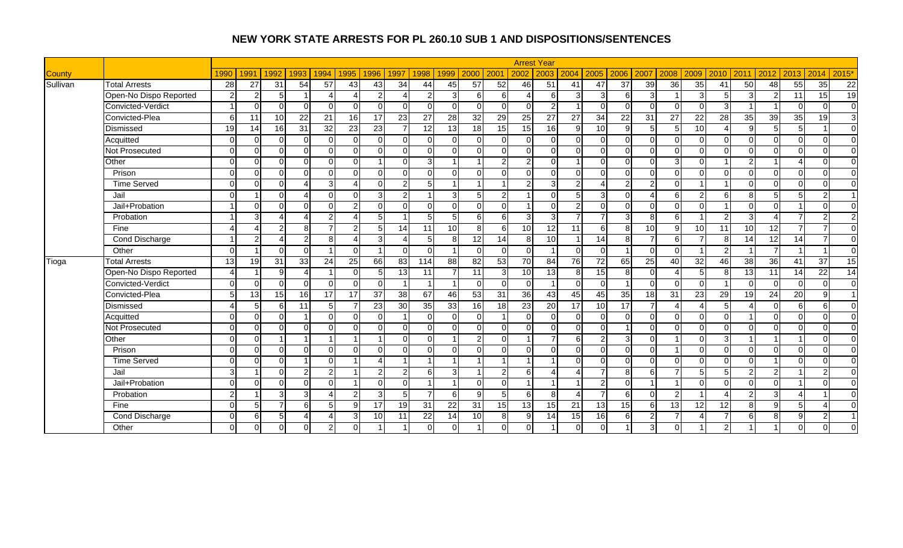## NEW YORK STATE ARRESTS FOR PL 260.10 SUB 1 AND DISPOSITIONS/SENTENCES

| | | Arrest Year | | | | | | | | | | | | | | | | | | | | | | | | | |
|---|---|---|---|---|---|---|---|---|---|---|---|---|---|---|---|---|---|---|---|---|---|---|---|---|---|---|---|
| County | | 1990 | 1991 | 1992 | 1993 | 1994 | 1995 | 1996 | 1997 | 1998 | 1999 | 2000 | 2001 | 2002 | 2003 | 2004 | 2005 | 2006 | 2007 | 2008 | 2009 | 2010 | 2011 | 2012 | 2013 | 2014 | 2015* |
| Sullivan | Total Arrests | 28 | 27 | 31 | 54 | 57 | 43 | 43 | 34 | 44 | 45 | 57 | 52 | 46 | 51 | 41 | 47 | 37 | 39 | 36 | 35 | 41 | 50 | 48 | 55 | 35 | 22 |
| | Open-No Dispo Reported | 2 | 2 | 5 | 1 | 4 | 4 | 2 | 4 | 2 | 3 | 6 | 6 | 4 | 6 | 3 | 3 | 6 | 3 | 1 | 3 | 5 | 3 | 2 | 11 | 15 | 19 |
| | Convicted-Verdict | 1 | 0 | 0 | 0 | 0 | 0 | 0 | 0 | 0 | 0 | 0 | 0 | 0 | 2 | 1 | 0 | 0 | 0 | 0 | 0 | 3 | 1 | 1 | 0 | 0 | 0 |
| | Convicted-Plea | 6 | 11 | 10 | 22 | 21 | 16 | 17 | 23 | 27 | 28 | 32 | 29 | 25 | 27 | 27 | 34 | 22 | 31 | 27 | 22 | 28 | 35 | 39 | 35 | 19 | 3 |
| | Dismissed | 19 | 14 | 16 | 31 | 32 | 23 | 23 | 7 | 12 | 13 | 18 | 15 | 15 | 16 | 9 | 10 | 9 | 5 | 5 | 10 | 4 | 9 | 5 | 5 | 1 | 0 |
| | Acquitted | 0 | 0 | 0 | 0 | 0 | 0 | 0 | 0 | 0 | 0 | 0 | 0 | 0 | 0 | 0 | 0 | 0 | 0 | 0 | 0 | 0 | 0 | 0 | 0 | 0 | 0 |
| | Not Prosecuted | 0 | 0 | 0 | 0 | 0 | 0 | 0 | 0 | 0 | 0 | 0 | 0 | 0 | 0 | 0 | 0 | 0 | 0 | 0 | 0 | 0 | 0 | 0 | 0 | 0 | 0 |
| | Other | 0 | 0 | 0 | 0 | 0 | 0 | 1 | 0 | 3 | 1 | 1 | 2 | 2 | 0 | 1 | 0 | 0 | 0 | 3 | 0 | 1 | 2 | 1 | 4 | 0 | 0 |
| | Prison | 0 | 0 | 0 | 0 | 0 | 0 | 0 | 0 | 0 | 0 | 0 | 0 | 0 | 0 | 0 | 0 | 0 | 0 | 0 | 0 | 0 | 0 | 0 | 0 | 0 | 0 |
| | Time Served | 0 | 0 | 0 | 4 | 3 | 4 | 0 | 2 | 5 | 1 | 1 | 1 | 2 | 3 | 2 | 4 | 2 | 2 | 0 | 1 | 1 | 0 | 0 | 0 | 0 | 0 |
| | Jail | 0 | 1 | 0 | 4 | 0 | 0 | 3 | 2 | 1 | 3 | 5 | 2 | 1 | 0 | 5 | 3 | 0 | 4 | 6 | 2 | 6 | 8 | 5 | 5 | 2 | 1 |
| | Jail+Probation | 1 | 0 | 0 | 0 | 0 | 2 | 0 | 0 | 0 | 0 | 0 | 0 | 1 | 0 | 2 | 0 | 0 | 0 | 0 | 0 | 1 | 0 | 0 | 1 | 0 | 0 |
| | Probation | 1 | 3 | 4 | 4 | 2 | 4 | 5 | 1 | 5 | 5 | 6 | 6 | 3 | 3 | 7 | 7 | 3 | 8 | 6 | 1 | 2 | 3 | 4 | 7 | 2 | 2 |
| | Fine | 4 | 4 | 2 | 8 | 7 | 2 | 5 | 14 | 11 | 10 | 8 | 6 | 10 | 12 | 11 | 6 | 8 | 10 | 9 | 10 | 11 | 10 | 12 | 7 | 7 | 0 |
| | Cond Discharge | 1 | 2 | 4 | 2 | 8 | 4 | 3 | 4 | 5 | 8 | 12 | 14 | 8 | 10 | 1 | 14 | 8 | 7 | 6 | 7 | 8 | 14 | 12 | 14 | 7 | 0 |
| | Other | 0 | 1 | 0 | 0 | 1 | 0 | 1 | 0 | 0 | 1 | 0 | 0 | 0 | 1 | 0 | 0 | 1 | 0 | 0 | 1 | 2 | 1 | 7 | 1 | 1 | 0 |
| Tioga | Total Arrests | 13 | 19 | 31 | 33 | 24 | 25 | 66 | 83 | 114 | 88 | 82 | 53 | 70 | 84 | 76 | 72 | 65 | 25 | 40 | 32 | 46 | 38 | 36 | 41 | 37 | 15 |
| | Open-No Dispo Reported | 4 | 1 | 9 | 4 | 1 | 0 | 5 | 13 | 11 | 7 | 11 | 3 | 10 | 13 | 8 | 15 | 8 | 0 | 4 | 5 | 8 | 13 | 11 | 14 | 22 | 14 |
| | Convicted-Verdict | 0 | 0 | 0 | 0 | 0 | 0 | 0 | 1 | 1 | 1 | 0 | 0 | 0 | 1 | 0 | 0 | 1 | 0 | 0 | 0 | 1 | 0 | 0 | 0 | 0 | 0 |
| | Convicted-Plea | 5 | 13 | 15 | 16 | 17 | 17 | 37 | 38 | 67 | 46 | 53 | 31 | 36 | 43 | 45 | 45 | 35 | 18 | 31 | 23 | 29 | 19 | 24 | 20 | 9 | 1 |
| | Dismissed | 4 | 5 | 6 | 11 | 5 | 7 | 23 | 30 | 35 | 33 | 16 | 18 | 23 | 20 | 17 | 10 | 17 | 7 | 4 | 4 | 5 | 4 | 0 | 6 | 6 | 0 |
| | Acquitted | 0 | 0 | 0 | 1 | 0 | 0 | 0 | 1 | 0 | 0 | 0 | 1 | 0 | 0 | 0 | 0 | 0 | 0 | 0 | 0 | 0 | 1 | 0 | 0 | 0 | 0 |
| | Not Prosecuted | 0 | 0 | 0 | 0 | 0 | 0 | 0 | 0 | 0 | 0 | 0 | 0 | 0 | 0 | 0 | 0 | 1 | 0 | 0 | 0 | 0 | 0 | 0 | 0 | 0 | 0 |
| | Other | 0 | 0 | 1 | 1 | 1 | 1 | 1 | 0 | 0 | 1 | 2 | 0 | 1 | 7 | 6 | 2 | 3 | 0 | 1 | 0 | 3 | 1 | 1 | 1 | 0 | 0 |
| | Prison | 0 | 0 | 0 | 0 | 0 | 0 | 0 | 0 | 0 | 0 | 0 | 0 | 0 | 0 | 0 | 0 | 0 | 0 | 1 | 0 | 0 | 0 | 0 | 0 | 0 | 0 |
| | Time Served | 0 | 0 | 0 | 1 | 0 | 1 | 4 | 1 | 1 | 1 | 1 | 1 | 1 | 1 | 0 | 0 | 0 | 0 | 0 | 0 | 0 | 0 | 1 | 0 | 0 | 0 |
| | Jail | 3 | 1 | 0 | 2 | 2 | 1 | 2 | 2 | 6 | 3 | 1 | 2 | 6 | 4 | 4 | 7 | 8 | 6 | 7 | 5 | 5 | 2 | 2 | 1 | 2 | 0 |
| | Jail+Probation | 0 | 0 | 0 | 0 | 0 | 1 | 0 | 0 | 1 | 1 | 0 | 0 | 1 | 1 | 1 | 2 | 0 | 1 | 1 | 0 | 0 | 0 | 0 | 1 | 0 | 0 |
| | Probation | 2 | 1 | 3 | 3 | 4 | 2 | 3 | 5 | 7 | 6 | 9 | 5 | 6 | 8 | 4 | 7 | 6 | 0 | 2 | 1 | 4 | 2 | 3 | 4 | 1 | 0 |
| | Fine | 0 | 5 | 7 | 6 | 5 | 9 | 17 | 19 | 31 | 22 | 31 | 15 | 13 | 15 | 21 | 13 | 15 | 6 | 13 | 12 | 12 | 8 | 9 | 5 | 4 | 0 |
| | Cond Discharge | 0 | 6 | 5 | 4 | 4 | 3 | 10 | 11 | 22 | 14 | 10 | 8 | 9 | 14 | 15 | 16 | 6 | 2 | 7 | 4 | 7 | 6 | 8 | 9 | 2 | 1 |
| | Other | 0 | 0 | 0 | 0 | 2 | 0 | 1 | 1 | 0 | 0 | 1 | 0 | 0 | 1 | 0 | 0 | 1 | 3 | 0 | 1 | 2 | 1 | 1 | 0 | 0 | 0 |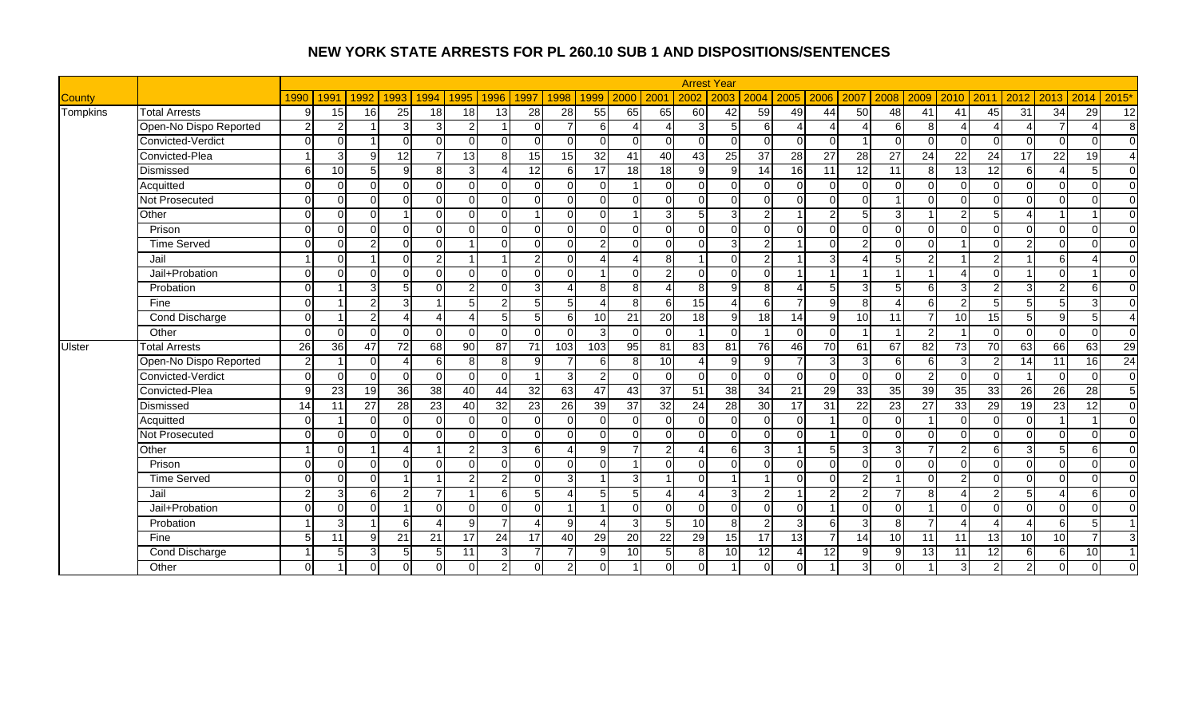# NEW YORK STATE ARRESTS FOR PL 260.10 SUB 1 AND DISPOSITIONS/SENTENCES

| County | | Arrest Year | | | | | | | | | | | | | | | | | | | | | | | | | |
|---|---|---|---|---|---|---|---|---|---|---|---|---|---|---|---|---|---|---|---|---|---|---|---|---|---|---|---|
| | | 1990 | 1991 | 1992 | 1993 | 1994 | 1995 | 1996 | 1997 | 1998 | 1999 | 2000 | 2001 | 2002 | 2003 | 2004 | 2005 | 2006 | 2007 | 2008 | 2009 | 2010 | 2011 | 2012 | 2013 | 2014 | 2015* |
| Tompkins | Total Arrests | 9 | 15 | 16 | 25 | 18 | 18 | 13 | 28 | 28 | 55 | 65 | 65 | 60 | 42 | 59 | 49 | 44 | 50 | 48 | 41 | 41 | 45 | 31 | 34 | 29 | 12 |
| | Open-No Dispo Reported | 2 | 2 | 1 | 3 | 3 | 2 | 1 | 0 | 7 | 6 | 4 | 4 | 3 | 5 | 6 | 4 | 4 | 4 | 6 | 8 | 4 | 4 | 4 | 7 | 4 | 8 |
| | Convicted-Verdict | 0 | 0 | 1 | 0 | 0 | 0 | 0 | 0 | 0 | 0 | 0 | 0 | 0 | 0 | 0 | 0 | 0 | 1 | 0 | 0 | 0 | 0 | 0 | 0 | 0 | 0 |
| | Convicted-Plea | 1 | 3 | 9 | 12 | 7 | 13 | 8 | 15 | 15 | 32 | 41 | 40 | 43 | 25 | 37 | 28 | 27 | 28 | 27 | 24 | 22 | 24 | 17 | 22 | 19 | 4 |
| | Dismissed | 6 | 10 | 5 | 9 | 8 | 3 | 4 | 12 | 6 | 17 | 18 | 18 | 9 | 9 | 14 | 16 | 11 | 12 | 11 | 8 | 13 | 12 | 6 | 4 | 5 | 0 |
| | Acquitted | 0 | 0 | 0 | 0 | 0 | 0 | 0 | 0 | 0 | 0 | 1 | 0 | 0 | 0 | 0 | 0 | 0 | 0 | 0 | 0 | 0 | 0 | 0 | 0 | 0 | 0 |
| | Not Prosecuted | 0 | 0 | 0 | 0 | 0 | 0 | 0 | 0 | 0 | 0 | 0 | 0 | 0 | 0 | 0 | 0 | 0 | 0 | 1 | 0 | 0 | 0 | 0 | 0 | 0 | 0 |
| | Other | 0 | 0 | 0 | 1 | 0 | 0 | 0 | 1 | 0 | 0 | 1 | 3 | 5 | 3 | 2 | 1 | 2 | 5 | 3 | 1 | 2 | 5 | 4 | 1 | 1 | 0 |
| | Prison | 0 | 0 | 0 | 0 | 0 | 0 | 0 | 0 | 0 | 0 | 0 | 0 | 0 | 0 | 0 | 0 | 0 | 0 | 0 | 0 | 0 | 0 | 0 | 0 | 0 | 0 |
| | Time Served | 0 | 0 | 2 | 0 | 0 | 1 | 0 | 0 | 0 | 2 | 0 | 0 | 0 | 3 | 2 | 1 | 0 | 2 | 0 | 0 | 1 | 0 | 2 | 0 | 0 | 0 |
| | Jail | 1 | 0 | 1 | 0 | 2 | 1 | 1 | 2 | 0 | 4 | 4 | 8 | 1 | 0 | 2 | 1 | 3 | 4 | 5 | 2 | 1 | 2 | 1 | 6 | 4 | 0 |
| | Jail+Probation | 0 | 0 | 0 | 0 | 0 | 0 | 0 | 0 | 0 | 1 | 0 | 2 | 0 | 0 | 0 | 1 | 1 | 1 | 1 | 1 | 4 | 0 | 1 | 0 | 1 | 0 |
| | Probation | 0 | 1 | 3 | 5 | 0 | 2 | 0 | 3 | 4 | 8 | 8 | 4 | 8 | 9 | 8 | 4 | 5 | 3 | 5 | 6 | 3 | 2 | 3 | 2 | 6 | 0 |
| | Fine | 0 | 1 | 2 | 3 | 1 | 5 | 2 | 5 | 5 | 4 | 8 | 6 | 15 | 4 | 6 | 7 | 9 | 8 | 4 | 6 | 2 | 5 | 5 | 5 | 3 | 0 |
| | Cond Discharge | 0 | 1 | 2 | 4 | 4 | 4 | 5 | 5 | 6 | 10 | 21 | 20 | 18 | 9 | 18 | 14 | 9 | 10 | 11 | 7 | 10 | 15 | 5 | 9 | 5 | 4 |
| | Other | 0 | 0 | 0 | 0 | 0 | 0 | 0 | 0 | 0 | 3 | 0 | 0 | 1 | 0 | 1 | 0 | 0 | 1 | 1 | 2 | 1 | 0 | 0 | 0 | 0 | 0 |
| Ulster | Total Arrests | 26 | 36 | 47 | 72 | 68 | 90 | 87 | 71 | 103 | 103 | 95 | 81 | 83 | 81 | 76 | 46 | 70 | 61 | 67 | 82 | 73 | 70 | 63 | 66 | 63 | 29 |
| | Open-No Dispo Reported | 2 | 1 | 0 | 4 | 6 | 8 | 8 | 9 | 7 | 6 | 8 | 10 | 4 | 9 | 9 | 7 | 3 | 3 | 6 | 6 | 3 | 2 | 14 | 11 | 16 | 24 |
| | Convicted-Verdict | 0 | 0 | 0 | 0 | 0 | 0 | 0 | 1 | 3 | 2 | 0 | 0 | 0 | 0 | 0 | 0 | 0 | 0 | 0 | 2 | 0 | 0 | 1 | 0 | 0 | 0 |
| | Convicted-Plea | 9 | 23 | 19 | 36 | 38 | 40 | 44 | 32 | 63 | 47 | 43 | 37 | 51 | 38 | 34 | 21 | 29 | 33 | 35 | 39 | 35 | 33 | 26 | 26 | 28 | 5 |
| | Dismissed | 14 | 11 | 27 | 28 | 23 | 40 | 32 | 23 | 26 | 39 | 37 | 32 | 24 | 28 | 30 | 17 | 31 | 22 | 23 | 27 | 33 | 29 | 19 | 23 | 12 | 0 |
| | Acquitted | 0 | 1 | 0 | 0 | 0 | 0 | 0 | 0 | 0 | 0 | 0 | 0 | 0 | 0 | 0 | 0 | 1 | 0 | 0 | 1 | 0 | 0 | 0 | 1 | 1 | 0 |
| | Not Prosecuted | 0 | 0 | 0 | 0 | 0 | 0 | 0 | 0 | 0 | 0 | 0 | 0 | 0 | 0 | 0 | 0 | 1 | 0 | 0 | 0 | 0 | 0 | 0 | 0 | 0 | 0 |
| | Other | 1 | 0 | 1 | 4 | 1 | 2 | 3 | 6 | 4 | 9 | 7 | 2 | 4 | 6 | 3 | 1 | 5 | 3 | 3 | 7 | 2 | 6 | 3 | 5 | 6 | 0 |
| | Prison | 0 | 0 | 0 | 0 | 0 | 0 | 0 | 0 | 0 | 0 | 1 | 0 | 0 | 0 | 0 | 0 | 0 | 0 | 0 | 0 | 0 | 0 | 0 | 0 | 0 | 0 |
| | Time Served | 0 | 0 | 0 | 1 | 1 | 2 | 2 | 0 | 3 | 1 | 3 | 1 | 0 | 1 | 1 | 0 | 0 | 2 | 1 | 0 | 2 | 0 | 0 | 0 | 0 | 0 |
| | Jail | 2 | 3 | 6 | 2 | 7 | 1 | 6 | 5 | 4 | 5 | 5 | 4 | 4 | 3 | 2 | 1 | 2 | 2 | 7 | 8 | 4 | 2 | 5 | 4 | 6 | 0 |
| | Jail+Probation | 0 | 0 | 0 | 1 | 0 | 0 | 0 | 0 | 1 | 1 | 0 | 0 | 0 | 0 | 0 | 0 | 1 | 0 | 0 | 1 | 0 | 0 | 0 | 0 | 0 | 0 |
| | Probation | 1 | 3 | 1 | 6 | 4 | 9 | 7 | 4 | 9 | 4 | 3 | 5 | 10 | 8 | 2 | 3 | 6 | 3 | 8 | 7 | 4 | 4 | 4 | 6 | 5 | 1 |
| | Fine | 5 | 11 | 9 | 21 | 21 | 17 | 24 | 17 | 40 | 29 | 20 | 22 | 29 | 15 | 17 | 13 | 7 | 14 | 10 | 11 | 11 | 13 | 10 | 10 | 7 | 3 |
| | Cond Discharge | 1 | 5 | 3 | 5 | 5 | 11 | 3 | 7 | 7 | 9 | 10 | 5 | 8 | 10 | 12 | 4 | 12 | 9 | 9 | 13 | 11 | 12 | 6 | 6 | 10 | 1 |
| | Other | 0 | 1 | 0 | 0 | 0 | 0 | 2 | 0 | 2 | 0 | 1 | 0 | 0 | 1 | 0 | 0 | 1 | 3 | 0 | 1 | 3 | 2 | 2 | 0 | 0 | 0 |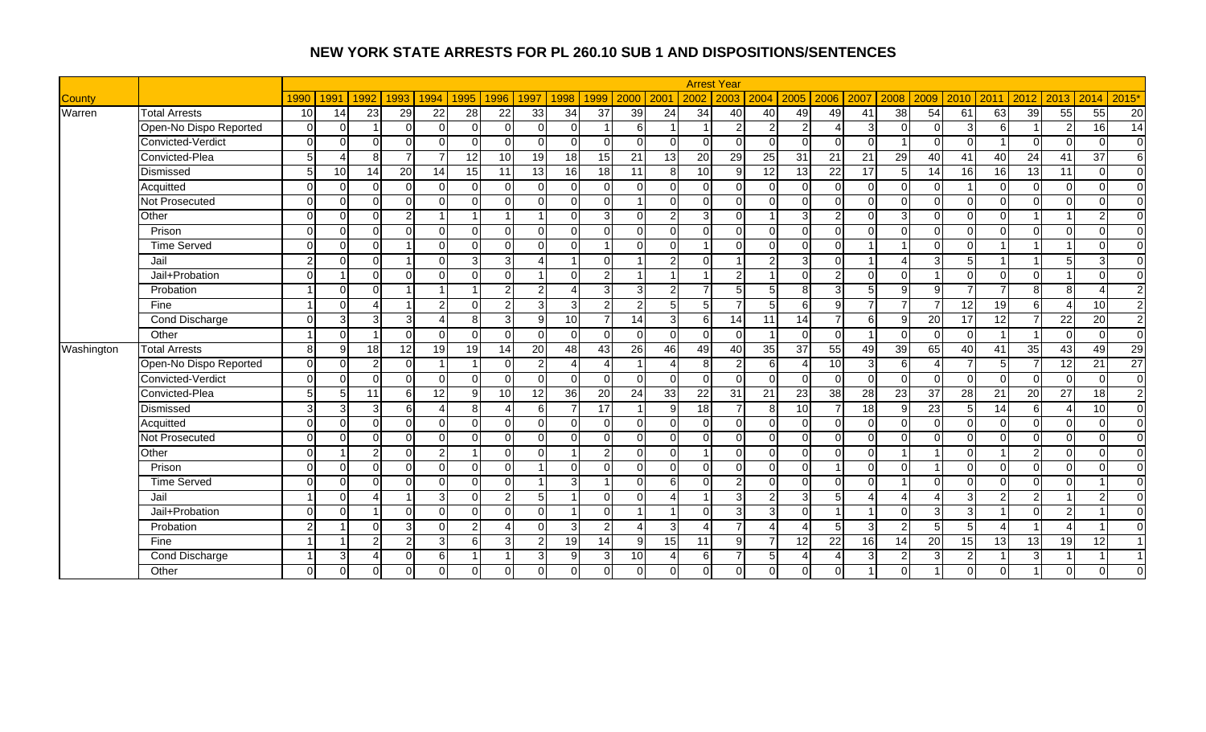# NEW YORK STATE ARRESTS FOR PL 260.10 SUB 1 AND DISPOSITIONS/SENTENCES

| County | | Arrest Year | | | | | | | | | | | | | | | | | | | | | | | | | |
|---|---|---|---|---|---|---|---|---|---|---|---|---|---|---|---|---|---|---|---|---|---|---|---|---|---|---|---|
| | | 1990 | 1991 | 1992 | 1993 | 1994 | 1995 | 1996 | 1997 | 1998 | 1999 | 2000 | 2001 | 2002 | 2003 | 2004 | 2005 | 2006 | 2007 | 2008 | 2009 | 2010 | 2011 | 2012 | 2013 | 2014 | 2015* |
| Warren | Total Arrests | 10 | 14 | 23 | 29 | 22 | 28 | 22 | 33 | 34 | 37 | 39 | 24 | 34 | 40 | 40 | 49 | 49 | 41 | 38 | 54 | 61 | 63 | 39 | 55 | 55 | 20 |
| | Open-No Dispo Reported | 0 | 0 | 1 | 0 | 0 | 0 | 0 | 0 | 0 | 1 | 6 | 1 | 1 | 2 | 2 | 2 | 4 | 3 | 0 | 0 | 3 | 6 | 1 | 2 | 16 | 14 |
| | Convicted-Verdict | 0 | 0 | 0 | 0 | 0 | 0 | 0 | 0 | 0 | 0 | 0 | 0 | 0 | 0 | 0 | 0 | 0 | 0 | 1 | 0 | 0 | 1 | 0 | 0 | 0 | 0 |
| | Convicted-Plea | 5 | 4 | 8 | 7 | 7 | 12 | 10 | 19 | 18 | 15 | 21 | 13 | 20 | 29 | 25 | 31 | 21 | 21 | 29 | 40 | 41 | 40 | 24 | 41 | 37 | 6 |
| | Dismissed | 5 | 10 | 14 | 20 | 14 | 15 | 11 | 13 | 16 | 18 | 11 | 8 | 10 | 9 | 12 | 13 | 22 | 17 | 5 | 14 | 16 | 16 | 13 | 11 | 0 | 0 |
| | Acquitted | 0 | 0 | 0 | 0 | 0 | 0 | 0 | 0 | 0 | 0 | 0 | 0 | 0 | 0 | 0 | 0 | 0 | 0 | 0 | 0 | 1 | 0 | 0 | 0 | 0 | 0 |
| | Not Prosecuted | 0 | 0 | 0 | 0 | 0 | 0 | 0 | 0 | 0 | 0 | 1 | 0 | 0 | 0 | 0 | 0 | 0 | 0 | 0 | 0 | 0 | 0 | 0 | 0 | 0 | 0 |
| | Other | 0 | 0 | 0 | 2 | 1 | 1 | 1 | 1 | 0 | 3 | 0 | 2 | 3 | 0 | 1 | 3 | 2 | 0 | 3 | 0 | 0 | 0 | 1 | 1 | 2 | 0 |
| | Prison | 0 | 0 | 0 | 0 | 0 | 0 | 0 | 0 | 0 | 0 | 0 | 0 | 0 | 0 | 0 | 0 | 0 | 0 | 0 | 0 | 0 | 0 | 0 | 0 | 0 | 0 |
| | Time Served | 0 | 0 | 0 | 1 | 0 | 0 | 0 | 0 | 0 | 1 | 0 | 0 | 1 | 0 | 0 | 0 | 0 | 1 | 1 | 0 | 0 | 1 | 1 | 1 | 0 | 0 |
| | Jail | 2 | 0 | 0 | 1 | 0 | 3 | 3 | 4 | 1 | 0 | 1 | 2 | 0 | 1 | 2 | 3 | 0 | 1 | 4 | 3 | 5 | 1 | 1 | 5 | 3 | 0 |
| | Jail+Probation | 0 | 1 | 0 | 0 | 0 | 0 | 0 | 1 | 0 | 2 | 1 | 1 | 1 | 2 | 1 | 0 | 2 | 0 | 0 | 1 | 0 | 0 | 0 | 1 | 0 | 0 |
| | Probation | 1 | 0 | 0 | 1 | 1 | 1 | 2 | 2 | 4 | 3 | 3 | 2 | 7 | 5 | 5 | 8 | 3 | 5 | 9 | 9 | 7 | 7 | 8 | 8 | 4 | 2 |
| | Fine | 1 | 0 | 4 | 1 | 2 | 0 | 2 | 3 | 3 | 2 | 2 | 5 | 5 | 7 | 5 | 6 | 9 | 7 | 7 | 7 | 12 | 19 | 6 | 4 | 10 | 2 |
| | Cond Discharge | 0 | 3 | 3 | 3 | 4 | 8 | 3 | 9 | 10 | 7 | 14 | 3 | 6 | 14 | 11 | 14 | 7 | 6 | 9 | 20 | 17 | 12 | 7 | 22 | 20 | 2 |
| | Other | 1 | 0 | 1 | 0 | 0 | 0 | 0 | 0 | 0 | 0 | 0 | 0 | 0 | 0 | 1 | 0 | 0 | 1 | 0 | 0 | 0 | 1 | 1 | 0 | 0 | 0 |
| Washington | Total Arrests | 8 | 9 | 18 | 12 | 19 | 19 | 14 | 20 | 48 | 43 | 26 | 46 | 49 | 40 | 35 | 37 | 55 | 49 | 39 | 65 | 40 | 41 | 35 | 43 | 49 | 29 |
| | Open-No Dispo Reported | 0 | 0 | 2 | 0 | 1 | 1 | 0 | 2 | 4 | 4 | 1 | 4 | 8 | 2 | 6 | 4 | 10 | 3 | 6 | 4 | 7 | 5 | 7 | 12 | 21 | 27 |
| | Convicted-Verdict | 0 | 0 | 0 | 0 | 0 | 0 | 0 | 0 | 0 | 0 | 0 | 0 | 0 | 0 | 0 | 0 | 0 | 0 | 0 | 0 | 0 | 0 | 0 | 0 | 0 | 0 |
| | Convicted-Plea | 5 | 5 | 11 | 6 | 12 | 9 | 10 | 12 | 36 | 20 | 24 | 33 | 22 | 31 | 21 | 23 | 38 | 28 | 23 | 37 | 28 | 21 | 20 | 27 | 18 | 2 |
| | Dismissed | 3 | 3 | 3 | 6 | 4 | 8 | 4 | 6 | 7 | 17 | 1 | 9 | 18 | 7 | 8 | 10 | 7 | 18 | 9 | 23 | 5 | 14 | 6 | 4 | 10 | 0 |
| | Acquitted | 0 | 0 | 0 | 0 | 0 | 0 | 0 | 0 | 0 | 0 | 0 | 0 | 0 | 0 | 0 | 0 | 0 | 0 | 0 | 0 | 0 | 0 | 0 | 0 | 0 | 0 |
| | Not Prosecuted | 0 | 0 | 0 | 0 | 0 | 0 | 0 | 0 | 0 | 0 | 0 | 0 | 0 | 0 | 0 | 0 | 0 | 0 | 0 | 0 | 0 | 0 | 0 | 0 | 0 | 0 |
| | Other | 0 | 1 | 2 | 0 | 2 | 1 | 0 | 0 | 1 | 2 | 0 | 0 | 1 | 0 | 0 | 0 | 0 | 0 | 1 | 1 | 0 | 1 | 2 | 0 | 0 | 0 |
| | Prison | 0 | 0 | 0 | 0 | 0 | 0 | 0 | 1 | 0 | 0 | 0 | 0 | 0 | 0 | 0 | 0 | 1 | 0 | 0 | 1 | 0 | 0 | 0 | 0 | 0 | 0 |
| | Time Served | 0 | 0 | 0 | 0 | 0 | 0 | 0 | 1 | 3 | 1 | 0 | 6 | 0 | 2 | 0 | 0 | 0 | 0 | 1 | 0 | 0 | 0 | 0 | 0 | 1 | 0 |
| | Jail | 1 | 0 | 4 | 1 | 3 | 0 | 2 | 5 | 1 | 0 | 0 | 4 | 1 | 3 | 2 | 3 | 5 | 4 | 4 | 4 | 3 | 2 | 2 | 1 | 2 | 0 |
| | Jail+Probation | 0 | 0 | 1 | 0 | 0 | 0 | 0 | 0 | 1 | 0 | 1 | 1 | 0 | 3 | 3 | 0 | 1 | 1 | 0 | 3 | 3 | 1 | 0 | 2 | 1 | 0 |
| | Probation | 2 | 1 | 0 | 3 | 0 | 2 | 4 | 0 | 3 | 2 | 4 | 3 | 4 | 7 | 4 | 4 | 5 | 3 | 2 | 5 | 5 | 4 | 1 | 4 | 1 | 0 |
| | Fine | 1 | 1 | 2 | 2 | 3 | 6 | 3 | 2 | 19 | 14 | 9 | 15 | 11 | 9 | 7 | 12 | 22 | 16 | 14 | 20 | 15 | 13 | 13 | 19 | 12 | 1 |
| | Cond Discharge | 1 | 3 | 4 | 0 | 6 | 1 | 1 | 3 | 9 | 3 | 10 | 4 | 6 | 7 | 5 | 4 | 4 | 3 | 2 | 3 | 2 | 1 | 3 | 1 | 1 | 1 |
| | Other | 0 | 0 | 0 | 0 | 0 | 0 | 0 | 0 | 0 | 0 | 0 | 0 | 0 | 0 | 0 | 0 | 0 | 1 | 0 | 1 | 0 | 0 | 1 | 0 | 0 | 0 |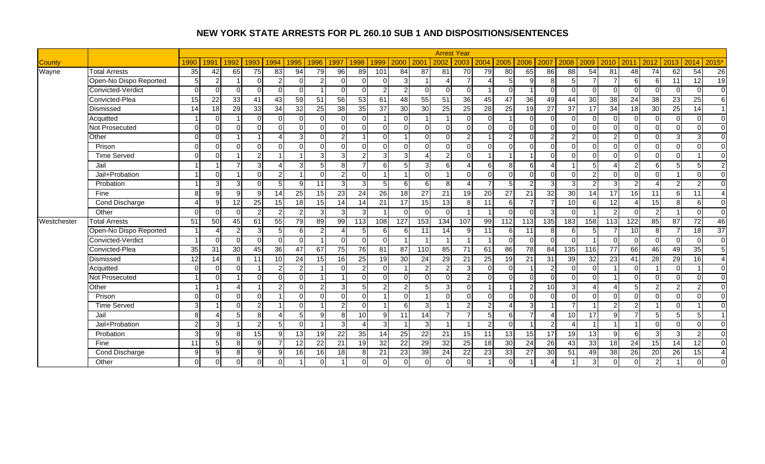## NEW YORK STATE ARRESTS FOR PL 260.10 SUB 1 AND DISPOSITIONS/SENTENCES

| | | Arrest Year | | | | | | | | | | | | | | | | | | | | | | | | | |
|---|---|---|---|---|---|---|---|---|---|---|---|---|---|---|---|---|---|---|---|---|---|---|---|---|---|---|---|
| County | | 1990 | 1991 | 1992 | 1993 | 1994 | 1995 | 1996 | 1997 | 1998 | 1999 | 2000 | 2001 | 2002 | 2003 | 2004 | 2005 | 2006 | 2007 | 2008 | 2009 | 2010 | 2011 | 2012 | 2013 | 2014 | 2015* |
| Wayne | Total Arrests | 35 | 42 | 65 | 75 | 83 | 94 | 79 | 96 | 89 | 101 | 84 | 87 | 81 | 70 | 79 | 80 | 65 | 86 | 88 | 54 | 81 | 48 | 74 | 62 | 54 | 26 |
| | Open-No Dispo Reported | 5 | 2 | 1 | 0 | 2 | 0 | 2 | 0 | 0 | 0 | 3 | 1 | 4 | 7 | 4 | 5 | 9 | 8 | 5 | 7 | 7 | 6 | 6 | 11 | 12 | 19 |
| | Convicted-Verdict | 0 | 0 | 0 | 0 | 0 | 0 | 1 | 0 | 0 | 2 | 2 | 0 | 0 | 0 | 1 | 0 | 1 | 0 | 0 | 0 | 0 | 0 | 0 | 0 | 0 | 0 |
| | Convicted-Plea | 15 | 22 | 33 | 41 | 43 | 59 | 51 | 56 | 53 | 61 | 48 | 55 | 51 | 36 | 45 | 47 | 36 | 49 | 44 | 30 | 38 | 24 | 38 | 23 | 25 | 6 |
| | Dismissed | 14 | 18 | 29 | 33 | 34 | 32 | 25 | 38 | 35 | 37 | 30 | 30 | 25 | 25 | 28 | 25 | 19 | 27 | 37 | 17 | 34 | 18 | 30 | 25 | 14 | 1 |
| | Acquitted | 1 | 0 | 1 | 0 | 0 | 0 | 0 | 0 | 0 | 1 | 0 | 1 | 1 | 0 | 0 | 1 | 0 | 0 | 0 | 0 | 0 | 0 | 0 | 0 | 0 | 0 |
| | Not Prosecuted | 0 | 0 | 0 | 0 | 0 | 0 | 0 | 0 | 0 | 0 | 0 | 0 | 0 | 0 | 0 | 0 | 0 | 0 | 0 | 0 | 0 | 0 | 0 | 0 | 0 | 0 |
| | Other | 0 | 0 | 1 | 1 | 4 | 3 | 0 | 2 | 1 | 0 | 1 | 0 | 0 | 2 | 1 | 2 | 0 | 2 | 2 | 0 | 2 | 0 | 0 | 3 | 3 | 0 |
| | Prison | 0 | 0 | 0 | 0 | 0 | 0 | 0 | 0 | 0 | 0 | 0 | 0 | 0 | 0 | 0 | 0 | 0 | 0 | 0 | 0 | 0 | 0 | 0 | 0 | 0 | 0 |
| | Time Served | 0 | 0 | 1 | 2 | 1 | 1 | 3 | 3 | 2 | 3 | 3 | 4 | 2 | 0 | 1 | 1 | 1 | 0 | 0 | 0 | 0 | 0 | 0 | 0 | 1 | 0 |
| | Jail | 1 | 1 | 7 | 3 | 4 | 3 | 5 | 8 | 7 | 6 | 5 | 3 | 6 | 4 | 6 | 8 | 6 | 4 | 1 | 5 | 4 | 2 | 6 | 5 | 5 | 2 |
| | Jail+Probation | 1 | 0 | 1 | 0 | 2 | 1 | 0 | 2 | 0 | 1 | 1 | 0 | 1 | 0 | 0 | 0 | 0 | 0 | 0 | 2 | 0 | 0 | 0 | 1 | 0 | 0 |
| | Probation | 1 | 3 | 3 | 0 | 5 | 9 | 11 | 3 | 3 | 5 | 6 | 6 | 8 | 4 | 7 | 5 | 2 | 3 | 3 | 2 | 3 | 2 | 4 | 2 | 2 | 0 |
| | Fine | 8 | 9 | 9 | 9 | 14 | 25 | 15 | 23 | 24 | 26 | 18 | 27 | 21 | 19 | 20 | 27 | 21 | 32 | 30 | 14 | 17 | 16 | 11 | 6 | 11 | 4 |
| | Cond Discharge | 4 | 9 | 12 | 25 | 15 | 18 | 15 | 14 | 14 | 21 | 17 | 15 | 13 | 8 | 11 | 6 | 7 | 7 | 10 | 6 | 12 | 4 | 15 | 8 | 6 | 0 |
| | Other | 0 | 0 | 0 | 2 | 2 | 2 | 3 | 3 | 3 | 1 | 0 | 0 | 0 | 1 | 1 | 0 | 0 | 3 | 0 | 1 | 2 | 0 | 2 | 1 | 0 | 0 |
| Westchester | Total Arrests | 51 | 50 | 45 | 61 | 55 | 79 | 89 | 99 | 113 | 108 | 127 | 153 | 134 | 107 | 99 | 112 | 113 | 135 | 183 | 158 | 113 | 122 | 85 | 87 | 72 | 46 |
| | Open-No Dispo Reported | 1 | 4 | 2 | 3 | 5 | 6 | 2 | 4 | 5 | 6 | 6 | 11 | 14 | 9 | 11 | 6 | 11 | 8 | 6 | 5 | 7 | 10 | 8 | 7 | 18 | 37 |
| | Convicted-Verdict | 1 | 0 | 0 | 0 | 0 | 0 | 1 | 0 | 0 | 0 | 1 | 1 | 1 | 1 | 1 | 0 | 0 | 0 | 0 | 1 | 0 | 0 | 0 | 0 | 0 | 0 |
| | Convicted-Plea | 35 | 31 | 30 | 45 | 36 | 47 | 67 | 75 | 76 | 81 | 87 | 110 | 85 | 71 | 61 | 86 | 78 | 84 | 135 | 116 | 77 | 66 | 46 | 49 | 35 | 5 |
| | Dismissed | 12 | 14 | 8 | 11 | 10 | 24 | 15 | 16 | 25 | 19 | 30 | 24 | 29 | 21 | 25 | 19 | 21 | 31 | 39 | 32 | 23 | 41 | 28 | 29 | 16 | 4 |
| | Acquitted | 0 | 0 | 0 | 1 | 2 | 2 | 1 | 0 | 2 | 0 | 1 | 2 | 2 | 3 | 0 | 0 | 1 | 2 | 0 | 0 | 1 | 0 | 1 | 0 | 1 | 0 |
| | Not Prosecuted | 1 | 0 | 1 | 0 | 0 | 0 | 1 | 1 | 0 | 0 | 0 | 0 | 0 | 2 | 0 | 0 | 0 | 0 | 0 | 0 | 1 | 0 | 0 | 0 | 0 | 0 |
| | Other | 1 | 1 | 4 | 1 | 2 | 0 | 2 | 3 | 5 | 2 | 2 | 5 | 3 | 0 | 1 | 1 | 2 | 10 | 3 | 4 | 4 | 5 | 2 | 2 | 2 | 0 |
| | Prison | 0 | 0 | 0 | 0 | 1 | 0 | 0 | 0 | 0 | 1 | 0 | 1 | 0 | 0 | 0 | 0 | 0 | 0 | 0 | 0 | 0 | 0 | 0 | 0 | 0 | 0 |
| | Time Served | 3 | 1 | 0 | 2 | 1 | 0 | 1 | 2 | 0 | 1 | 6 | 3 | 1 | 2 | 2 | 4 | 3 | 1 | 7 | 1 | 2 | 2 | 1 | 0 | 1 | 0 |
| | Jail | 8 | 4 | 5 | 8 | 4 | 5 | 9 | 8 | 10 | 9 | 11 | 14 | 7 | 7 | 5 | 6 | 7 | 4 | 10 | 17 | 9 | 7 | 5 | 5 | 5 | 1 |
| | Jail+Probation | 2 | 3 | 1 | 2 | 5 | 0 | 1 | 3 | 4 | 3 | 1 | 3 | 1 | 1 | 2 | 0 | 1 | 2 | 4 | 1 | 1 | 1 | 0 | 0 | 0 | 0 |
| | Probation | 3 | 9 | 8 | 15 | 9 | 13 | 19 | 22 | 35 | 14 | 25 | 22 | 21 | 15 | 11 | 13 | 15 | 17 | 19 | 13 | 9 | 6 | 3 | 3 | 2 | 0 |
| | Fine | 11 | 5 | 8 | 9 | 7 | 12 | 22 | 21 | 19 | 32 | 22 | 29 | 32 | 25 | 18 | 30 | 24 | 26 | 43 | 33 | 18 | 24 | 15 | 14 | 12 | 0 |
| | Cond Discharge | 9 | 9 | 8 | 9 | 9 | 16 | 16 | 18 | 8 | 21 | 23 | 39 | 24 | 22 | 23 | 33 | 27 | 30 | 51 | 49 | 38 | 26 | 20 | 26 | 15 | 4 |
| | Other | 0 | 0 | 0 | 0 | 0 | 1 | 0 | 1 | 0 | 0 | 0 | 0 | 0 | 0 | 1 | 0 | 1 | 4 | 1 | 3 | 0 | 0 | 2 | 1 | 0 | 0 |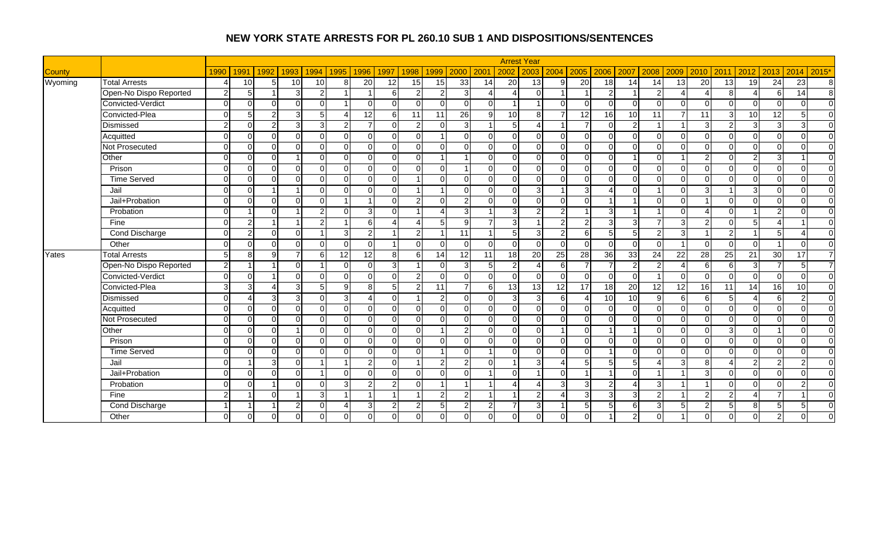# NEW YORK STATE ARRESTS FOR PL 260.10 SUB 1 AND DISPOSITIONS/SENTENCES

| County | | Arrest Year | | | | | | | | | | | | | | | | | | | | | | | | | |
|---|---|---|---|---|---|---|---|---|---|---|---|---|---|---|---|---|---|---|---|---|---|---|---|---|---|---|---|
| | | 1990 | 1991 | 1992 | 1993 | 1994 | 1995 | 1996 | 1997 | 1998 | 1999 | 2000 | 2001 | 2002 | 2003 | 2004 | 2005 | 2006 | 2007 | 2008 | 2009 | 2010 | 2011 | 2012 | 2013 | 2014 | 2015* |
| Wyoming | Total Arrests | 4 | 10 | 5 | 10 | 10 | 8 | 20 | 12 | 15 | 15 | 33 | 14 | 20 | 13 | 9 | 20 | 18 | 14 | 14 | 13 | 20 | 13 | 19 | 24 | 23 | 8 |
| | Open-No Dispo Reported | 2 | 5 | 1 | 3 | 2 | 1 | 1 | 6 | 2 | 2 | 3 | 4 | 4 | 0 | 1 | 1 | 2 | 1 | 2 | 4 | 4 | 8 | 4 | 6 | 14 | 8 |
| | Convicted-Verdict | 0 | 0 | 0 | 0 | 0 | 1 | 0 | 0 | 0 | 0 | 0 | 0 | 1 | 1 | 0 | 0 | 0 | 0 | 0 | 0 | 0 | 0 | 0 | 0 | 0 | 0 |
| | Convicted-Plea | 0 | 5 | 2 | 3 | 5 | 4 | 12 | 6 | 11 | 11 | 26 | 9 | 10 | 8 | 7 | 12 | 16 | 10 | 11 | 7 | 11 | 3 | 10 | 12 | 5 | 0 |
| | Dismissed | 2 | 0 | 2 | 3 | 3 | 2 | 7 | 0 | 2 | 0 | 3 | 1 | 5 | 4 | 1 | 7 | 0 | 2 | 1 | 1 | 3 | 2 | 3 | 3 | 3 | 0 |
| | Acquitted | 0 | 0 | 0 | 0 | 0 | 0 | 0 | 0 | 0 | 1 | 0 | 0 | 0 | 0 | 0 | 0 | 0 | 0 | 0 | 0 | 0 | 0 | 0 | 0 | 0 | 0 |
| | Not Prosecuted | 0 | 0 | 0 | 0 | 0 | 0 | 0 | 0 | 0 | 0 | 0 | 0 | 0 | 0 | 0 | 0 | 0 | 0 | 0 | 0 | 0 | 0 | 0 | 0 | 0 | 0 |
| | Other | 0 | 0 | 0 | 1 | 0 | 0 | 0 | 0 | 0 | 1 | 1 | 0 | 0 | 0 | 0 | 0 | 0 | 1 | 0 | 1 | 2 | 0 | 2 | 3 | 1 | 0 |
| | Prison | 0 | 0 | 0 | 0 | 0 | 0 | 0 | 0 | 0 | 0 | 1 | 0 | 0 | 0 | 0 | 0 | 0 | 0 | 0 | 0 | 0 | 0 | 0 | 0 | 0 | 0 |
| | Time Served | 0 | 0 | 0 | 0 | 0 | 0 | 0 | 0 | 1 | 0 | 0 | 0 | 0 | 0 | 0 | 0 | 0 | 0 | 0 | 0 | 0 | 0 | 0 | 0 | 0 | 0 |
| | Jail | 0 | 0 | 1 | 1 | 0 | 0 | 0 | 0 | 1 | 1 | 0 | 0 | 0 | 3 | 1 | 3 | 4 | 0 | 1 | 0 | 3 | 1 | 3 | 0 | 0 | 0 |
| | Jail+Probation | 0 | 0 | 0 | 0 | 0 | 1 | 1 | 0 | 2 | 0 | 2 | 0 | 0 | 0 | 0 | 0 | 1 | 1 | 0 | 0 | 1 | 0 | 0 | 0 | 0 | 0 |
| | Probation | 0 | 1 | 0 | 1 | 2 | 0 | 3 | 0 | 1 | 4 | 3 | 1 | 3 | 2 | 2 | 1 | 3 | 1 | 1 | 0 | 4 | 0 | 1 | 2 | 0 | 0 |
| | Fine | 0 | 2 | 1 | 1 | 2 | 1 | 6 | 4 | 4 | 5 | 9 | 7 | 3 | 1 | 2 | 2 | 3 | 3 | 7 | 3 | 2 | 0 | 5 | 4 | 1 | 0 |
| | Cond Discharge | 0 | 2 | 0 | 0 | 1 | 3 | 2 | 1 | 2 | 1 | 11 | 1 | 5 | 3 | 2 | 6 | 5 | 5 | 2 | 3 | 1 | 2 | 1 | 5 | 4 | 0 |
| | Other | 0 | 0 | 0 | 0 | 0 | 0 | 0 | 1 | 0 | 0 | 0 | 0 | 0 | 0 | 0 | 0 | 0 | 0 | 0 | 1 | 0 | 0 | 0 | 1 | 0 | 0 |
| Yates | Total Arrests | 5 | 8 | 9 | 7 | 6 | 12 | 12 | 8 | 6 | 14 | 12 | 11 | 18 | 20 | 25 | 28 | 36 | 33 | 24 | 22 | 28 | 25 | 21 | 30 | 17 | 7 |
| | Open-No Dispo Reported | 2 | 1 | 1 | 0 | 1 | 0 | 0 | 3 | 1 | 0 | 3 | 5 | 2 | 4 | 6 | 7 | 7 | 2 | 2 | 4 | 6 | 6 | 3 | 7 | 5 | 7 |
| | Convicted-Verdict | 0 | 0 | 1 | 0 | 0 | 0 | 0 | 0 | 2 | 0 | 0 | 0 | 0 | 0 | 0 | 0 | 0 | 0 | 1 | 0 | 0 | 0 | 0 | 0 | 0 | 0 |
| | Convicted-Plea | 3 | 3 | 4 | 3 | 5 | 9 | 8 | 5 | 2 | 11 | 7 | 6 | 13 | 13 | 12 | 17 | 18 | 20 | 12 | 12 | 16 | 11 | 14 | 16 | 10 | 0 |
| | Dismissed | 0 | 4 | 3 | 3 | 0 | 3 | 4 | 0 | 1 | 2 | 0 | 0 | 3 | 3 | 6 | 4 | 10 | 10 | 9 | 6 | 6 | 5 | 4 | 6 | 2 | 0 |
| | Acquitted | 0 | 0 | 0 | 0 | 0 | 0 | 0 | 0 | 0 | 0 | 0 | 0 | 0 | 0 | 0 | 0 | 0 | 0 | 0 | 0 | 0 | 0 | 0 | 0 | 0 | 0 |
| | Not Prosecuted | 0 | 0 | 0 | 0 | 0 | 0 | 0 | 0 | 0 | 0 | 0 | 0 | 0 | 0 | 0 | 0 | 0 | 0 | 0 | 0 | 0 | 0 | 0 | 0 | 0 | 0 |
| | Other | 0 | 0 | 0 | 1 | 0 | 0 | 0 | 0 | 0 | 1 | 2 | 0 | 0 | 0 | 1 | 0 | 1 | 1 | 0 | 0 | 0 | 3 | 0 | 1 | 0 | 0 |
| | Prison | 0 | 0 | 0 | 0 | 0 | 0 | 0 | 0 | 0 | 0 | 0 | 0 | 0 | 0 | 0 | 0 | 0 | 0 | 0 | 0 | 0 | 0 | 0 | 0 | 0 | 0 |
| | Time Served | 0 | 0 | 0 | 0 | 0 | 0 | 0 | 0 | 0 | 1 | 0 | 1 | 0 | 0 | 0 | 0 | 1 | 0 | 0 | 0 | 0 | 0 | 0 | 0 | 0 | 0 |
| | Jail | 0 | 1 | 3 | 0 | 1 | 1 | 2 | 0 | 1 | 2 | 2 | 0 | 1 | 3 | 4 | 5 | 5 | 5 | 4 | 3 | 8 | 4 | 2 | 2 | 2 | 0 |
| | Jail+Probation | 0 | 0 | 0 | 0 | 1 | 0 | 0 | 0 | 0 | 0 | 0 | 1 | 0 | 1 | 0 | 1 | 1 | 0 | 1 | 1 | 3 | 0 | 0 | 0 | 0 | 0 |
| | Probation | 0 | 0 | 1 | 0 | 0 | 3 | 2 | 2 | 0 | 1 | 1 | 1 | 4 | 4 | 3 | 3 | 2 | 4 | 3 | 1 | 1 | 0 | 0 | 0 | 2 | 0 |
| | Fine | 2 | 1 | 0 | 1 | 3 | 1 | 1 | 1 | 1 | 2 | 2 | 1 | 1 | 2 | 4 | 3 | 3 | 3 | 2 | 1 | 2 | 2 | 4 | 7 | 1 | 0 |
| | Cond Discharge | 1 | 1 | 1 | 2 | 0 | 4 | 3 | 2 | 2 | 5 | 2 | 2 | 7 | 3 | 1 | 5 | 5 | 6 | 3 | 5 | 2 | 5 | 8 | 5 | 5 | 0 |
| | Other | 0 | 0 | 0 | 0 | 0 | 0 | 0 | 0 | 0 | 0 | 0 | 0 | 0 | 0 | 0 | 0 | 1 | 2 | 0 | 1 | 0 | 0 | 0 | 2 | 0 | 0 |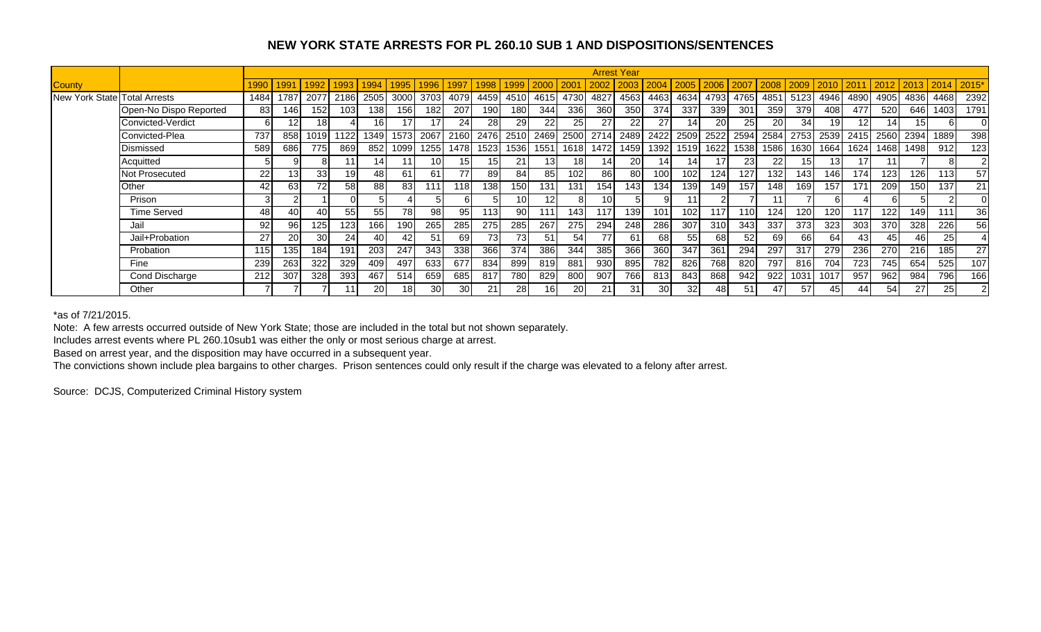# NEW YORK STATE ARRESTS FOR PL 260.10 SUB 1 AND DISPOSITIONS/SENTENCES

| | | Arrest Year | | | | | | | | | | | | | | | | | | | | | | | | | |
|---|---|---|---|---|---|---|---|---|---|---|---|---|---|---|---|---|---|---|---|---|---|---|---|---|---|---|---|
| County | | 1990 | 1991 | 1992 | 1993 | 1994 | 1995 | 1996 | 1997 | 1998 | 1999 | 2000 | 2001 | 2002 | 2003 | 2004 | 2005 | 2006 | 2007 | 2008 | 2009 | 2010 | 2011 | 2012 | 2013 | 2014 | 2015* |
| New York State | Total Arrests | 1484 | 1787 | 2077 | 2186 | 2505 | 3000 | 3703 | 4079 | 4459 | 4510 | 4615 | 4730 | 4827 | 4563 | 4463 | 4634 | 4793 | 4765 | 4851 | 5123 | 4946 | 4890 | 4905 | 4836 | 4468 | 2392 |
| | Open-No Dispo Reported | 83 | 146 | 152 | 103 | 138 | 156 | 182 | 207 | 190 | 180 | 344 | 336 | 360 | 350 | 374 | 337 | 339 | 301 | 359 | 379 | 408 | 477 | 520 | 646 | 1403 | 1791 |
| | Convicted-Verdict | 6 | 12 | 18 | 4 | 16 | 17 | 17 | 24 | 28 | 29 | 22 | 25 | 27 | 22 | 27 | 14 | 20 | 25 | 20 | 34 | 19 | 12 | 14 | 15 | 6 | 0 |
| | Convicted-Plea | 737 | 858 | 1019 | 1122 | 1349 | 1573 | 2067 | 2160 | 2476 | 2510 | 2469 | 2500 | 2714 | 2489 | 2422 | 2509 | 2522 | 2594 | 2584 | 2753 | 2539 | 2415 | 2560 | 2394 | 1889 | 398 |
| | Dismissed | 589 | 686 | 775 | 869 | 852 | 1099 | 1255 | 1478 | 1523 | 1536 | 1551 | 1618 | 1472 | 1459 | 1392 | 1519 | 1622 | 1538 | 1586 | 1630 | 1664 | 1624 | 1468 | 1498 | 912 | 123 |
| | Acquitted | 5 | 9 | 8 | 11 | 14 | 11 | 10 | 15 | 15 | 21 | 13 | 18 | 14 | 20 | 14 | 14 | 17 | 23 | 22 | 15 | 13 | 17 | 11 | 7 | 8 | 2 |
| | Not Prosecuted | 22 | 13 | 33 | 19 | 48 | 61 | 61 | 77 | 89 | 84 | 85 | 102 | 86 | 80 | 100 | 102 | 124 | 127 | 132 | 143 | 146 | 174 | 123 | 126 | 113 | 57 |
| | Other | 42 | 63 | 72 | 58 | 88 | 83 | 111 | 118 | 138 | 150 | 131 | 131 | 154 | 143 | 134 | 139 | 149 | 157 | 148 | 169 | 157 | 171 | 209 | 150 | 137 | 21 |
| | Prison | 3 | 2 | 1 | 0 | 5 | 4 | 5 | 6 | 5 | 10 | 12 | 8 | 10 | 5 | 9 | 11 | 2 | 7 | 11 | 7 | 6 | 4 | 6 | 5 | 2 | 0 |
| | Time Served | 48 | 40 | 40 | 55 | 55 | 78 | 98 | 95 | 113 | 90 | 111 | 143 | 117 | 139 | 101 | 102 | 117 | 110 | 124 | 120 | 120 | 117 | 122 | 149 | 111 | 36 |
| | Jail | 92 | 96 | 125 | 123 | 166 | 190 | 265 | 285 | 275 | 285 | 267 | 275 | 294 | 248 | 286 | 307 | 310 | 343 | 337 | 373 | 323 | 303 | 370 | 328 | 226 | 56 |
| | Jail+Probation | 27 | 20 | 30 | 24 | 40 | 42 | 51 | 69 | 73 | 73 | 51 | 54 | 77 | 61 | 68 | 55 | 68 | 52 | 69 | 66 | 64 | 43 | 45 | 46 | 25 | 4 |
| | Probation | 115 | 135 | 184 | 191 | 203 | 247 | 343 | 338 | 366 | 374 | 386 | 344 | 385 | 366 | 360 | 347 | 361 | 294 | 297 | 317 | 279 | 236 | 270 | 216 | 185 | 27 |
| | Fine | 239 | 263 | 322 | 329 | 409 | 497 | 633 | 677 | 834 | 899 | 819 | 881 | 930 | 895 | 782 | 826 | 768 | 820 | 797 | 816 | 704 | 723 | 745 | 654 | 525 | 107 |
| | Cond Discharge | 212 | 307 | 328 | 393 | 467 | 514 | 659 | 685 | 817 | 780 | 829 | 800 | 907 | 766 | 813 | 843 | 868 | 942 | 922 | 1031 | 1017 | 957 | 962 | 984 | 796 | 166 |
| | Other | 7 | 7 | 7 | 11 | 20 | 18 | 30 | 30 | 21 | 28 | 16 | 20 | 21 | 31 | 30 | 32 | 48 | 51 | 47 | 57 | 45 | 44 | 54 | 27 | 25 | 2 |

*as of 7/21/2015.

Note: A few arrests occurred outside of New York State; those are included in the total but not shown separately.

Includes arrest events where PL 260.10sub1 was either the only or most serious charge at arrest.

Based on arrest year, and the disposition may have occurred in a subsequent year.

The convictions shown include plea bargains to other charges. Prison sentences could only result if the charge was elevated to a felony after arrest.

Source: DCJS, Computerized Criminal History system